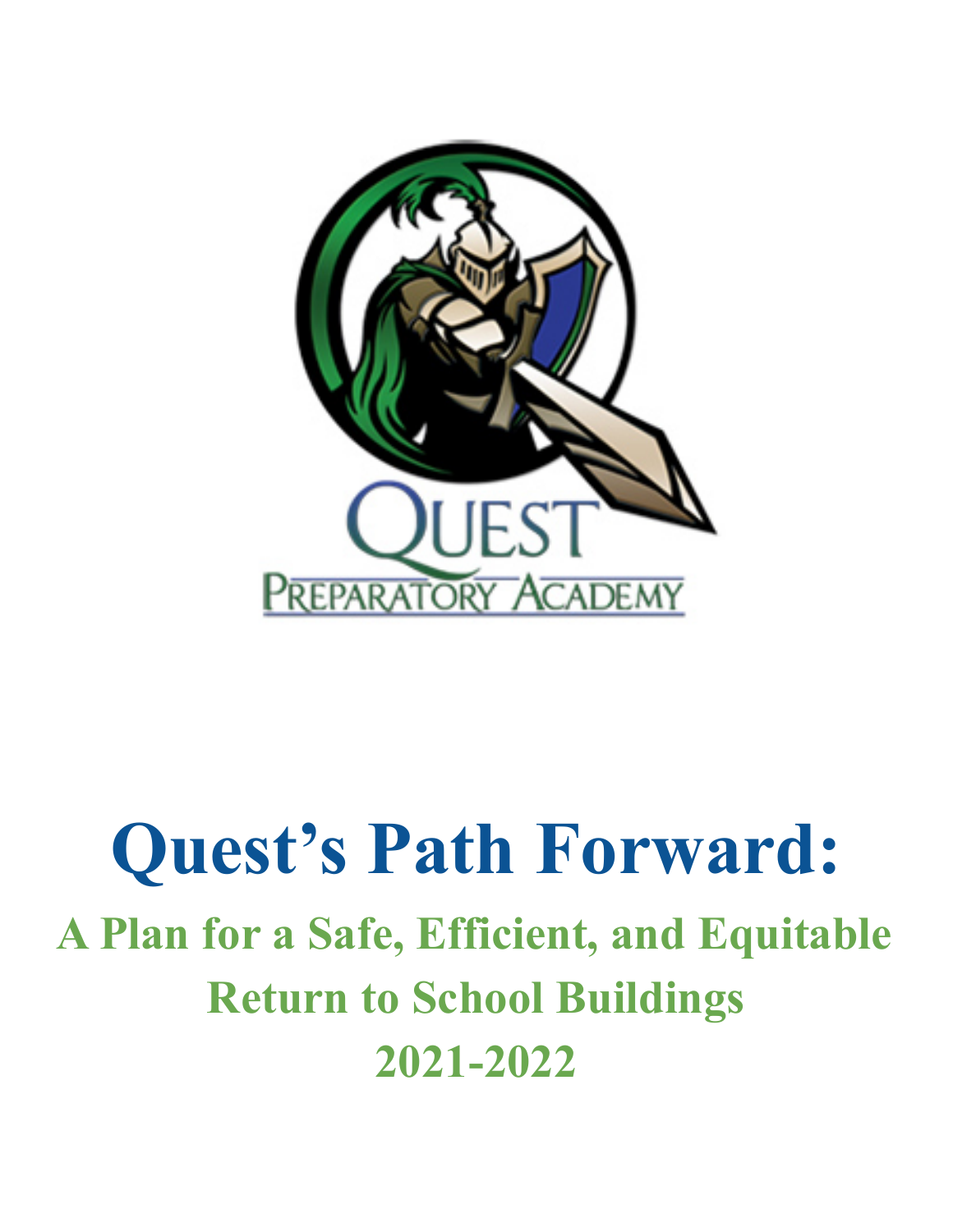# Quest's Path Forward:

## A Plan for a Safe, Efficient, and Equitable Return to School Buildings 2021-2022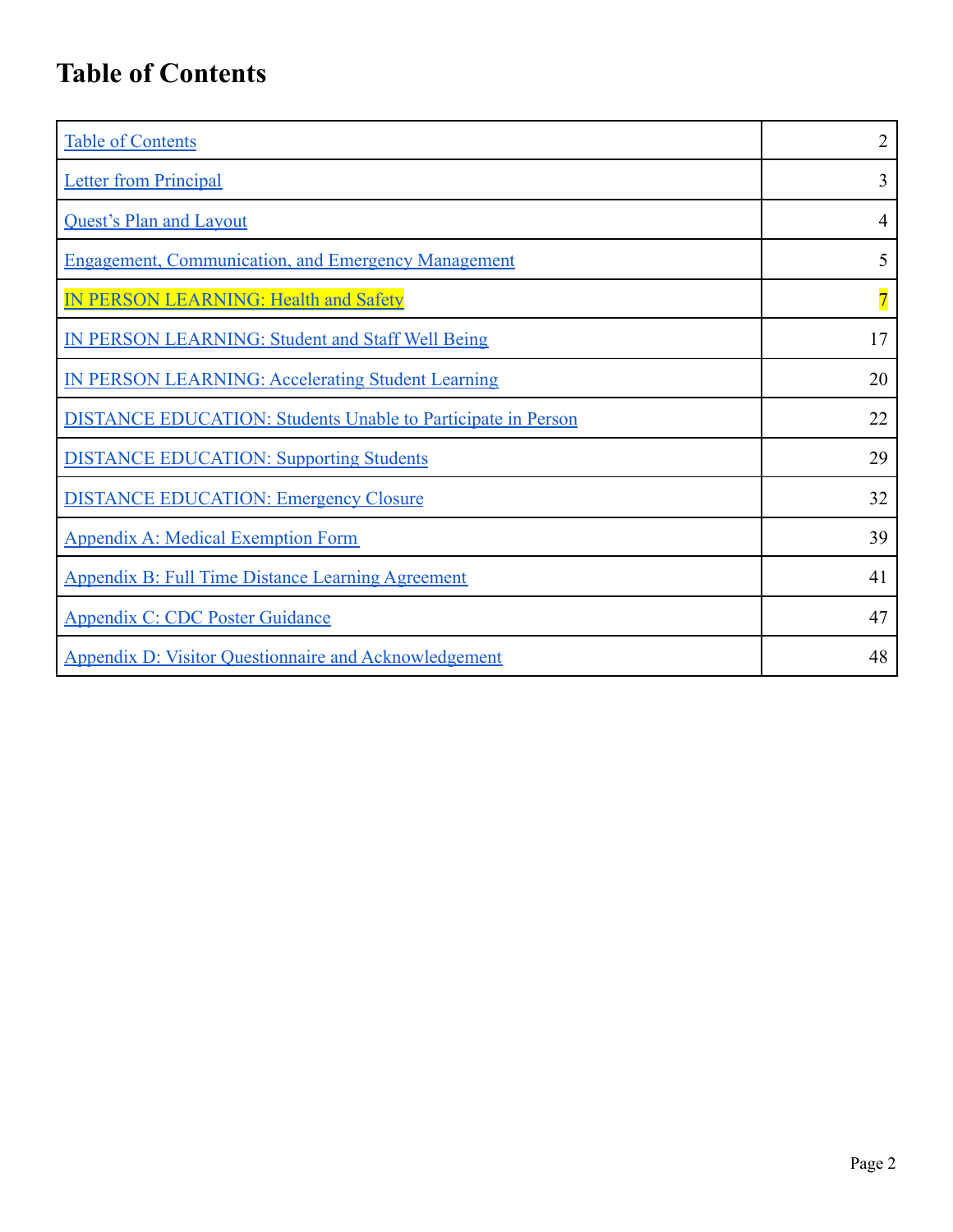# Table of Contents

| | |
|---|---|
| Table of Contents | 2 |
| Letter from Principal | 3 |
| Quest's Plan and Layout | 4 |
| Engagement, Communication, and Emergency Management | 5 |
| IN PERSON LEARNING: Health and Safety | 7 |
| IN PERSON LEARNING: Student and Staff Well Being | 17 |
| IN PERSON LEARNING: Accelerating Student Learning | 20 |
| DISTANCE EDUCATION: Students Unable to Participate in Person | 22 |
| DISTANCE EDUCATION: Supporting Students | 29 |
| DISTANCE EDUCATION: Emergency Closure | 32 |
| Appendix A: Medical Exemption Form | 39 |
| Appendix B: Full Time Distance Learning Agreement | 41 |
| Appendix C: CDC Poster Guidance | 47 |
| Appendix D: Visitor Questionnaire and Acknowledgement | 48 |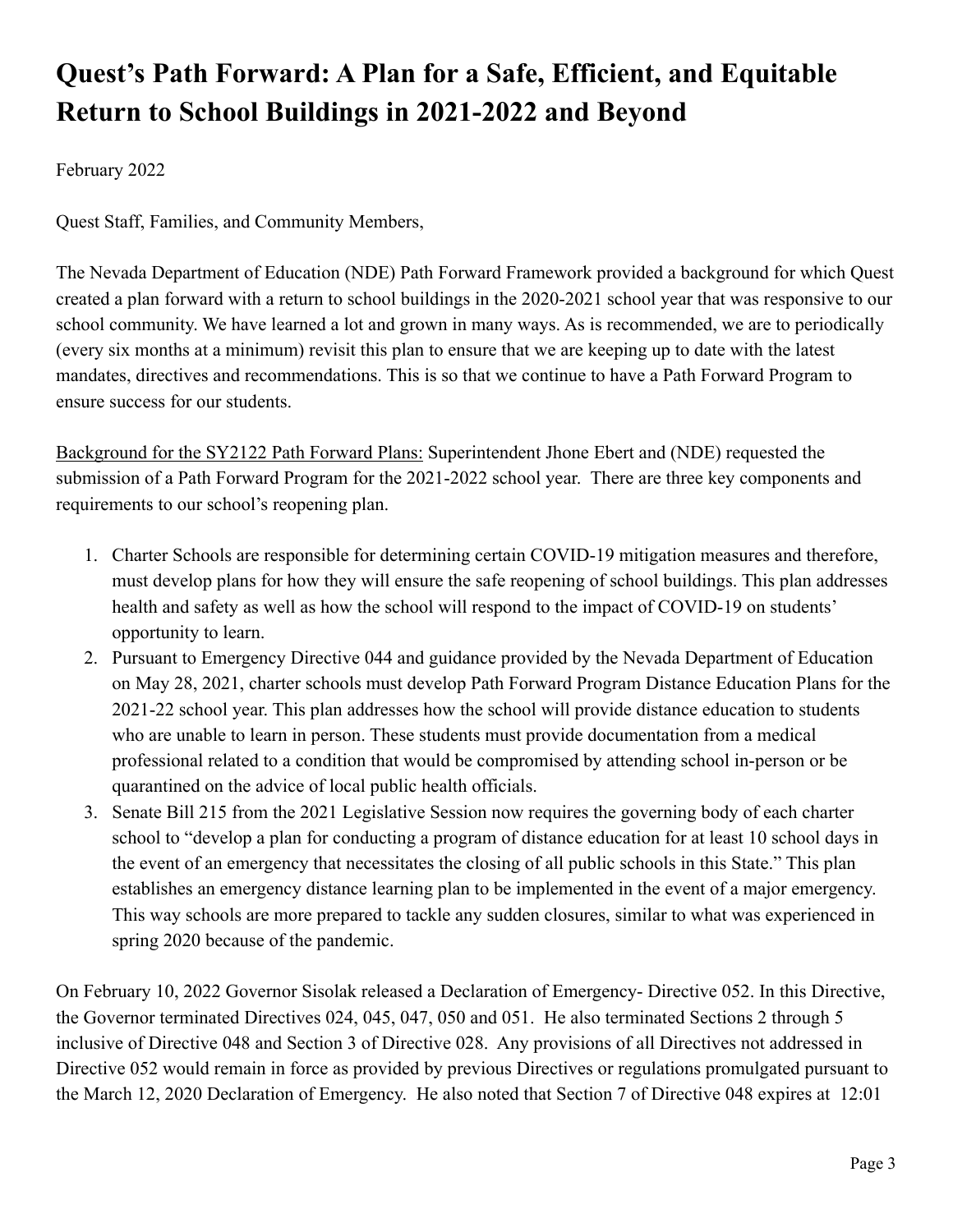# Quest's Path Forward: A Plan for a Safe, Efficient, and Equitable Return to School Buildings in 2021-2022 and Beyond

February 2022

Quest Staff, Families, and Community Members,

The Nevada Department of Education (NDE) Path Forward Framework provided a background for which Quest created a plan forward with a return to school buildings in the 2020-2021 school year that was responsive to our school community. We have learned a lot and grown in many ways. As is recommended, we are to periodically (every six months at a minimum) revisit this plan to ensure that we are keeping up to date with the latest mandates, directives and recommendations. This is so that we continue to have a Path Forward Program to ensure success for our students.

Background for the SY2122 Path Forward Plans: Superintendent Jhone Ebert and (NDE) requested the submission of a Path Forward Program for the 2021-2022 school year. There are three key components and requirements to our school's reopening plan.

1. Charter Schools are responsible for determining certain COVID-19 mitigation measures and therefore, must develop plans for how they will ensure the safe reopening of school buildings. This plan addresses health and safety as well as how the school will respond to the impact of COVID-19 on students' opportunity to learn.
2. Pursuant to Emergency Directive 044 and guidance provided by the Nevada Department of Education on May 28, 2021, charter schools must develop Path Forward Program Distance Education Plans for the 2021-22 school year. This plan addresses how the school will provide distance education to students who are unable to learn in person. These students must provide documentation from a medical professional related to a condition that would be compromised by attending school in-person or be quarantined on the advice of local public health officials.
3. Senate Bill 215 from the 2021 Legislative Session now requires the governing body of each charter school to "develop a plan for conducting a program of distance education for at least 10 school days in the event of an emergency that necessitates the closing of all public schools in this State." This plan establishes an emergency distance learning plan to be implemented in the event of a major emergency. This way schools are more prepared to tackle any sudden closures, similar to what was experienced in spring 2020 because of the pandemic.

On February 10, 2022 Governor Sisolak released a Declaration of Emergency- Directive 052. In this Directive, the Governor terminated Directives 024, 045, 047, 050 and 051. He also terminated Sections 2 through 5 inclusive of Directive 048 and Section 3 of Directive 028. Any provisions of all Directives not addressed in Directive 052 would remain in force as provided by previous Directives or regulations promulgated pursuant to the March 12, 2020 Declaration of Emergency. He also noted that Section 7 of Directive 048 expires at 12:01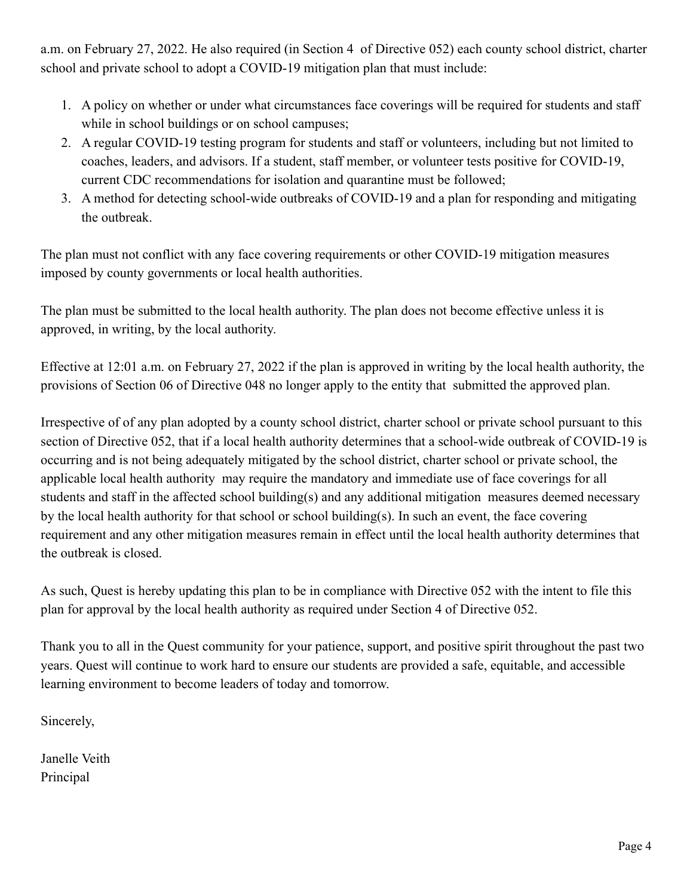a.m. on February 27, 2022. He also required (in Section 4 of Directive 052) each county school district, charter school and private school to adopt a COVID-19 mitigation plan that must include:

1. A policy on whether or under what circumstances face coverings will be required for students and staff while in school buildings or on school campuses;
2. A regular COVID-19 testing program for students and staff or volunteers, including but not limited to coaches, leaders, and advisors. If a student, staff member, or volunteer tests positive for COVID-19, current CDC recommendations for isolation and quarantine must be followed;
3. A method for detecting school-wide outbreaks of COVID-19 and a plan for responding and mitigating the outbreak.

The plan must not conflict with any face covering requirements or other COVID-19 mitigation measures imposed by county governments or local health authorities.

The plan must be submitted to the local health authority. The plan does not become effective unless it is approved, in writing, by the local authority.

Effective at 12:01 a.m. on February 27, 2022 if the plan is approved in writing by the local health authority, the provisions of Section 06 of Directive 048 no longer apply to the entity that submitted the approved plan.

Irrespective of of any plan adopted by a county school district, charter school or private school pursuant to this section of Directive 052, that if a local health authority determines that a school-wide outbreak of COVID-19 is occurring and is not being adequately mitigated by the school district, charter school or private school, the applicable local health authority may require the mandatory and immediate use of face coverings for all students and staff in the affected school building(s) and any additional mitigation measures deemed necessary by the local health authority for that school or school building(s). In such an event, the face covering requirement and any other mitigation measures remain in effect until the local health authority determines that the outbreak is closed.

As such, Quest is hereby updating this plan to be in compliance with Directive 052 with the intent to file this plan for approval by the local health authority as required under Section 4 of Directive 052.

Thank you to all in the Quest community for your patience, support, and positive spirit throughout the past two years. Quest will continue to work hard to ensure our students are provided a safe, equitable, and accessible learning environment to become leaders of today and tomorrow.

Sincerely,

Janelle Veith
Principal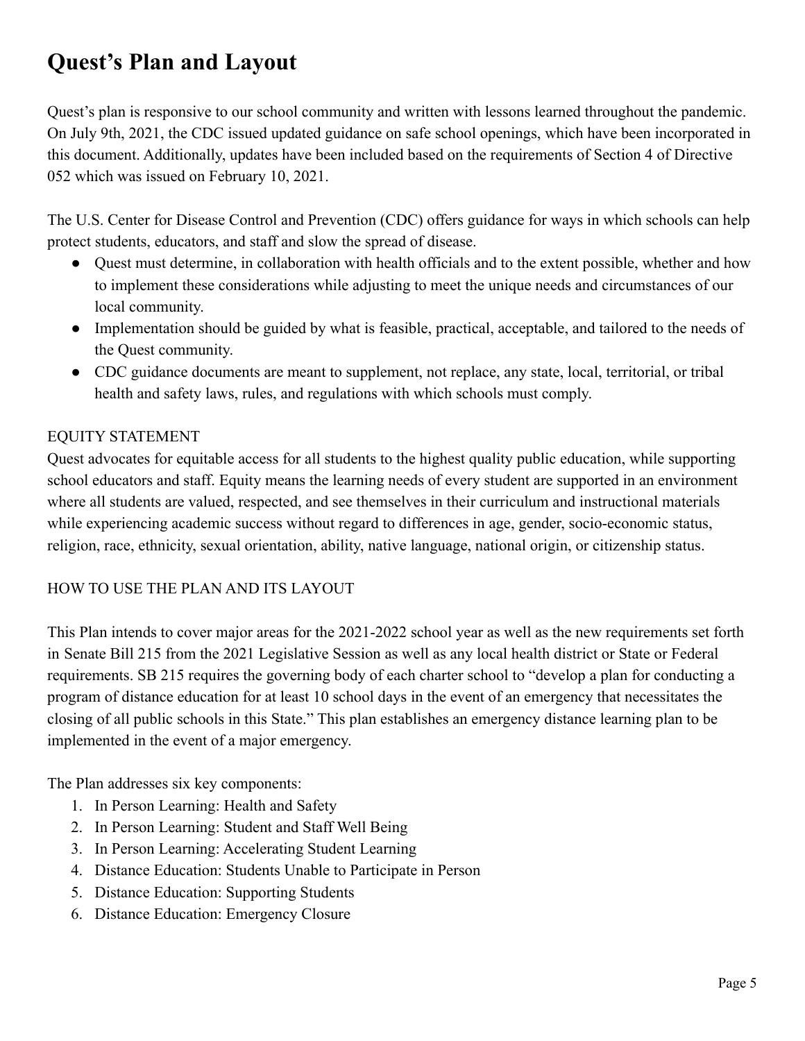# Quest's Plan and Layout

Quest's plan is responsive to our school community and written with lessons learned throughout the pandemic. On July 9th, 2021, the CDC issued updated guidance on safe school openings, which have been incorporated in this document. Additionally, updates have been included based on the requirements of Section 4 of Directive 052 which was issued on February 10, 2021.

The U.S. Center for Disease Control and Prevention (CDC) offers guidance for ways in which schools can help protect students, educators, and staff and slow the spread of disease.

- Quest must determine, in collaboration with health officials and to the extent possible, whether and how to implement these considerations while adjusting to meet the unique needs and circumstances of our local community.
- Implementation should be guided by what is feasible, practical, acceptable, and tailored to the needs of the Quest community.
- CDC guidance documents are meant to supplement, not replace, any state, local, territorial, or tribal health and safety laws, rules, and regulations with which schools must comply.

EQUITY STATEMENT

Quest advocates for equitable access for all students to the highest quality public education, while supporting school educators and staff. Equity means the learning needs of every student are supported in an environment where all students are valued, respected, and see themselves in their curriculum and instructional materials while experiencing academic success without regard to differences in age, gender, socio-economic status, religion, race, ethnicity, sexual orientation, ability, native language, national origin, or citizenship status.

HOW TO USE THE PLAN AND ITS LAYOUT

This Plan intends to cover major areas for the 2021-2022 school year as well as the new requirements set forth in Senate Bill 215 from the 2021 Legislative Session as well as any local health district or State or Federal requirements. SB 215 requires the governing body of each charter school to "develop a plan for conducting a program of distance education for at least 10 school days in the event of an emergency that necessitates the closing of all public schools in this State." This plan establishes an emergency distance learning plan to be implemented in the event of a major emergency.

The Plan addresses six key components:

1. In Person Learning: Health and Safety
2. In Person Learning: Student and Staff Well Being
3. In Person Learning: Accelerating Student Learning
4. Distance Education: Students Unable to Participate in Person
5. Distance Education: Supporting Students
6. Distance Education: Emergency Closure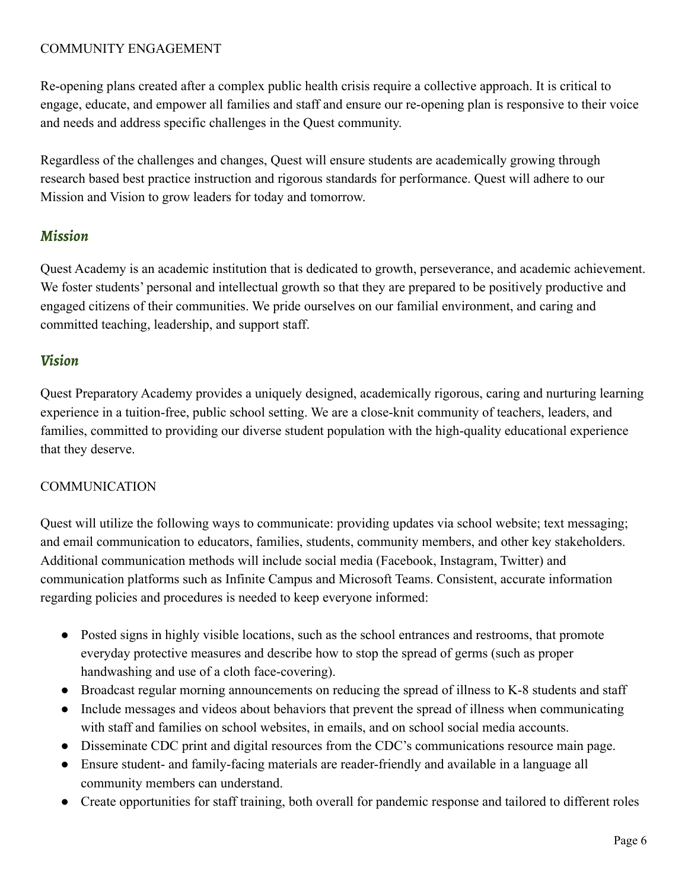COMMUNITY ENGAGEMENT

Re-opening plans created after a complex public health crisis require a collective approach. It is critical to engage, educate, and empower all families and staff and ensure our re-opening plan is responsive to their voice and needs and address specific challenges in the Quest community.

Regardless of the challenges and changes, Quest will ensure students are academically growing through research based best practice instruction and rigorous standards for performance. Quest will adhere to our Mission and Vision to grow leaders for today and tomorrow.

## *Mission*

Quest Academy is an academic institution that is dedicated to growth, perseverance, and academic achievement. We foster students' personal and intellectual growth so that they are prepared to be positively productive and engaged citizens of their communities. We pride ourselves on our familial environment, and caring and committed teaching, leadership, and support staff.

## *Vision*

Quest Preparatory Academy provides a uniquely designed, academically rigorous, caring and nurturing learning experience in a tuition-free, public school setting. We are a close-knit community of teachers, leaders, and families, committed to providing our diverse student population with the high-quality educational experience that they deserve.

COMMUNICATION

Quest will utilize the following ways to communicate: providing updates via school website; text messaging; and email communication to educators, families, students, community members, and other key stakeholders. Additional communication methods will include social media (Facebook, Instagram, Twitter) and communication platforms such as Infinite Campus and Microsoft Teams. Consistent, accurate information regarding policies and procedures is needed to keep everyone informed:

- Posted signs in highly visible locations, such as the school entrances and restrooms, that promote everyday protective measures and describe how to stop the spread of germs (such as proper handwashing and use of a cloth face-covering).
- Broadcast regular morning announcements on reducing the spread of illness to K-8 students and staff
- Include messages and videos about behaviors that prevent the spread of illness when communicating with staff and families on school websites, in emails, and on school social media accounts.
- Disseminate CDC print and digital resources from the CDC's communications resource main page.
- Ensure student- and family-facing materials are reader-friendly and available in a language all community members can understand.
- Create opportunities for staff training, both overall for pandemic response and tailored to different roles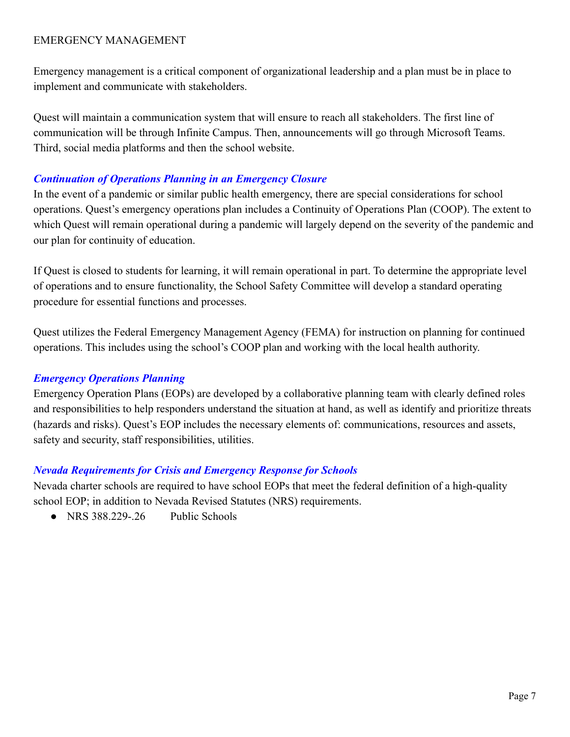# EMERGENCY MANAGEMENT

Emergency management is a critical component of organizational leadership and a plan must be in place to implement and communicate with stakeholders.

Quest will maintain a communication system that will ensure to reach all stakeholders. The first line of communication will be through Infinite Campus. Then, announcements will go through Microsoft Teams. Third, social media platforms and then the school website.

### *Continuation of Operations Planning in an Emergency Closure*

In the event of a pandemic or similar public health emergency, there are special considerations for school operations. Quest's emergency operations plan includes a Continuity of Operations Plan (COOP). The extent to which Quest will remain operational during a pandemic will largely depend on the severity of the pandemic and our plan for continuity of education.

If Quest is closed to students for learning, it will remain operational in part. To determine the appropriate level of operations and to ensure functionality, the School Safety Committee will develop a standard operating procedure for essential functions and processes.

Quest utilizes the Federal Emergency Management Agency (FEMA) for instruction on planning for continued operations. This includes using the school's COOP plan and working with the local health authority.

### *Emergency Operations Planning*

Emergency Operation Plans (EOPs) are developed by a collaborative planning team with clearly defined roles and responsibilities to help responders understand the situation at hand, as well as identify and prioritize threats (hazards and risks). Quest's EOP includes the necessary elements of: communications, resources and assets, safety and security, staff responsibilities, utilities.

### *Nevada Requirements for Crisis and Emergency Response for Schools*

Nevada charter schools are required to have school EOPs that meet the federal definition of a high-quality school EOP; in addition to Nevada Revised Statutes (NRS) requirements.

- NRS 388.229-.26 Public Schools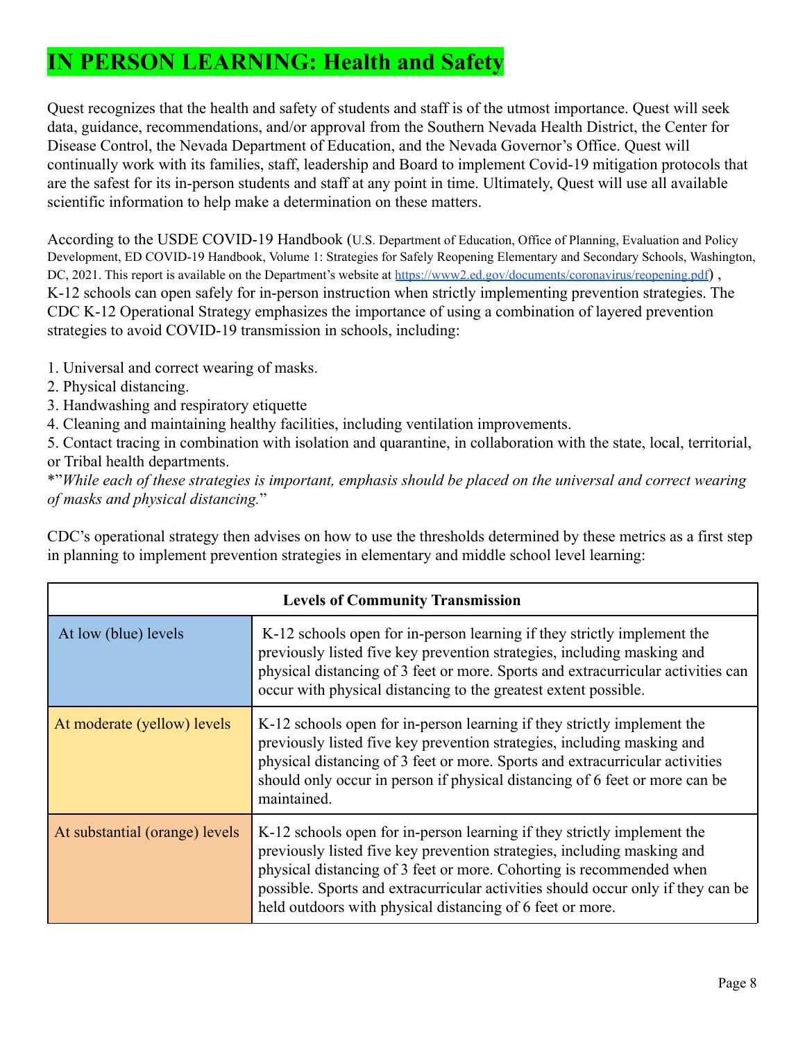# IN PERSON LEARNING: Health and Safety

Quest recognizes that the health and safety of students and staff is of the utmost importance. Quest will seek data, guidance, recommendations, and/or approval from the Southern Nevada Health District, the Center for Disease Control, the Nevada Department of Education, and the Nevada Governor's Office. Quest will continually work with its families, staff, leadership and Board to implement Covid-19 mitigation protocols that are the safest for its in-person students and staff at any point in time. Ultimately, Quest will use all available scientific information to help make a determination on these matters.

According to the USDE COVID-19 Handbook (U.S. Department of Education, Office of Planning, Evaluation and Policy Development, ED COVID-19 Handbook, Volume 1: Strategies for Safely Reopening Elementary and Secondary Schools, Washington, DC, 2021. This report is available on the Department's website at [https://www2.ed.gov/documents/coronavirus/reopening.pdf](https://www2.ed.gov/documents/coronavirus/reopening.pdf)) , K-12 schools can open safely for in-person instruction when strictly implementing prevention strategies. The CDC K-12 Operational Strategy emphasizes the importance of using a combination of layered prevention strategies to avoid COVID-19 transmission in schools, including:

1. Universal and correct wearing of masks.
2. Physical distancing.
3. Handwashing and respiratory etiquette
4. Cleaning and maintaining healthy facilities, including ventilation improvements.
5. Contact tracing in combination with isolation and quarantine, in collaboration with the state, local, territorial, or Tribal health departments.

*"*While each of these strategies is important, emphasis should be placed on the universal and correct wearing of masks and physical distancing.*"

CDC's operational strategy then advises on how to use the thresholds determined by these metrics as a first step in planning to implement prevention strategies in elementary and middle school level learning:

| Levels of Community Transmission | |
|---|---|
| At low (blue) levels | K-12 schools open for in-person learning if they strictly implement the previously listed five key prevention strategies, including masking and physical distancing of 3 feet or more. Sports and extracurricular activities can occur with physical distancing to the greatest extent possible. |
| At moderate (yellow) levels | K-12 schools open for in-person learning if they strictly implement the previously listed five key prevention strategies, including masking and physical distancing of 3 feet or more. Sports and extracurricular activities should only occur in person if physical distancing of 6 feet or more can be maintained. |
| At substantial (orange) levels | K-12 schools open for in-person learning if they strictly implement the previously listed five key prevention strategies, including masking and physical distancing of 3 feet or more. Cohorting is recommended when possible. Sports and extracurricular activities should occur only if they can be held outdoors with physical distancing of 6 feet or more. |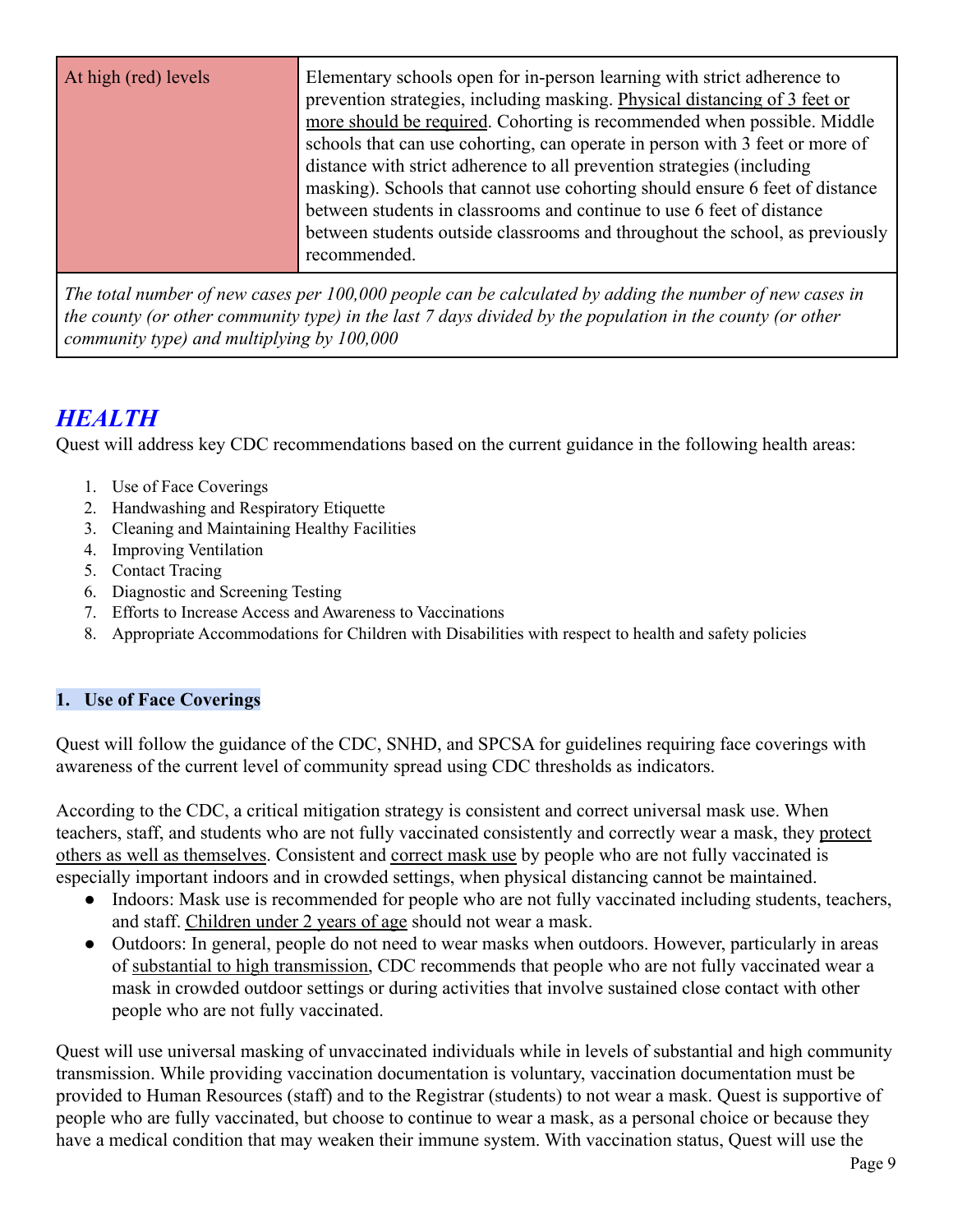| At high (red) levels | Elementary schools open for in-person learning with strict adherence to prevention strategies, including masking. Physical distancing of 3 feet or more should be required. Cohorting is recommended when possible. Middle schools that can use cohorting, can operate in person with 3 feet or more of distance with strict adherence to all prevention strategies (including masking). Schools that cannot use cohorting should ensure 6 feet of distance between students in classrooms and continue to use 6 feet of distance between students outside classrooms and throughout the school, as previously recommended. |
|---|---|
| *The total number of new cases per 100,000 people can be calculated by adding the number of new cases in the county (or other community type) in the last 7 days divided by the population in the county (or other community type) and multiplying by 100,000* | |

## *HEALTH*

Quest will address key CDC recommendations based on the current guidance in the following health areas:

1. Use of Face Coverings
2. Handwashing and Respiratory Etiquette
3. Cleaning and Maintaining Healthy Facilities
4. Improving Ventilation
5. Contact Tracing
6. Diagnostic and Screening Testing
7. Efforts to Increase Access and Awareness to Vaccinations
8. Appropriate Accommodations for Children with Disabilities with respect to health and safety policies

### 1. Use of Face Coverings

Quest will follow the guidance of the CDC, SNHD, and SPCSA for guidelines requiring face coverings with awareness of the current level of community spread using CDC thresholds as indicators.

According to the CDC, a critical mitigation strategy is consistent and correct universal mask use. When teachers, staff, and students who are not fully vaccinated consistently and correctly wear a mask, they protect others as well as themselves. Consistent and correct mask use by people who are not fully vaccinated is especially important indoors and in crowded settings, when physical distancing cannot be maintained.

- Indoors: Mask use is recommended for people who are not fully vaccinated including students, teachers, and staff. Children under 2 years of age should not wear a mask.
- Outdoors: In general, people do not need to wear masks when outdoors. However, particularly in areas of substantial to high transmission, CDC recommends that people who are not fully vaccinated wear a mask in crowded outdoor settings or during activities that involve sustained close contact with other people who are not fully vaccinated.

Quest will use universal masking of unvaccinated individuals while in levels of substantial and high community transmission. While providing vaccination documentation is voluntary, vaccination documentation must be provided to Human Resources (staff) and to the Registrar (students) to not wear a mask. Quest is supportive of people who are fully vaccinated, but choose to continue to wear a mask, as a personal choice or because they have a medical condition that may weaken their immune system. With vaccination status, Quest will use the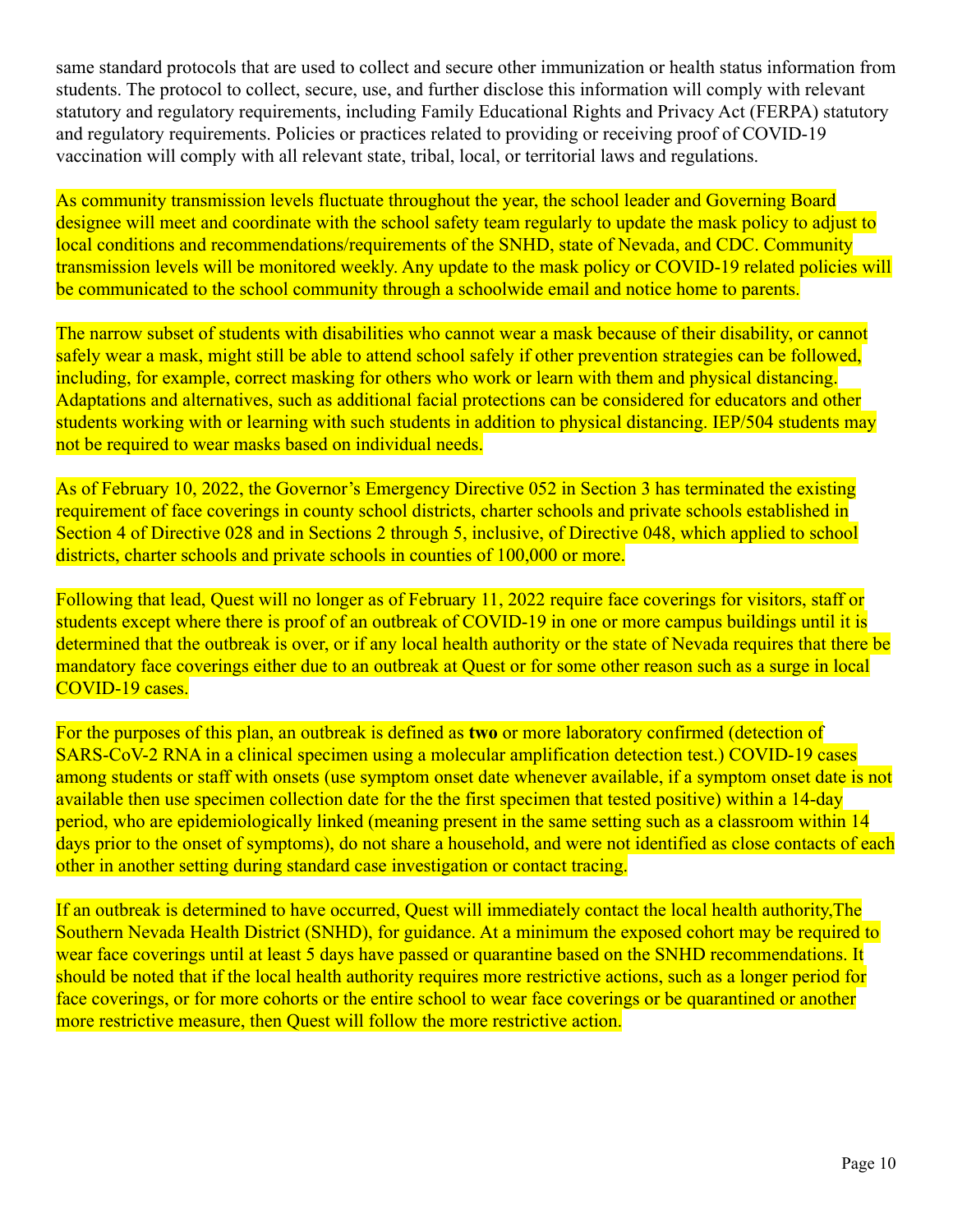same standard protocols that are used to collect and secure other immunization or health status information from students. The protocol to collect, secure, use, and further disclose this information will comply with relevant statutory and regulatory requirements, including Family Educational Rights and Privacy Act (FERPA) statutory and regulatory requirements. Policies or practices related to providing or receiving proof of COVID-19 vaccination will comply with all relevant state, tribal, local, or territorial laws and regulations.

As community transmission levels fluctuate throughout the year, the school leader and Governing Board designee will meet and coordinate with the school safety team regularly to update the mask policy to adjust to local conditions and recommendations/requirements of the SNHD, state of Nevada, and CDC. Community transmission levels will be monitored weekly. Any update to the mask policy or COVID-19 related policies will be communicated to the school community through a schoolwide email and notice home to parents.

The narrow subset of students with disabilities who cannot wear a mask because of their disability, or cannot safely wear a mask, might still be able to attend school safely if other prevention strategies can be followed, including, for example, correct masking for others who work or learn with them and physical distancing. Adaptations and alternatives, such as additional facial protections can be considered for educators and other students working with or learning with such students in addition to physical distancing. IEP/504 students may not be required to wear masks based on individual needs.

As of February 10, 2022, the Governor's Emergency Directive 052 in Section 3 has terminated the existing requirement of face coverings in county school districts, charter schools and private schools established in Section 4 of Directive 028 and in Sections 2 through 5, inclusive, of Directive 048, which applied to school districts, charter schools and private schools in counties of 100,000 or more.

Following that lead, Quest will no longer as of February 11, 2022 require face coverings for visitors, staff or students except where there is proof of an outbreak of COVID-19 in one or more campus buildings until it is determined that the outbreak is over, or if any local health authority or the state of Nevada requires that there be mandatory face coverings either due to an outbreak at Quest or for some other reason such as a surge in local COVID-19 cases.

For the purposes of this plan, an outbreak is defined as **two** or more laboratory confirmed (detection of SARS-CoV-2 RNA in a clinical specimen using a molecular amplification detection test.) COVID-19 cases among students or staff with onsets (use symptom onset date whenever available, if a symptom onset date is not available then use specimen collection date for the the first specimen that tested positive) within a 14-day period, who are epidemiologically linked (meaning present in the same setting such as a classroom within 14 days prior to the onset of symptoms), do not share a household, and were not identified as close contacts of each other in another setting during standard case investigation or contact tracing.

If an outbreak is determined to have occurred, Quest will immediately contact the local health authority,The Southern Nevada Health District (SNHD), for guidance. At a minimum the exposed cohort may be required to wear face coverings until at least 5 days have passed or quarantine based on the SNHD recommendations. It should be noted that if the local health authority requires more restrictive actions, such as a longer period for face coverings, or for more cohorts or the entire school to wear face coverings or be quarantined or another more restrictive measure, then Quest will follow the more restrictive action.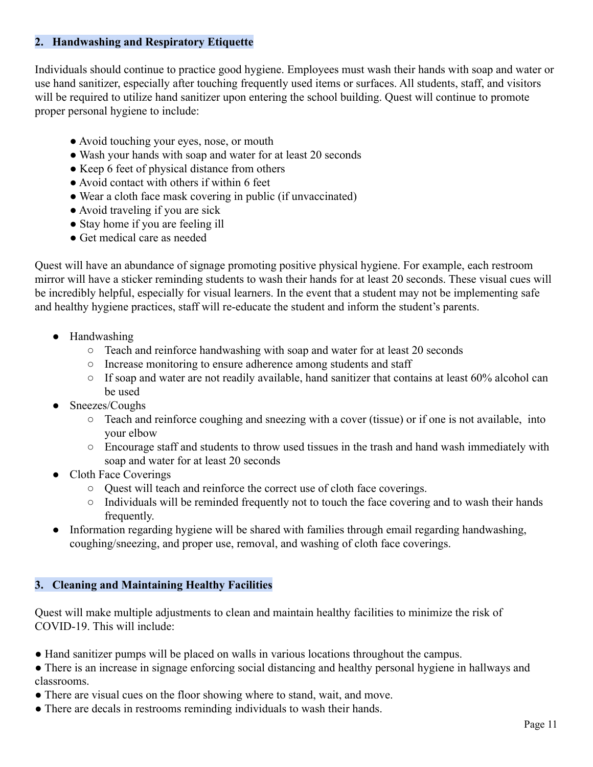## 2. Handwashing and Respiratory Etiquette

Individuals should continue to practice good hygiene. Employees must wash their hands with soap and water or use hand sanitizer, especially after touching frequently used items or surfaces. All students, staff, and visitors will be required to utilize hand sanitizer upon entering the school building. Quest will continue to promote proper personal hygiene to include:

- Avoid touching your eyes, nose, or mouth
- Wash your hands with soap and water for at least 20 seconds
- Keep 6 feet of physical distance from others
- Avoid contact with others if within 6 feet
- Wear a cloth face mask covering in public (if unvaccinated)
- Avoid traveling if you are sick
- Stay home if you are feeling ill
- Get medical care as needed

Quest will have an abundance of signage promoting positive physical hygiene. For example, each restroom mirror will have a sticker reminding students to wash their hands for at least 20 seconds. These visual cues will be incredibly helpful, especially for visual learners. In the event that a student may not be implementing safe and healthy hygiene practices, staff will re-educate the student and inform the student's parents.

- Handwashing
  - Teach and reinforce handwashing with soap and water for at least 20 seconds
  - Increase monitoring to ensure adherence among students and staff
  - If soap and water are not readily available, hand sanitizer that contains at least 60% alcohol can be used
- Sneezes/Coughs
  - Teach and reinforce coughing and sneezing with a cover (tissue) or if one is not available, into your elbow
  - Encourage staff and students to throw used tissues in the trash and hand wash immediately with soap and water for at least 20 seconds
- Cloth Face Coverings
  - Quest will teach and reinforce the correct use of cloth face coverings.
  - Individuals will be reminded frequently not to touch the face covering and to wash their hands frequently.
- Information regarding hygiene will be shared with families through email regarding handwashing, coughing/sneezing, and proper use, removal, and washing of cloth face coverings.

## 3. Cleaning and Maintaining Healthy Facilities

Quest will make multiple adjustments to clean and maintain healthy facilities to minimize the risk of COVID-19. This will include:

- Hand sanitizer pumps will be placed on walls in various locations throughout the campus.
- There is an increase in signage enforcing social distancing and healthy personal hygiene in hallways and classrooms.
- There are visual cues on the floor showing where to stand, wait, and move.
- There are decals in restrooms reminding individuals to wash their hands.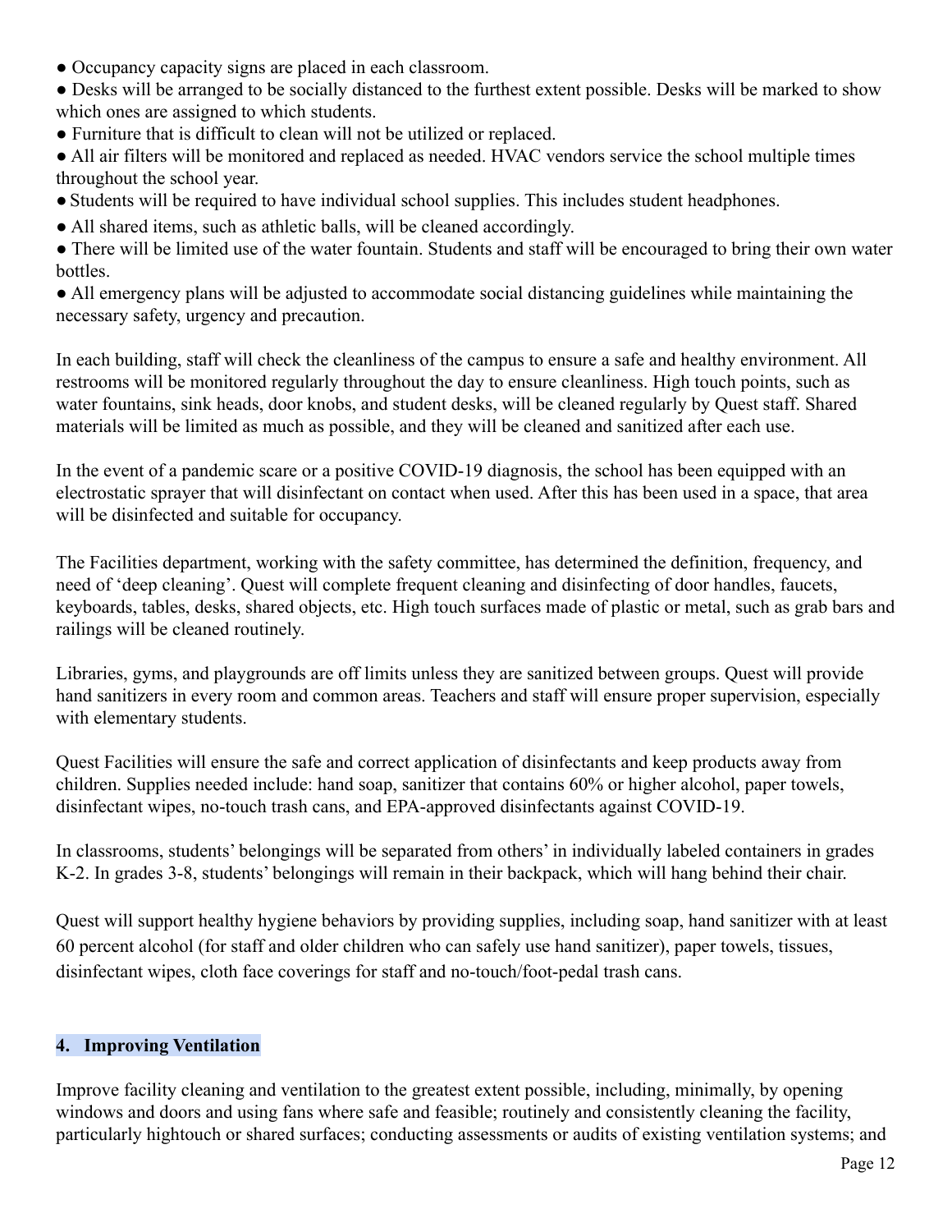- Occupancy capacity signs are placed in each classroom.
- Desks will be arranged to be socially distanced to the furthest extent possible. Desks will be marked to show which ones are assigned to which students.
- Furniture that is difficult to clean will not be utilized or replaced.
- All air filters will be monitored and replaced as needed. HVAC vendors service the school multiple times throughout the school year.
- Students will be required to have individual school supplies. This includes student headphones.
- All shared items, such as athletic balls, will be cleaned accordingly.
- There will be limited use of the water fountain. Students and staff will be encouraged to bring their own water bottles.
- All emergency plans will be adjusted to accommodate social distancing guidelines while maintaining the necessary safety, urgency and precaution.

In each building, staff will check the cleanliness of the campus to ensure a safe and healthy environment. All restrooms will be monitored regularly throughout the day to ensure cleanliness. High touch points, such as water fountains, sink heads, door knobs, and student desks, will be cleaned regularly by Quest staff. Shared materials will be limited as much as possible, and they will be cleaned and sanitized after each use.

In the event of a pandemic scare or a positive COVID-19 diagnosis, the school has been equipped with an electrostatic sprayer that will disinfectant on contact when used. After this has been used in a space, that area will be disinfected and suitable for occupancy.

The Facilities department, working with the safety committee, has determined the definition, frequency, and need of 'deep cleaning'. Quest will complete frequent cleaning and disinfecting of door handles, faucets, keyboards, tables, desks, shared objects, etc. High touch surfaces made of plastic or metal, such as grab bars and railings will be cleaned routinely.

Libraries, gyms, and playgrounds are off limits unless they are sanitized between groups. Quest will provide hand sanitizers in every room and common areas. Teachers and staff will ensure proper supervision, especially with elementary students.

Quest Facilities will ensure the safe and correct application of disinfectants and keep products away from children. Supplies needed include: hand soap, sanitizer that contains 60% or higher alcohol, paper towels, disinfectant wipes, no-touch trash cans, and EPA-approved disinfectants against COVID-19.

In classrooms, students' belongings will be separated from others' in individually labeled containers in grades K-2. In grades 3-8, students' belongings will remain in their backpack, which will hang behind their chair.

Quest will support healthy hygiene behaviors by providing supplies, including soap, hand sanitizer with at least 60 percent alcohol (for staff and older children who can safely use hand sanitizer), paper towels, tissues, disinfectant wipes, cloth face coverings for staff and no-touch/foot-pedal trash cans.

## 4. Improving Ventilation

Improve facility cleaning and ventilation to the greatest extent possible, including, minimally, by opening windows and doors and using fans where safe and feasible; routinely and consistently cleaning the facility, particularly hightouch or shared surfaces; conducting assessments or audits of existing ventilation systems; and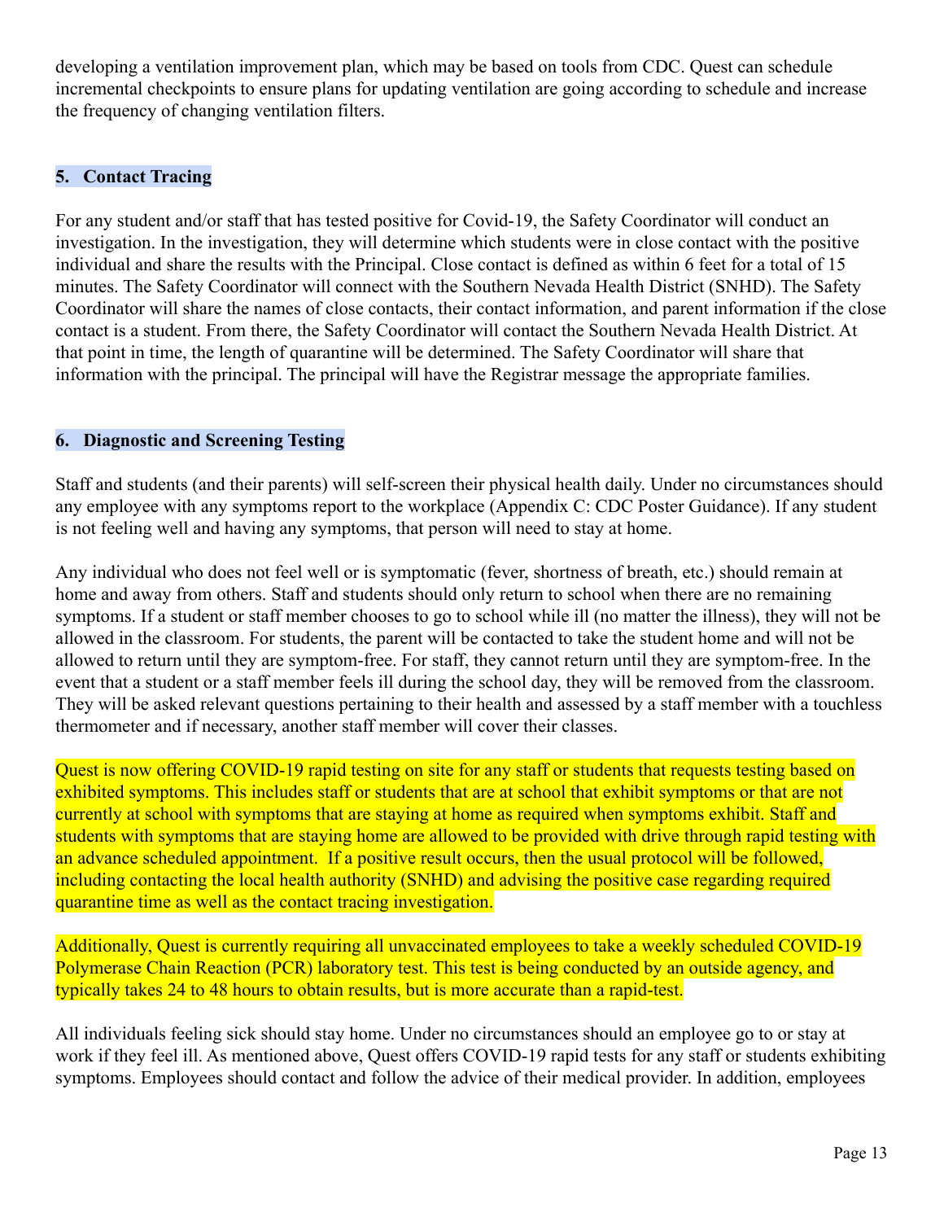developing a ventilation improvement plan, which may be based on tools from CDC. Quest can schedule incremental checkpoints to ensure plans for updating ventilation are going according to schedule and increase the frequency of changing ventilation filters.

### 5. Contact Tracing

For any student and/or staff that has tested positive for Covid-19, the Safety Coordinator will conduct an investigation. In the investigation, they will determine which students were in close contact with the positive individual and share the results with the Principal. Close contact is defined as within 6 feet for a total of 15 minutes. The Safety Coordinator will connect with the Southern Nevada Health District (SNHD). The Safety Coordinator will share the names of close contacts, their contact information, and parent information if the close contact is a student. From there, the Safety Coordinator will contact the Southern Nevada Health District. At that point in time, the length of quarantine will be determined. The Safety Coordinator will share that information with the principal. The principal will have the Registrar message the appropriate families.

### 6. Diagnostic and Screening Testing

Staff and students (and their parents) will self-screen their physical health daily. Under no circumstances should any employee with any symptoms report to the workplace (Appendix C: CDC Poster Guidance). If any student is not feeling well and having any symptoms, that person will need to stay at home.

Any individual who does not feel well or is symptomatic (fever, shortness of breath, etc.) should remain at home and away from others. Staff and students should only return to school when there are no remaining symptoms. If a student or staff member chooses to go to school while ill (no matter the illness), they will not be allowed in the classroom. For students, the parent will be contacted to take the student home and will not be allowed to return until they are symptom-free. For staff, they cannot return until they are symptom-free. In the event that a student or a staff member feels ill during the school day, they will be removed from the classroom. They will be asked relevant questions pertaining to their health and assessed by a staff member with a touchless thermometer and if necessary, another staff member will cover their classes.

Quest is now offering COVID-19 rapid testing on site for any staff or students that requests testing based on exhibited symptoms. This includes staff or students that are at school that exhibit symptoms or that are not currently at school with symptoms that are staying at home as required when symptoms exhibit. Staff and students with symptoms that are staying home are allowed to be provided with drive through rapid testing with an advance scheduled appointment. If a positive result occurs, then the usual protocol will be followed, including contacting the local health authority (SNHD) and advising the positive case regarding required quarantine time as well as the contact tracing investigation.

Additionally, Quest is currently requiring all unvaccinated employees to take a weekly scheduled COVID-19 Polymerase Chain Reaction (PCR) laboratory test. This test is being conducted by an outside agency, and typically takes 24 to 48 hours to obtain results, but is more accurate than a rapid-test.

All individuals feeling sick should stay home. Under no circumstances should an employee go to or stay at work if they feel ill. As mentioned above, Quest offers COVID-19 rapid tests for any staff or students exhibiting symptoms. Employees should contact and follow the advice of their medical provider. In addition, employees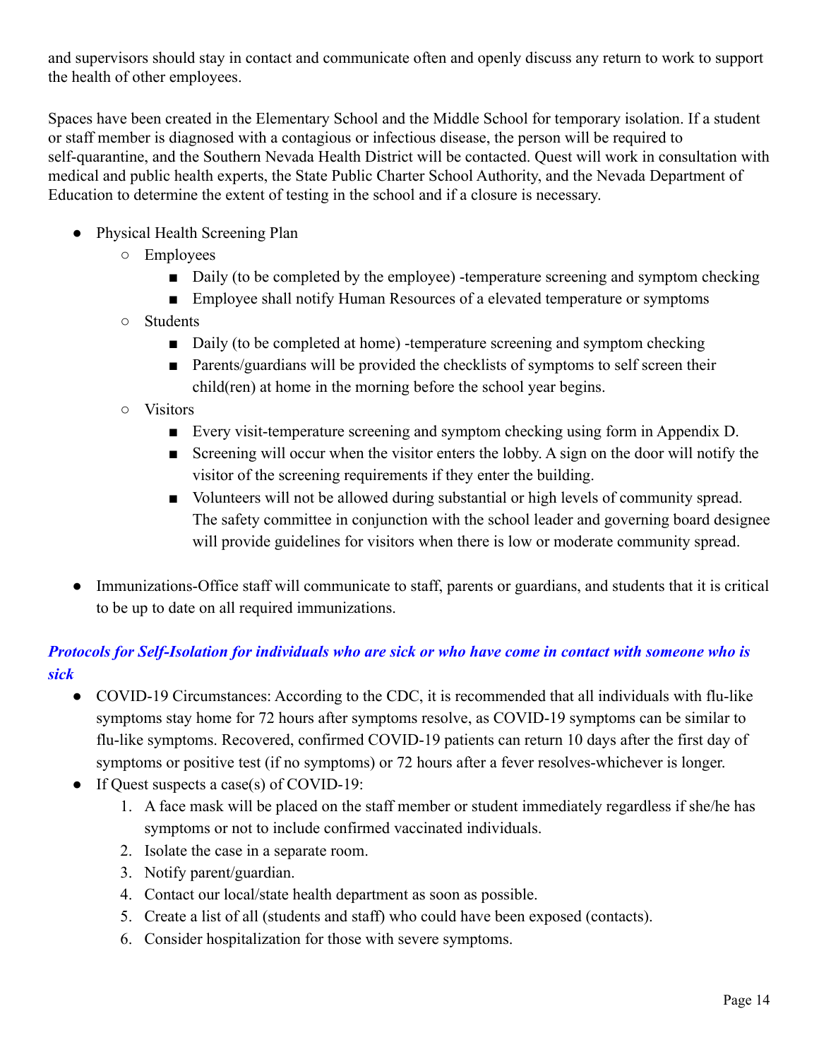and supervisors should stay in contact and communicate often and openly discuss any return to work to support the health of other employees.

Spaces have been created in the Elementary School and the Middle School for temporary isolation. If a student or staff member is diagnosed with a contagious or infectious disease, the person will be required to self-quarantine, and the Southern Nevada Health District will be contacted. Quest will work in consultation with medical and public health experts, the State Public Charter School Authority, and the Nevada Department of Education to determine the extent of testing in the school and if a closure is necessary.

- Physical Health Screening Plan
  - Employees
    - Daily (to be completed by the employee) -temperature screening and symptom checking
    - Employee shall notify Human Resources of a elevated temperature or symptoms
  - Students
    - Daily (to be completed at home) -temperature screening and symptom checking
    - Parents/guardians will be provided the checklists of symptoms to self screen their child(ren) at home in the morning before the school year begins.
  - Visitors
    - Every visit-temperature screening and symptom checking using form in Appendix D.
    - Screening will occur when the visitor enters the lobby. A sign on the door will notify the visitor of the screening requirements if they enter the building.
    - Volunteers will not be allowed during substantial or high levels of community spread. The safety committee in conjunction with the school leader and governing board designee will provide guidelines for visitors when there is low or moderate community spread.

- Immunizations-Office staff will communicate to staff, parents or guardians, and students that it is critical to be up to date on all required immunizations.

### *Protocols for Self-Isolation for individuals who are sick or who have come in contact with someone who is sick*

- COVID-19 Circumstances: According to the CDC, it is recommended that all individuals with flu-like symptoms stay home for 72 hours after symptoms resolve, as COVID-19 symptoms can be similar to flu-like symptoms. Recovered, confirmed COVID-19 patients can return 10 days after the first day of symptoms or positive test (if no symptoms) or 72 hours after a fever resolves-whichever is longer.
- If Quest suspects a case(s) of COVID-19:
  1. A face mask will be placed on the staff member or student immediately regardless if she/he has symptoms or not to include confirmed vaccinated individuals.
  2. Isolate the case in a separate room.
  3. Notify parent/guardian.
  4. Contact our local/state health department as soon as possible.
  5. Create a list of all (students and staff) who could have been exposed (contacts).
  6. Consider hospitalization for those with severe symptoms.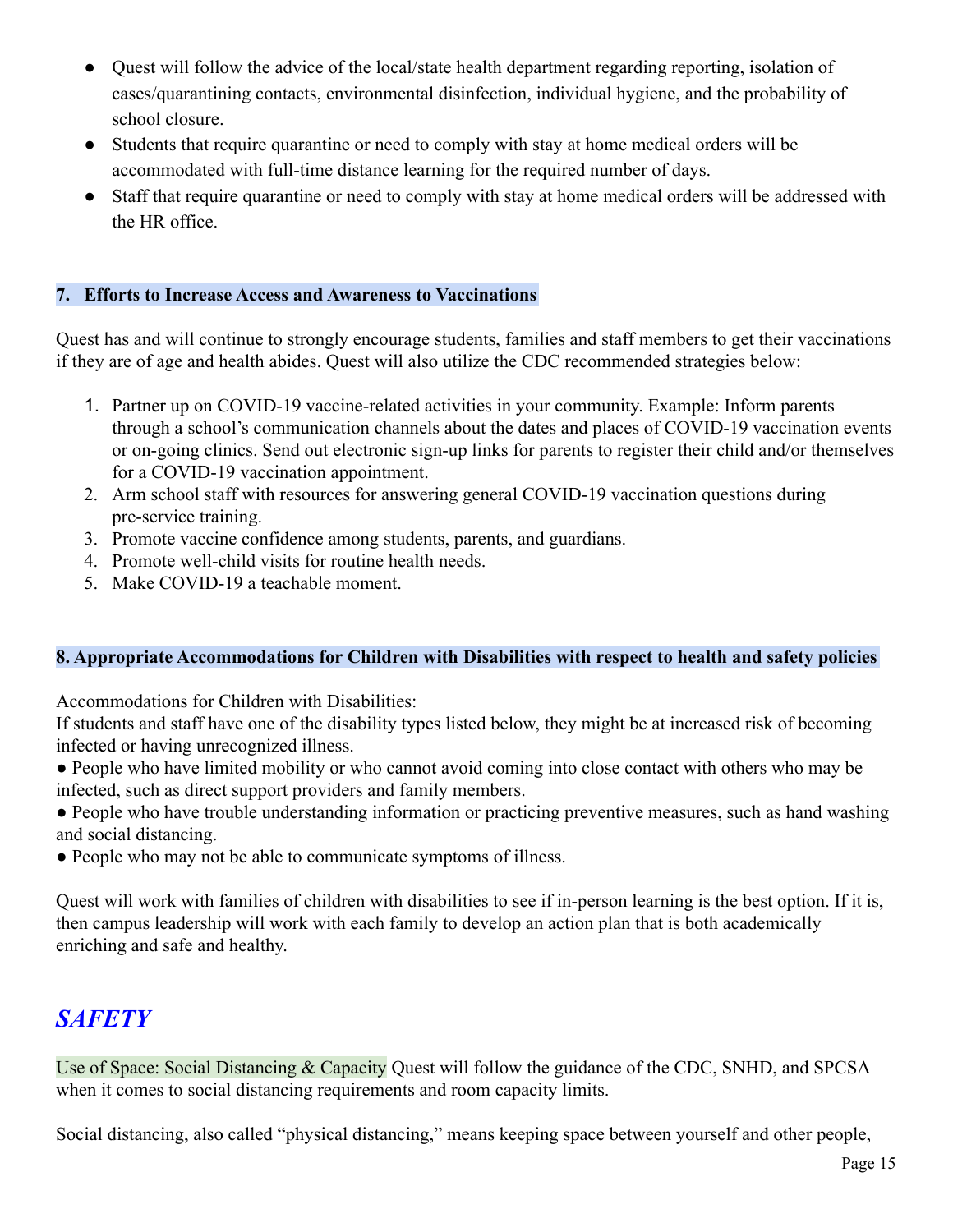- Quest will follow the advice of the local/state health department regarding reporting, isolation of cases/quarantining contacts, environmental disinfection, individual hygiene, and the probability of school closure.
- Students that require quarantine or need to comply with stay at home medical orders will be accommodated with full-time distance learning for the required number of days.
- Staff that require quarantine or need to comply with stay at home medical orders will be addressed with the HR office.

### 7. Efforts to Increase Access and Awareness to Vaccinations

Quest has and will continue to strongly encourage students, families and staff members to get their vaccinations if they are of age and health abides. Quest will also utilize the CDC recommended strategies below:

1. Partner up on COVID-19 vaccine-related activities in your community. Example: Inform parents through a school's communication channels about the dates and places of COVID-19 vaccination events or on-going clinics. Send out electronic sign-up links for parents to register their child and/or themselves for a COVID-19 vaccination appointment.
2. Arm school staff with resources for answering general COVID-19 vaccination questions during pre-service training.
3. Promote vaccine confidence among students, parents, and guardians.
4. Promote well-child visits for routine health needs.
5. Make COVID-19 a teachable moment.

### 8. Appropriate Accommodations for Children with Disabilities with respect to health and safety policies

Accommodations for Children with Disabilities:
If students and staff have one of the disability types listed below, they might be at increased risk of becoming infected or having unrecognized illness.

- People who have limited mobility or who cannot avoid coming into close contact with others who may be infected, such as direct support providers and family members.
- People who have trouble understanding information or practicing preventive measures, such as hand washing and social distancing.
- People who may not be able to communicate symptoms of illness.

Quest will work with families of children with disabilities to see if in-person learning is the best option. If it is, then campus leadership will work with each family to develop an action plan that is both academically enriching and safe and healthy.

## *SAFETY*

Use of Space: Social Distancing & Capacity Quest will follow the guidance of the CDC, SNHD, and SPCSA when it comes to social distancing requirements and room capacity limits.

Social distancing, also called "physical distancing," means keeping space between yourself and other people,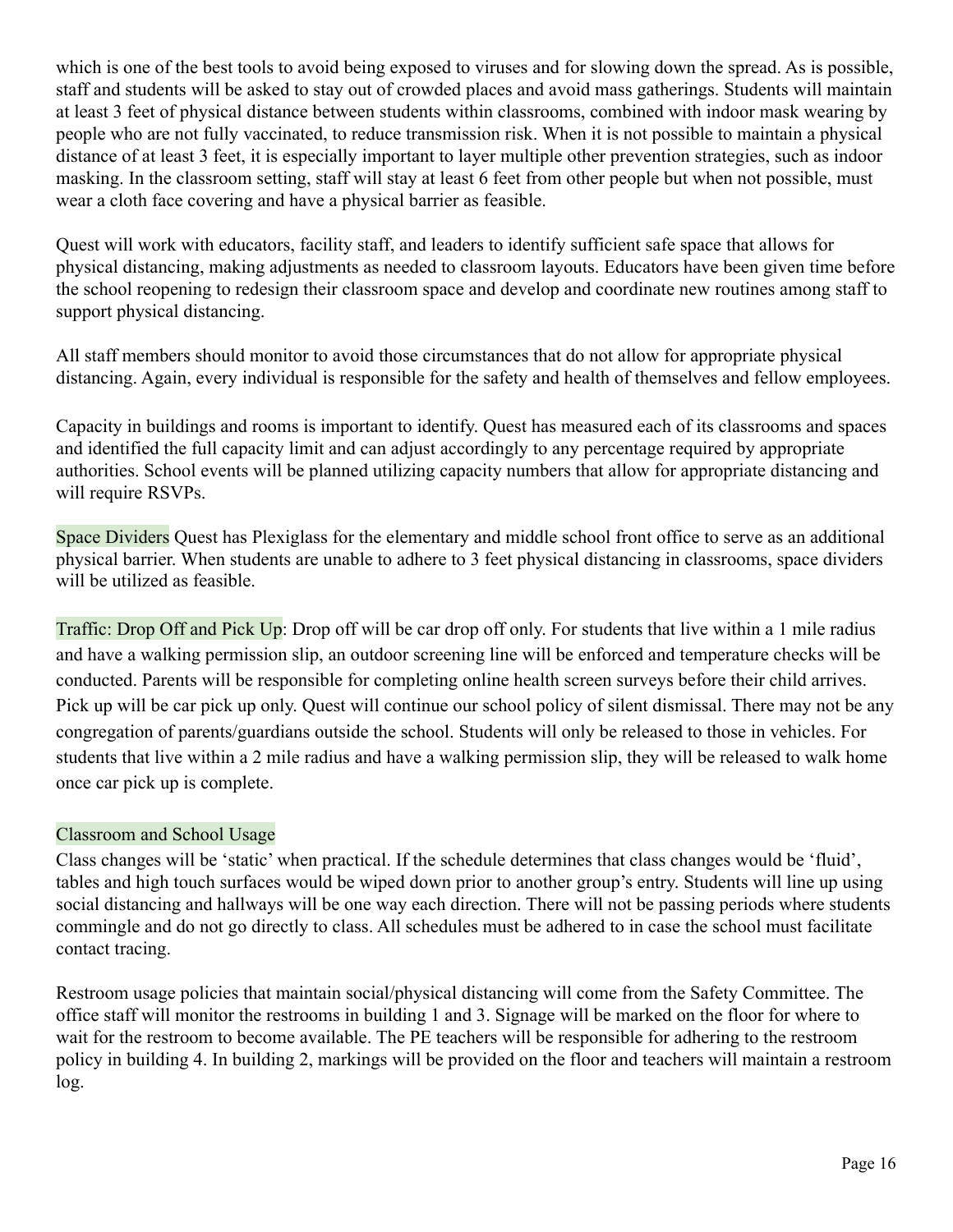which is one of the best tools to avoid being exposed to viruses and for slowing down the spread. As is possible, staff and students will be asked to stay out of crowded places and avoid mass gatherings. Students will maintain at least 3 feet of physical distance between students within classrooms, combined with indoor mask wearing by people who are not fully vaccinated, to reduce transmission risk. When it is not possible to maintain a physical distance of at least 3 feet, it is especially important to layer multiple other prevention strategies, such as indoor masking. In the classroom setting, staff will stay at least 6 feet from other people but when not possible, must wear a cloth face covering and have a physical barrier as feasible.

Quest will work with educators, facility staff, and leaders to identify sufficient safe space that allows for physical distancing, making adjustments as needed to classroom layouts. Educators have been given time before the school reopening to redesign their classroom space and develop and coordinate new routines among staff to support physical distancing.

All staff members should monitor to avoid those circumstances that do not allow for appropriate physical distancing. Again, every individual is responsible for the safety and health of themselves and fellow employees.

Capacity in buildings and rooms is important to identify. Quest has measured each of its classrooms and spaces and identified the full capacity limit and can adjust accordingly to any percentage required by appropriate authorities. School events will be planned utilizing capacity numbers that allow for appropriate distancing and will require RSVPs.

Space Dividers Quest has Plexiglass for the elementary and middle school front office to serve as an additional physical barrier. When students are unable to adhere to 3 feet physical distancing in classrooms, space dividers will be utilized as feasible.

Traffic: Drop Off and Pick Up: Drop off will be car drop off only. For students that live within a 1 mile radius and have a walking permission slip, an outdoor screening line will be enforced and temperature checks will be conducted. Parents will be responsible for completing online health screen surveys before their child arrives. Pick up will be car pick up only. Quest will continue our school policy of silent dismissal. There may not be any congregation of parents/guardians outside the school. Students will only be released to those in vehicles. For students that live within a 2 mile radius and have a walking permission slip, they will be released to walk home once car pick up is complete.

Classroom and School Usage

Class changes will be 'static' when practical. If the schedule determines that class changes would be 'fluid', tables and high touch surfaces would be wiped down prior to another group's entry. Students will line up using social distancing and hallways will be one way each direction. There will not be passing periods where students commingle and do not go directly to class. All schedules must be adhered to in case the school must facilitate contact tracing.

Restroom usage policies that maintain social/physical distancing will come from the Safety Committee. The office staff will monitor the restrooms in building 1 and 3. Signage will be marked on the floor for where to wait for the restroom to become available. The PE teachers will be responsible for adhering to the restroom policy in building 4. In building 2, markings will be provided on the floor and teachers will maintain a restroom log.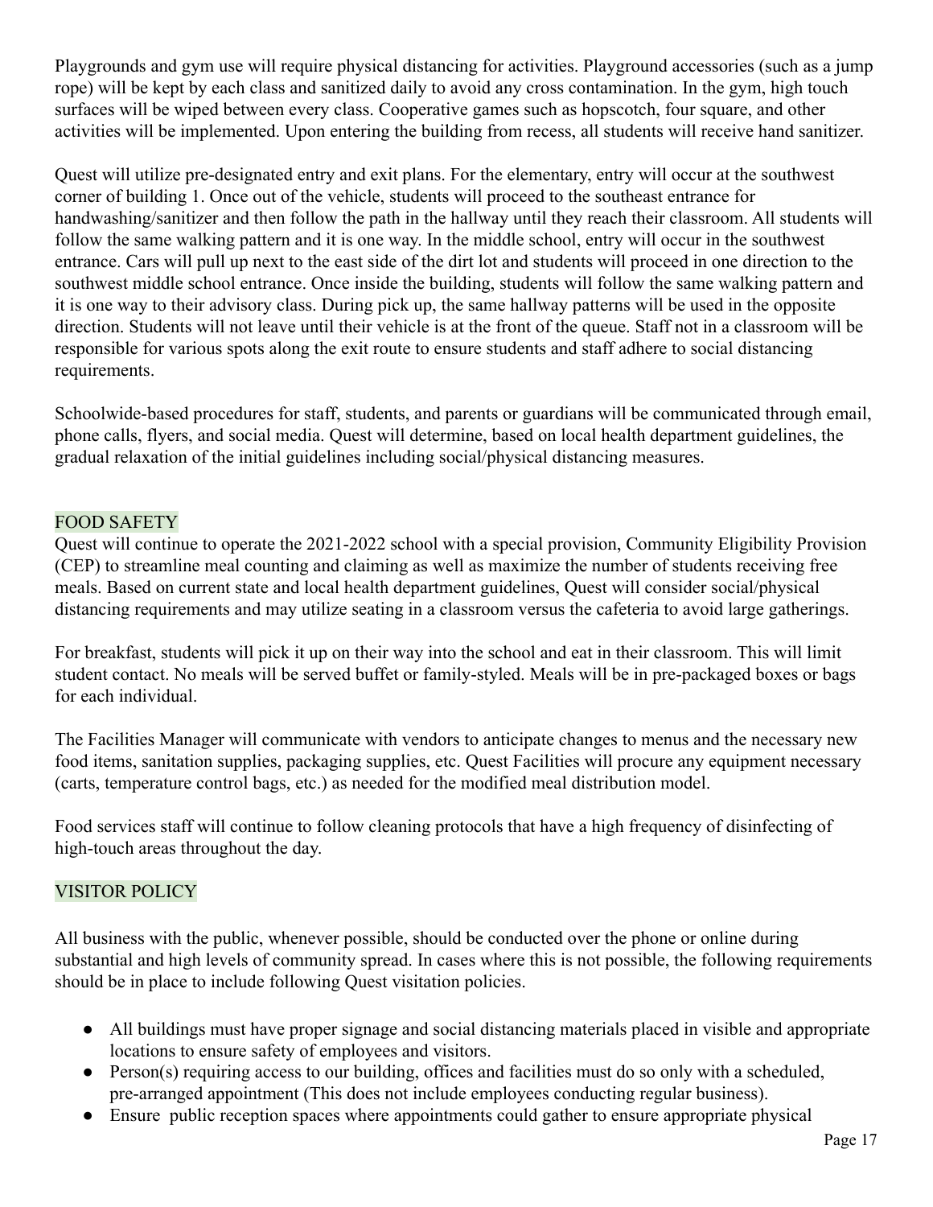Playgrounds and gym use will require physical distancing for activities. Playground accessories (such as a jump rope) will be kept by each class and sanitized daily to avoid any cross contamination. In the gym, high touch surfaces will be wiped between every class. Cooperative games such as hopscotch, four square, and other activities will be implemented. Upon entering the building from recess, all students will receive hand sanitizer.

Quest will utilize pre-designated entry and exit plans. For the elementary, entry will occur at the southwest corner of building 1. Once out of the vehicle, students will proceed to the southeast entrance for handwashing/sanitizer and then follow the path in the hallway until they reach their classroom. All students will follow the same walking pattern and it is one way. In the middle school, entry will occur in the southwest entrance. Cars will pull up next to the east side of the dirt lot and students will proceed in one direction to the southwest middle school entrance. Once inside the building, students will follow the same walking pattern and it is one way to their advisory class. During pick up, the same hallway patterns will be used in the opposite direction. Students will not leave until their vehicle is at the front of the queue. Staff not in a classroom will be responsible for various spots along the exit route to ensure students and staff adhere to social distancing requirements.

Schoolwide-based procedures for staff, students, and parents or guardians will be communicated through email, phone calls, flyers, and social media. Quest will determine, based on local health department guidelines, the gradual relaxation of the initial guidelines including social/physical distancing measures.

## FOOD SAFETY

Quest will continue to operate the 2021-2022 school with a special provision, Community Eligibility Provision (CEP) to streamline meal counting and claiming as well as maximize the number of students receiving free meals. Based on current state and local health department guidelines, Quest will consider social/physical distancing requirements and may utilize seating in a classroom versus the cafeteria to avoid large gatherings.

For breakfast, students will pick it up on their way into the school and eat in their classroom. This will limit student contact. No meals will be served buffet or family-styled. Meals will be in pre-packaged boxes or bags for each individual.

The Facilities Manager will communicate with vendors to anticipate changes to menus and the necessary new food items, sanitation supplies, packaging supplies, etc. Quest Facilities will procure any equipment necessary (carts, temperature control bags, etc.) as needed for the modified meal distribution model.

Food services staff will continue to follow cleaning protocols that have a high frequency of disinfecting of high-touch areas throughout the day.

## VISITOR POLICY

All business with the public, whenever possible, should be conducted over the phone or online during substantial and high levels of community spread. In cases where this is not possible, the following requirements should be in place to include following Quest visitation policies.

- All buildings must have proper signage and social distancing materials placed in visible and appropriate locations to ensure safety of employees and visitors.
- Person(s) requiring access to our building, offices and facilities must do so only with a scheduled, pre-arranged appointment (This does not include employees conducting regular business).
- Ensure public reception spaces where appointments could gather to ensure appropriate physical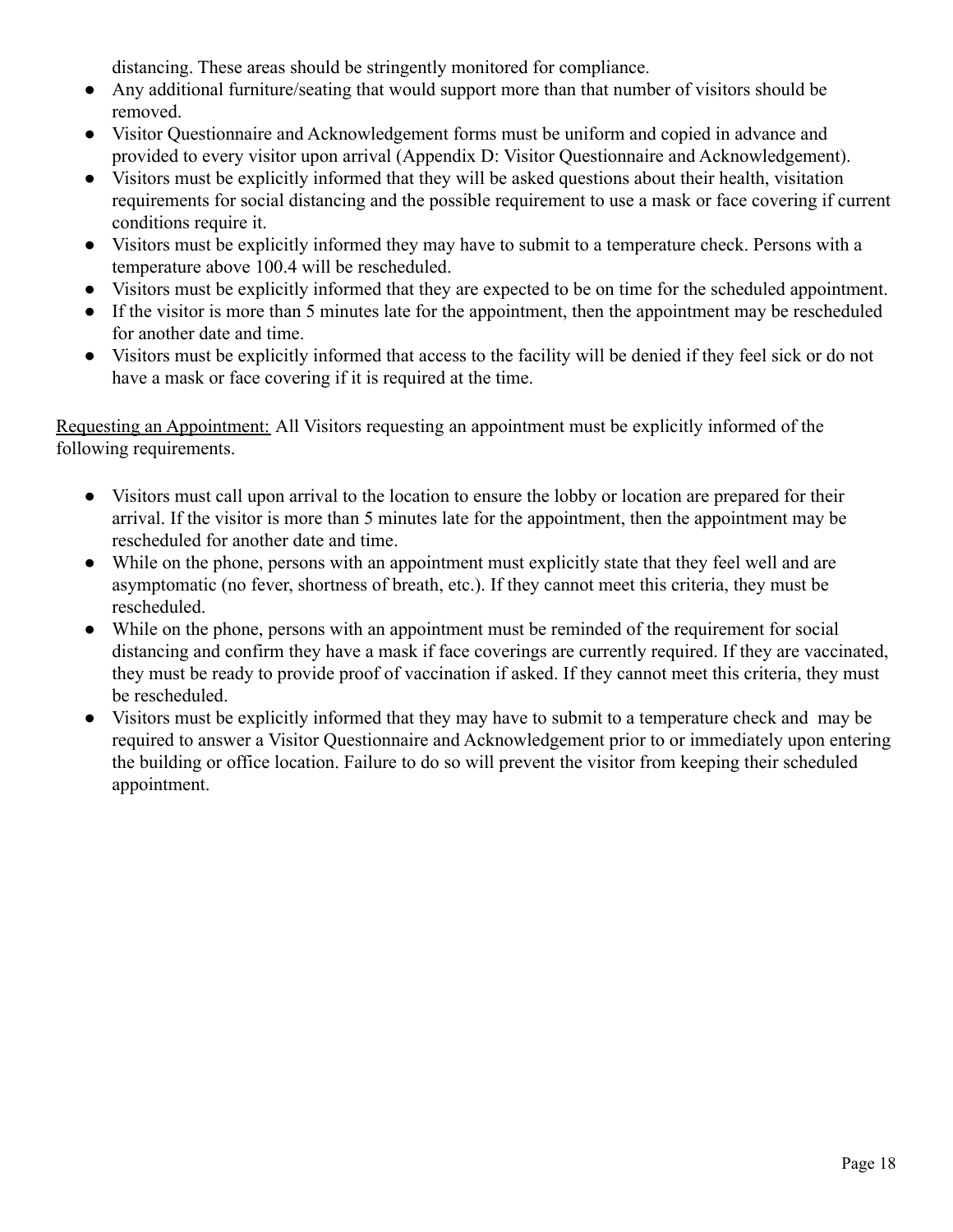distancing. These areas should be stringently monitored for compliance.

- Any additional furniture/seating that would support more than that number of visitors should be removed.
- Visitor Questionnaire and Acknowledgement forms must be uniform and copied in advance and provided to every visitor upon arrival (Appendix D: Visitor Questionnaire and Acknowledgement).
- Visitors must be explicitly informed that they will be asked questions about their health, visitation requirements for social distancing and the possible requirement to use a mask or face covering if current conditions require it.
- Visitors must be explicitly informed they may have to submit to a temperature check. Persons with a temperature above 100.4 will be rescheduled.
- Visitors must be explicitly informed that they are expected to be on time for the scheduled appointment.
- If the visitor is more than 5 minutes late for the appointment, then the appointment may be rescheduled for another date and time.
- Visitors must be explicitly informed that access to the facility will be denied if they feel sick or do not have a mask or face covering if it is required at the time.

<u>Requesting an Appointment:</u> All Visitors requesting an appointment must be explicitly informed of the following requirements.

- Visitors must call upon arrival to the location to ensure the lobby or location are prepared for their arrival. If the visitor is more than 5 minutes late for the appointment, then the appointment may be rescheduled for another date and time.
- While on the phone, persons with an appointment must explicitly state that they feel well and are asymptomatic (no fever, shortness of breath, etc.). If they cannot meet this criteria, they must be rescheduled.
- While on the phone, persons with an appointment must be reminded of the requirement for social distancing and confirm they have a mask if face coverings are currently required. If they are vaccinated, they must be ready to provide proof of vaccination if asked. If they cannot meet this criteria, they must be rescheduled.
- Visitors must be explicitly informed that they may have to submit to a temperature check and may be required to answer a Visitor Questionnaire and Acknowledgement prior to or immediately upon entering the building or office location. Failure to do so will prevent the visitor from keeping their scheduled appointment.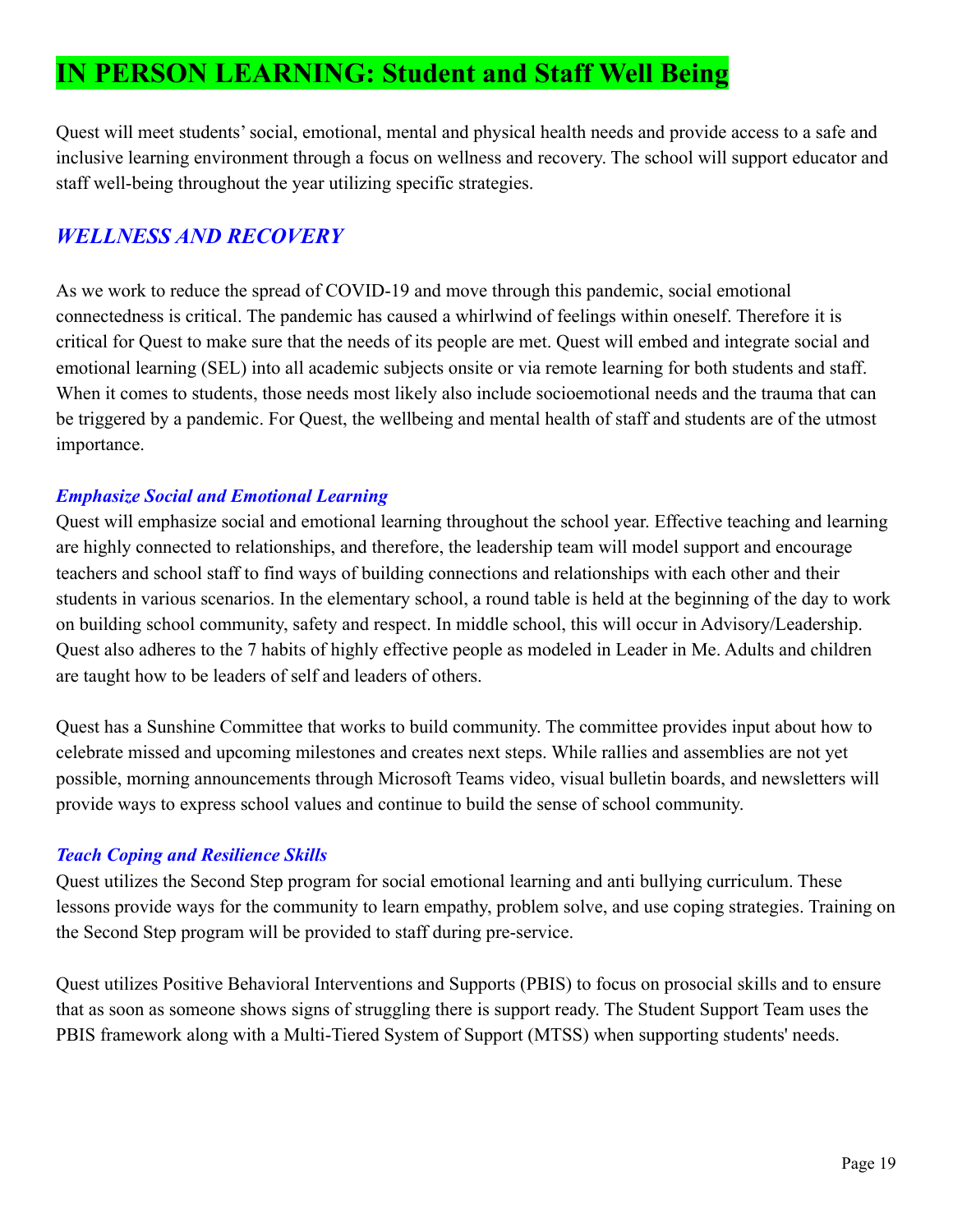# IN PERSON LEARNING: Student and Staff Well Being

Quest will meet students' social, emotional, mental and physical health needs and provide access to a safe and inclusive learning environment through a focus on wellness and recovery. The school will support educator and staff well-being throughout the year utilizing specific strategies.

## *WELLNESS AND RECOVERY*

As we work to reduce the spread of COVID-19 and move through this pandemic, social emotional connectedness is critical. The pandemic has caused a whirlwind of feelings within oneself. Therefore it is critical for Quest to make sure that the needs of its people are met. Quest will embed and integrate social and emotional learning (SEL) into all academic subjects onsite or via remote learning for both students and staff. When it comes to students, those needs most likely also include socioemotional needs and the trauma that can be triggered by a pandemic. For Quest, the wellbeing and mental health of staff and students are of the utmost importance.

### *Emphasize Social and Emotional Learning*

Quest will emphasize social and emotional learning throughout the school year. Effective teaching and learning are highly connected to relationships, and therefore, the leadership team will model support and encourage teachers and school staff to find ways of building connections and relationships with each other and their students in various scenarios. In the elementary school, a round table is held at the beginning of the day to work on building school community, safety and respect. In middle school, this will occur in Advisory/Leadership. Quest also adheres to the 7 habits of highly effective people as modeled in Leader in Me. Adults and children are taught how to be leaders of self and leaders of others.

Quest has a Sunshine Committee that works to build community. The committee provides input about how to celebrate missed and upcoming milestones and creates next steps. While rallies and assemblies are not yet possible, morning announcements through Microsoft Teams video, visual bulletin boards, and newsletters will provide ways to express school values and continue to build the sense of school community.

### *Teach Coping and Resilience Skills*

Quest utilizes the Second Step program for social emotional learning and anti bullying curriculum. These lessons provide ways for the community to learn empathy, problem solve, and use coping strategies. Training on the Second Step program will be provided to staff during pre-service.

Quest utilizes Positive Behavioral Interventions and Supports (PBIS) to focus on prosocial skills and to ensure that as soon as someone shows signs of struggling there is support ready. The Student Support Team uses the PBIS framework along with a Multi-Tiered System of Support (MTSS) when supporting students' needs.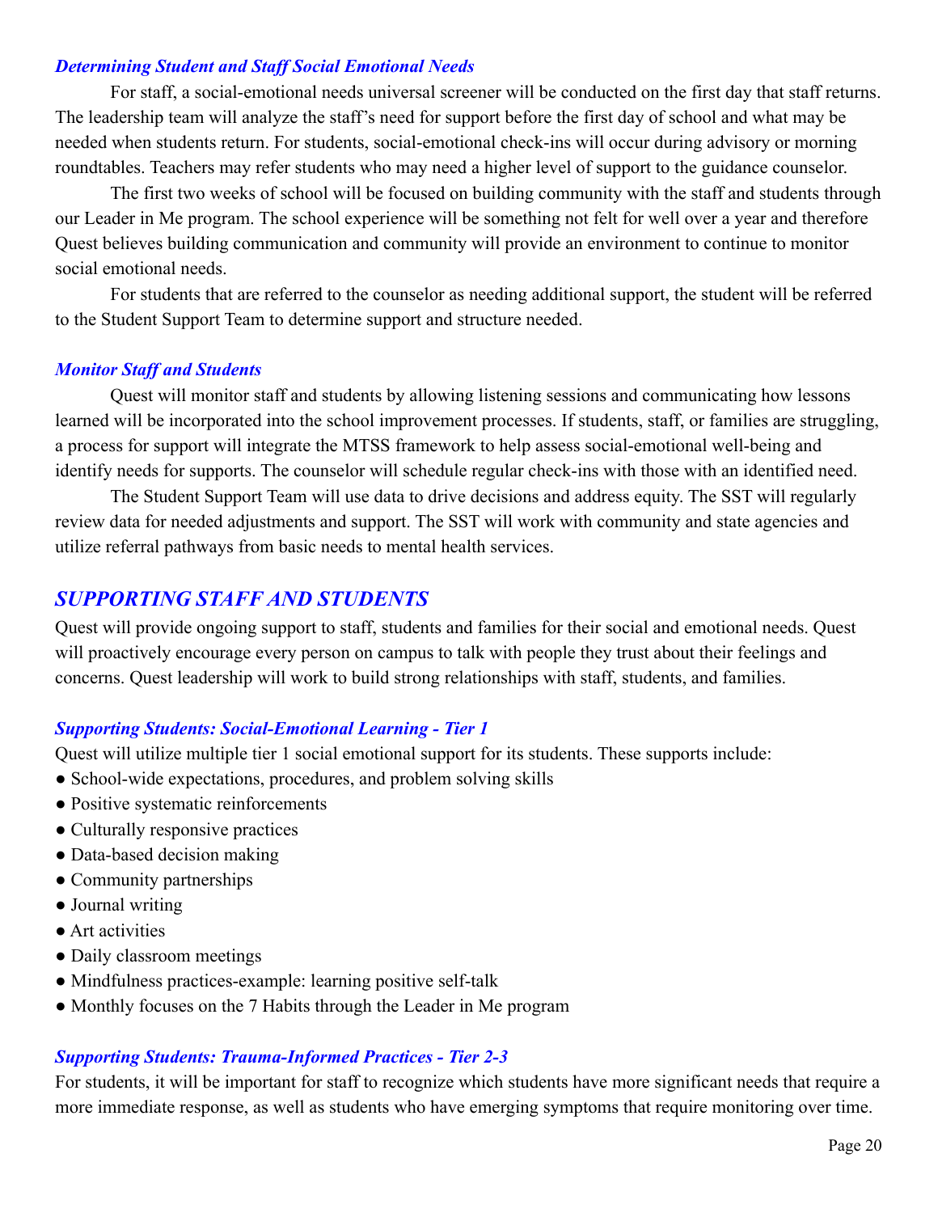### *Determining Student and Staff Social Emotional Needs*

For staff, a social-emotional needs universal screener will be conducted on the first day that staff returns. The leadership team will analyze the staff's need for support before the first day of school and what may be needed when students return. For students, social-emotional check-ins will occur during advisory or morning roundtables. Teachers may refer students who may need a higher level of support to the guidance counselor.

The first two weeks of school will be focused on building community with the staff and students through our Leader in Me program. The school experience will be something not felt for well over a year and therefore Quest believes building communication and community will provide an environment to continue to monitor social emotional needs.

For students that are referred to the counselor as needing additional support, the student will be referred to the Student Support Team to determine support and structure needed.

### *Monitor Staff and Students*

Quest will monitor staff and students by allowing listening sessions and communicating how lessons learned will be incorporated into the school improvement processes. If students, staff, or families are struggling, a process for support will integrate the MTSS framework to help assess social-emotional well-being and identify needs for supports. The counselor will schedule regular check-ins with those with an identified need.

The Student Support Team will use data to drive decisions and address equity. The SST will regularly review data for needed adjustments and support. The SST will work with community and state agencies and utilize referral pathways from basic needs to mental health services.

## *SUPPORTING STAFF AND STUDENTS*

Quest will provide ongoing support to staff, students and families for their social and emotional needs. Quest will proactively encourage every person on campus to talk with people they trust about their feelings and concerns. Quest leadership will work to build strong relationships with staff, students, and families.

### *Supporting Students: Social-Emotional Learning - Tier 1*

Quest will utilize multiple tier 1 social emotional support for its students. These supports include:

- School-wide expectations, procedures, and problem solving skills
- Positive systematic reinforcements
- Culturally responsive practices
- Data-based decision making
- Community partnerships
- Journal writing
- Art activities
- Daily classroom meetings
- Mindfulness practices-example: learning positive self-talk
- Monthly focuses on the 7 Habits through the Leader in Me program

### *Supporting Students: Trauma-Informed Practices - Tier 2-3*

For students, it will be important for staff to recognize which students have more significant needs that require a more immediate response, as well as students who have emerging symptoms that require monitoring over time.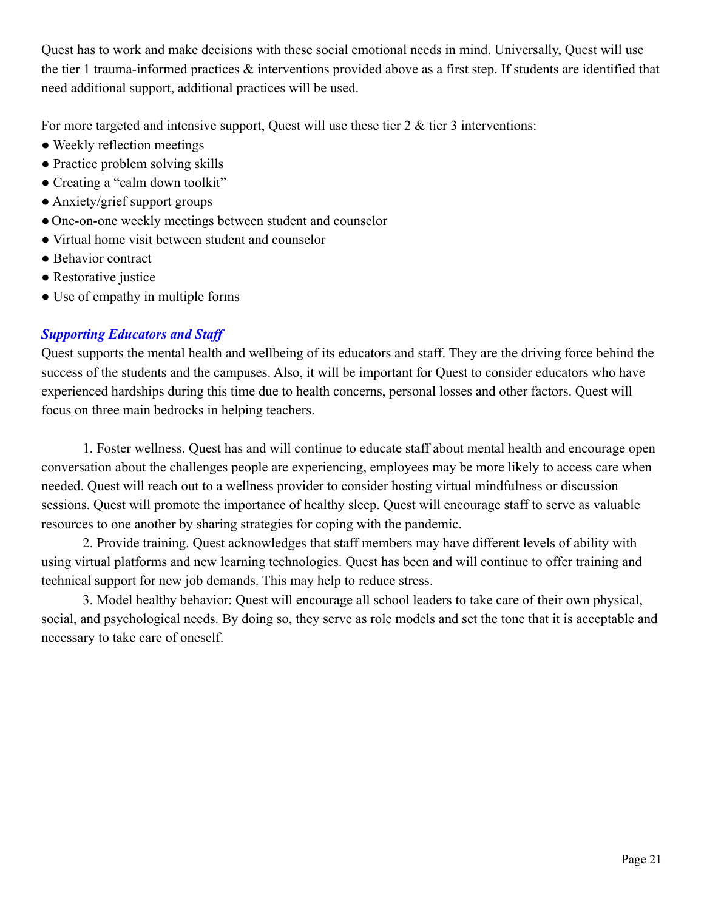Quest has to work and make decisions with these social emotional needs in mind. Universally, Quest will use the tier 1 trauma-informed practices & interventions provided above as a first step. If students are identified that need additional support, additional practices will be used.

For more targeted and intensive support, Quest will use these tier 2 & tier 3 interventions:

- Weekly reflection meetings
- Practice problem solving skills
- Creating a "calm down toolkit"
- Anxiety/grief support groups
- One-on-one weekly meetings between student and counselor
- Virtual home visit between student and counselor
- Behavior contract
- Restorative justice
- Use of empathy in multiple forms

### *Supporting Educators and Staff*

Quest supports the mental health and wellbeing of its educators and staff. They are the driving force behind the success of the students and the campuses. Also, it will be important for Quest to consider educators who have experienced hardships during this time due to health concerns, personal losses and other factors. Quest will focus on three main bedrocks in helping teachers.

1. Foster wellness. Quest has and will continue to educate staff about mental health and encourage open conversation about the challenges people are experiencing, employees may be more likely to access care when needed. Quest will reach out to a wellness provider to consider hosting virtual mindfulness or discussion sessions. Quest will promote the importance of healthy sleep. Quest will encourage staff to serve as valuable resources to one another by sharing strategies for coping with the pandemic.
2. Provide training. Quest acknowledges that staff members may have different levels of ability with using virtual platforms and new learning technologies. Quest has been and will continue to offer training and technical support for new job demands. This may help to reduce stress.
3. Model healthy behavior: Quest will encourage all school leaders to take care of their own physical, social, and psychological needs. By doing so, they serve as role models and set the tone that it is acceptable and necessary to take care of oneself.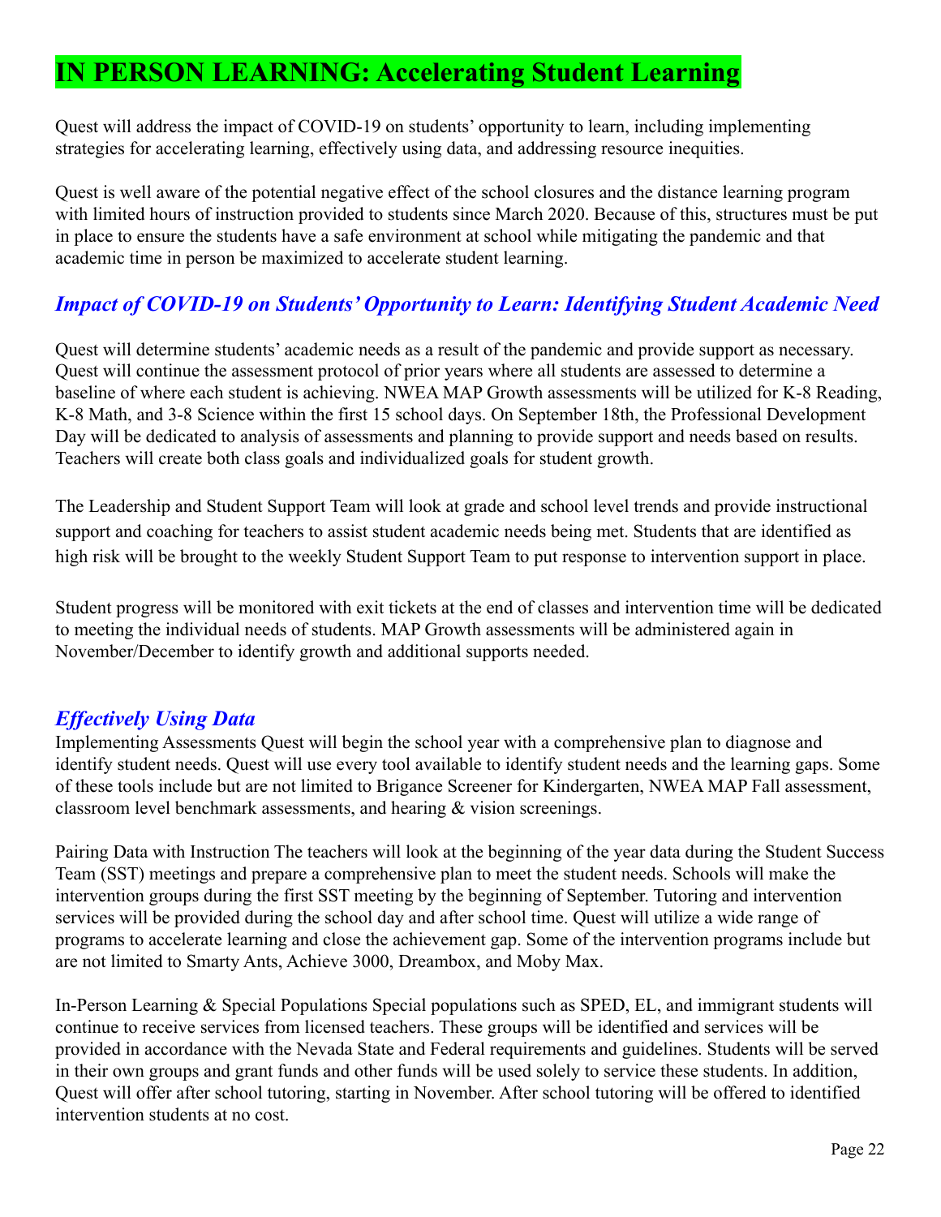# IN PERSON LEARNING: Accelerating Student Learning

Quest will address the impact of COVID-19 on students' opportunity to learn, including implementing strategies for accelerating learning, effectively using data, and addressing resource inequities.

Quest is well aware of the potential negative effect of the school closures and the distance learning program with limited hours of instruction provided to students since March 2020. Because of this, structures must be put in place to ensure the students have a safe environment at school while mitigating the pandemic and that academic time in person be maximized to accelerate student learning.

## *Impact of COVID-19 on Students' Opportunity to Learn: Identifying Student Academic Need*

Quest will determine students' academic needs as a result of the pandemic and provide support as necessary. Quest will continue the assessment protocol of prior years where all students are assessed to determine a baseline of where each student is achieving. NWEA MAP Growth assessments will be utilized for K-8 Reading, K-8 Math, and 3-8 Science within the first 15 school days. On September 18th, the Professional Development Day will be dedicated to analysis of assessments and planning to provide support and needs based on results. Teachers will create both class goals and individualized goals for student growth.

The Leadership and Student Support Team will look at grade and school level trends and provide instructional support and coaching for teachers to assist student academic needs being met. Students that are identified as high risk will be brought to the weekly Student Support Team to put response to intervention support in place.

Student progress will be monitored with exit tickets at the end of classes and intervention time will be dedicated to meeting the individual needs of students. MAP Growth assessments will be administered again in November/December to identify growth and additional supports needed.

## *Effectively Using Data*

Implementing Assessments Quest will begin the school year with a comprehensive plan to diagnose and identify student needs. Quest will use every tool available to identify student needs and the learning gaps. Some of these tools include but are not limited to Brigance Screener for Kindergarten, NWEA MAP Fall assessment, classroom level benchmark assessments, and hearing & vision screenings.

Pairing Data with Instruction The teachers will look at the beginning of the year data during the Student Success Team (SST) meetings and prepare a comprehensive plan to meet the student needs. Schools will make the intervention groups during the first SST meeting by the beginning of September. Tutoring and intervention services will be provided during the school day and after school time. Quest will utilize a wide range of programs to accelerate learning and close the achievement gap. Some of the intervention programs include but are not limited to Smarty Ants, Achieve 3000, Dreambox, and Moby Max.

In-Person Learning & Special Populations Special populations such as SPED, EL, and immigrant students will continue to receive services from licensed teachers. These groups will be identified and services will be provided in accordance with the Nevada State and Federal requirements and guidelines. Students will be served in their own groups and grant funds and other funds will be used solely to service these students. In addition, Quest will offer after school tutoring, starting in November. After school tutoring will be offered to identified intervention students at no cost.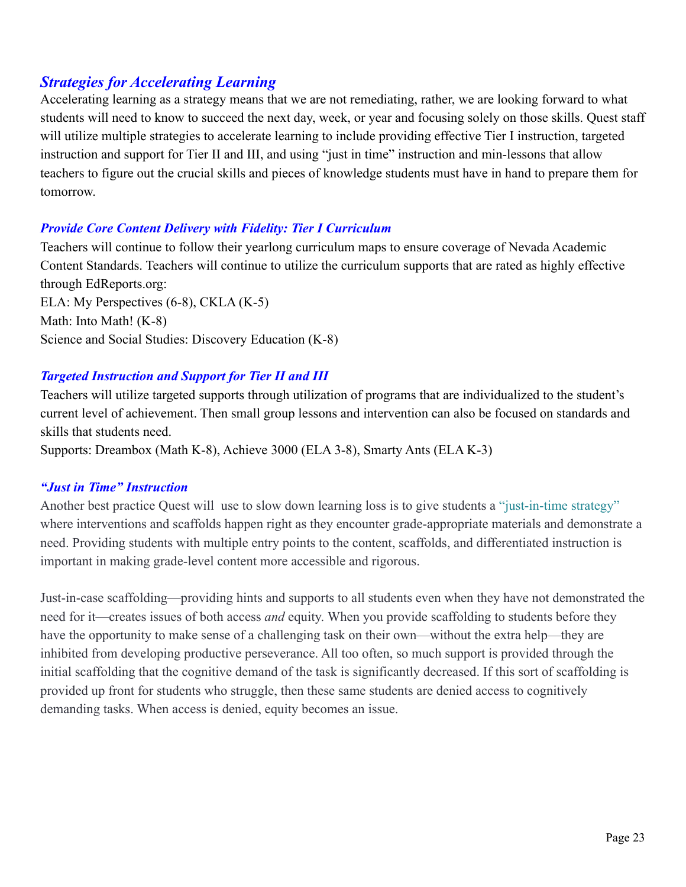## *Strategies for Accelerating Learning*

Accelerating learning as a strategy means that we are not remediating, rather, we are looking forward to what students will need to know to succeed the next day, week, or year and focusing solely on those skills. Quest staff will utilize multiple strategies to accelerate learning to include providing effective Tier I instruction, targeted instruction and support for Tier II and III, and using "just in time" instruction and min-lessons that allow teachers to figure out the crucial skills and pieces of knowledge students must have in hand to prepare them for tomorrow.

### *Provide Core Content Delivery with Fidelity: Tier I Curriculum*

Teachers will continue to follow their yearlong curriculum maps to ensure coverage of Nevada Academic Content Standards. Teachers will continue to utilize the curriculum supports that are rated as highly effective through EdReports.org:
ELA: My Perspectives (6-8), CKLA (K-5)
Math: Into Math! (K-8)
Science and Social Studies: Discovery Education (K-8)

### *Targeted Instruction and Support for Tier II and III*

Teachers will utilize targeted supports through utilization of programs that are individualized to the student's current level of achievement. Then small group lessons and intervention can also be focused on standards and skills that students need.
Supports: Dreambox (Math K-8), Achieve 3000 (ELA 3-8), Smarty Ants (ELA K-3)

### *"Just in Time" Instruction*

Another best practice Quest will use to slow down learning loss is to give students a "just-in-time strategy" where interventions and scaffolds happen right as they encounter grade-appropriate materials and demonstrate a need. Providing students with multiple entry points to the content, scaffolds, and differentiated instruction is important in making grade-level content more accessible and rigorous.

Just-in-case scaffolding—providing hints and supports to all students even when they have not demonstrated the need for it—creates issues of both access *and* equity. When you provide scaffolding to students before they have the opportunity to make sense of a challenging task on their own—without the extra help—they are inhibited from developing productive perseverance. All too often, so much support is provided through the initial scaffolding that the cognitive demand of the task is significantly decreased. If this sort of scaffolding is provided up front for students who struggle, then these same students are denied access to cognitively demanding tasks. When access is denied, equity becomes an issue.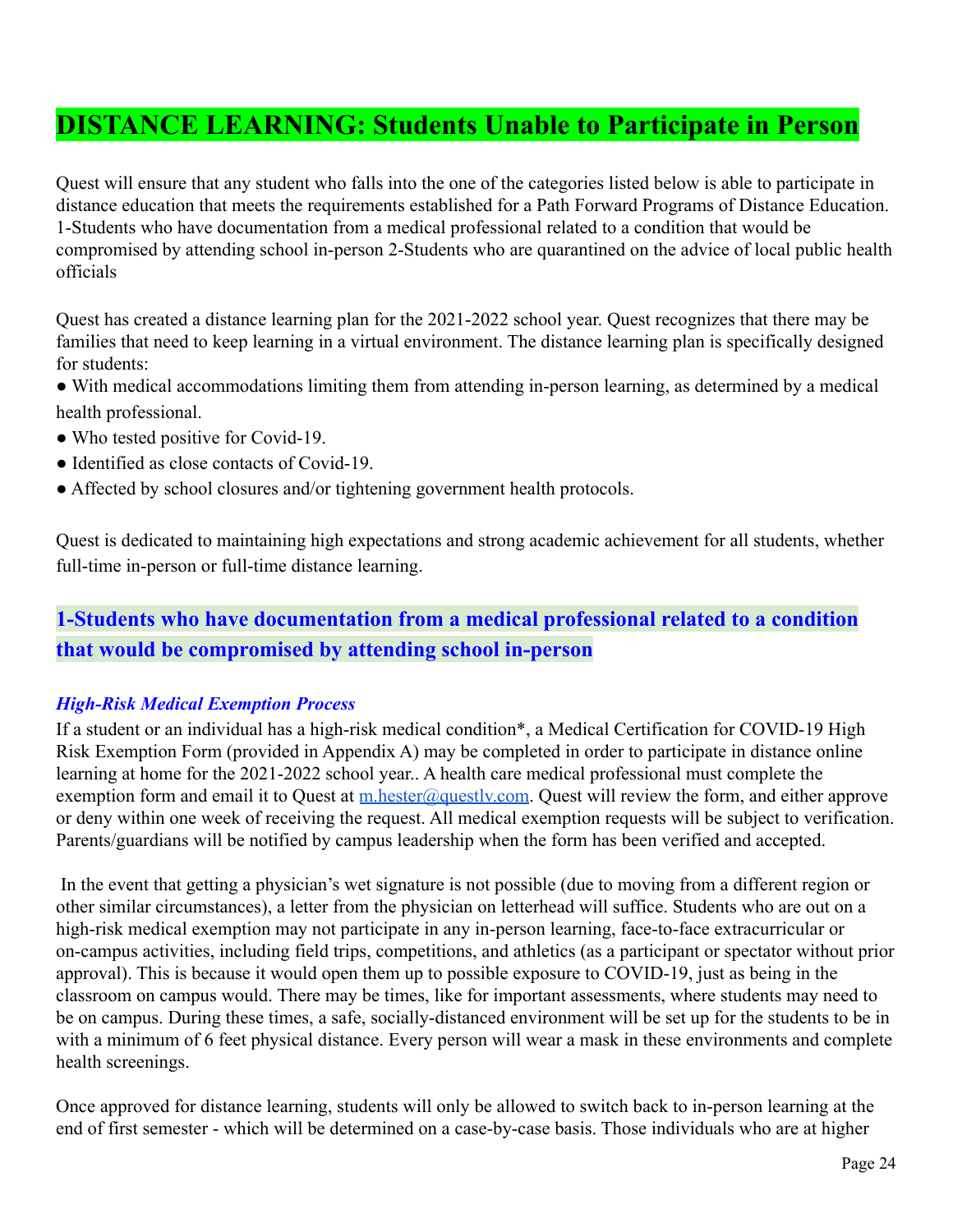# DISTANCE LEARNING: Students Unable to Participate in Person

Quest will ensure that any student who falls into the one of the categories listed below is able to participate in distance education that meets the requirements established for a Path Forward Programs of Distance Education. 1-Students who have documentation from a medical professional related to a condition that would be compromised by attending school in-person 2-Students who are quarantined on the advice of local public health officials

Quest has created a distance learning plan for the 2021-2022 school year. Quest recognizes that there may be families that need to keep learning in a virtual environment. The distance learning plan is specifically designed for students:

- With medical accommodations limiting them from attending in-person learning, as determined by a medical health professional.
- Who tested positive for Covid-19.
- Identified as close contacts of Covid-19.
- Affected by school closures and/or tightening government health protocols.

Quest is dedicated to maintaining high expectations and strong academic achievement for all students, whether full-time in-person or full-time distance learning.

## 1-Students who have documentation from a medical professional related to a condition that would be compromised by attending school in-person

### *High-Risk Medical Exemption Process*

If a student or an individual has a high-risk medical condition*, a Medical Certification for COVID-19 High Risk Exemption Form (provided in Appendix A) may be completed in order to participate in distance online learning at home for the 2021-2022 school year.. A health care medical professional must complete the exemption form and email it to Quest at m.hester@questlv.com. Quest will review the form, and either approve or deny within one week of receiving the request. All medical exemption requests will be subject to verification. Parents/guardians will be notified by campus leadership when the form has been verified and accepted.

In the event that getting a physician's wet signature is not possible (due to moving from a different region or other similar circumstances), a letter from the physician on letterhead will suffice. Students who are out on a high-risk medical exemption may not participate in any in-person learning, face-to-face extracurricular or on-campus activities, including field trips, competitions, and athletics (as a participant or spectator without prior approval). This is because it would open them up to possible exposure to COVID-19, just as being in the classroom on campus would. There may be times, like for important assessments, where students may need to be on campus. During these times, a safe, socially-distanced environment will be set up for the students to be in with a minimum of 6 feet physical distance. Every person will wear a mask in these environments and complete health screenings.

Once approved for distance learning, students will only be allowed to switch back to in-person learning at the end of first semester - which will be determined on a case-by-case basis. Those individuals who are at higher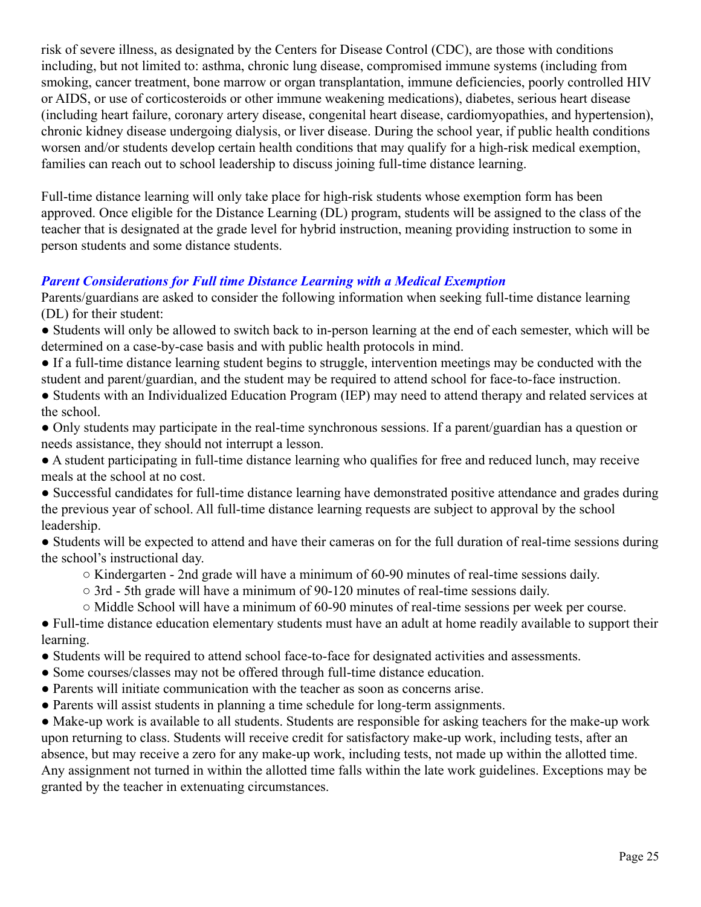risk of severe illness, as designated by the Centers for Disease Control (CDC), are those with conditions including, but not limited to: asthma, chronic lung disease, compromised immune systems (including from smoking, cancer treatment, bone marrow or organ transplantation, immune deficiencies, poorly controlled HIV or AIDS, or use of corticosteroids or other immune weakening medications), diabetes, serious heart disease (including heart failure, coronary artery disease, congenital heart disease, cardiomyopathies, and hypertension), chronic kidney disease undergoing dialysis, or liver disease. During the school year, if public health conditions worsen and/or students develop certain health conditions that may qualify for a high-risk medical exemption, families can reach out to school leadership to discuss joining full-time distance learning.

Full-time distance learning will only take place for high-risk students whose exemption form has been approved. Once eligible for the Distance Learning (DL) program, students will be assigned to the class of the teacher that is designated at the grade level for hybrid instruction, meaning providing instruction to some in person students and some distance students.

### *Parent Considerations for Full time Distance Learning with a Medical Exemption*

Parents/guardians are asked to consider the following information when seeking full-time distance learning (DL) for their student:

- Students will only be allowed to switch back to in-person learning at the end of each semester, which will be determined on a case-by-case basis and with public health protocols in mind.
- If a full-time distance learning student begins to struggle, intervention meetings may be conducted with the student and parent/guardian, and the student may be required to attend school for face-to-face instruction.
- Students with an Individualized Education Program (IEP) may need to attend therapy and related services at the school.
- Only students may participate in the real-time synchronous sessions. If a parent/guardian has a question or needs assistance, they should not interrupt a lesson.
- A student participating in full-time distance learning who qualifies for free and reduced lunch, may receive meals at the school at no cost.
- Successful candidates for full-time distance learning have demonstrated positive attendance and grades during the previous year of school. All full-time distance learning requests are subject to approval by the school leadership.
- Students will be expected to attend and have their cameras on for the full duration of real-time sessions during the school's instructional day.
    - Kindergarten - 2nd grade will have a minimum of 60-90 minutes of real-time sessions daily.
    - 3rd - 5th grade will have a minimum of 90-120 minutes of real-time sessions daily.
    - Middle School will have a minimum of 60-90 minutes of real-time sessions per week per course.
- Full-time distance education elementary students must have an adult at home readily available to support their learning.
- Students will be required to attend school face-to-face for designated activities and assessments.
- Some courses/classes may not be offered through full-time distance education.
- Parents will initiate communication with the teacher as soon as concerns arise.
- Parents will assist students in planning a time schedule for long-term assignments.
- Make-up work is available to all students. Students are responsible for asking teachers for the make-up work upon returning to class. Students will receive credit for satisfactory make-up work, including tests, after an absence, but may receive a zero for any make-up work, including tests, not made up within the allotted time. Any assignment not turned in within the allotted time falls within the late work guidelines. Exceptions may be granted by the teacher in extenuating circumstances.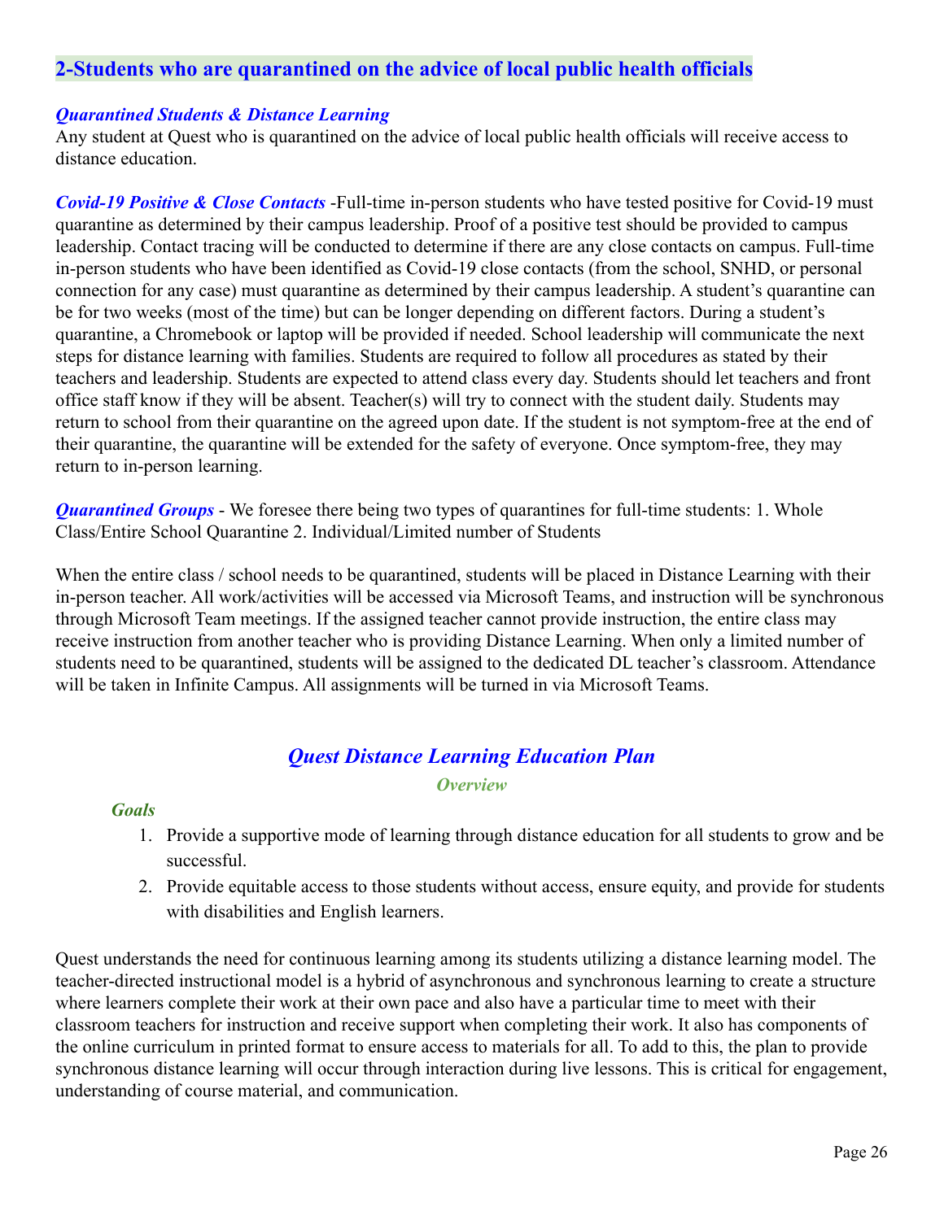## 2-Students who are quarantined on the advice of local public health officials

***Quarantined Students & Distance Learning***
Any student at Quest who is quarantined on the advice of local public health officials will receive access to distance education.

***Covid-19 Positive & Close Contacts*** -Full-time in-person students who have tested positive for Covid-19 must quarantine as determined by their campus leadership. Proof of a positive test should be provided to campus leadership. Contact tracing will be conducted to determine if there are any close contacts on campus. Full-time in-person students who have been identified as Covid-19 close contacts (from the school, SNHD, or personal connection for any case) must quarantine as determined by their campus leadership. A student's quarantine can be for two weeks (most of the time) but can be longer depending on different factors. During a student's quarantine, a Chromebook or laptop will be provided if needed. School leadership will communicate the next steps for distance learning with families. Students are required to follow all procedures as stated by their teachers and leadership. Students are expected to attend class every day. Students should let teachers and front office staff know if they will be absent. Teacher(s) will try to connect with the student daily. Students may return to school from their quarantine on the agreed upon date. If the student is not symptom-free at the end of their quarantine, the quarantine will be extended for the safety of everyone. Once symptom-free, they may return to in-person learning.

***Quarantined Groups*** - We foresee there being two types of quarantines for full-time students: 1. Whole Class/Entire School Quarantine 2. Individual/Limited number of Students

When the entire class / school needs to be quarantined, students will be placed in Distance Learning with their in-person teacher. All work/activities will be accessed via Microsoft Teams, and instruction will be synchronous through Microsoft Team meetings. If the assigned teacher cannot provide instruction, the entire class may receive instruction from another teacher who is providing Distance Learning. When only a limited number of students need to be quarantined, students will be assigned to the dedicated DL teacher's classroom. Attendance will be taken in Infinite Campus. All assignments will be turned in via Microsoft Teams.

## *Quest Distance Learning Education Plan*

### *Overview*

***Goals***

1. Provide a supportive mode of learning through distance education for all students to grow and be successful.
2. Provide equitable access to those students without access, ensure equity, and provide for students with disabilities and English learners.

Quest understands the need for continuous learning among its students utilizing a distance learning model. The teacher-directed instructional model is a hybrid of asynchronous and synchronous learning to create a structure where learners complete their work at their own pace and also have a particular time to meet with their classroom teachers for instruction and receive support when completing their work. It also has components of the online curriculum in printed format to ensure access to materials for all. To add to this, the plan to provide synchronous distance learning will occur through interaction during live lessons. This is critical for engagement, understanding of course material, and communication.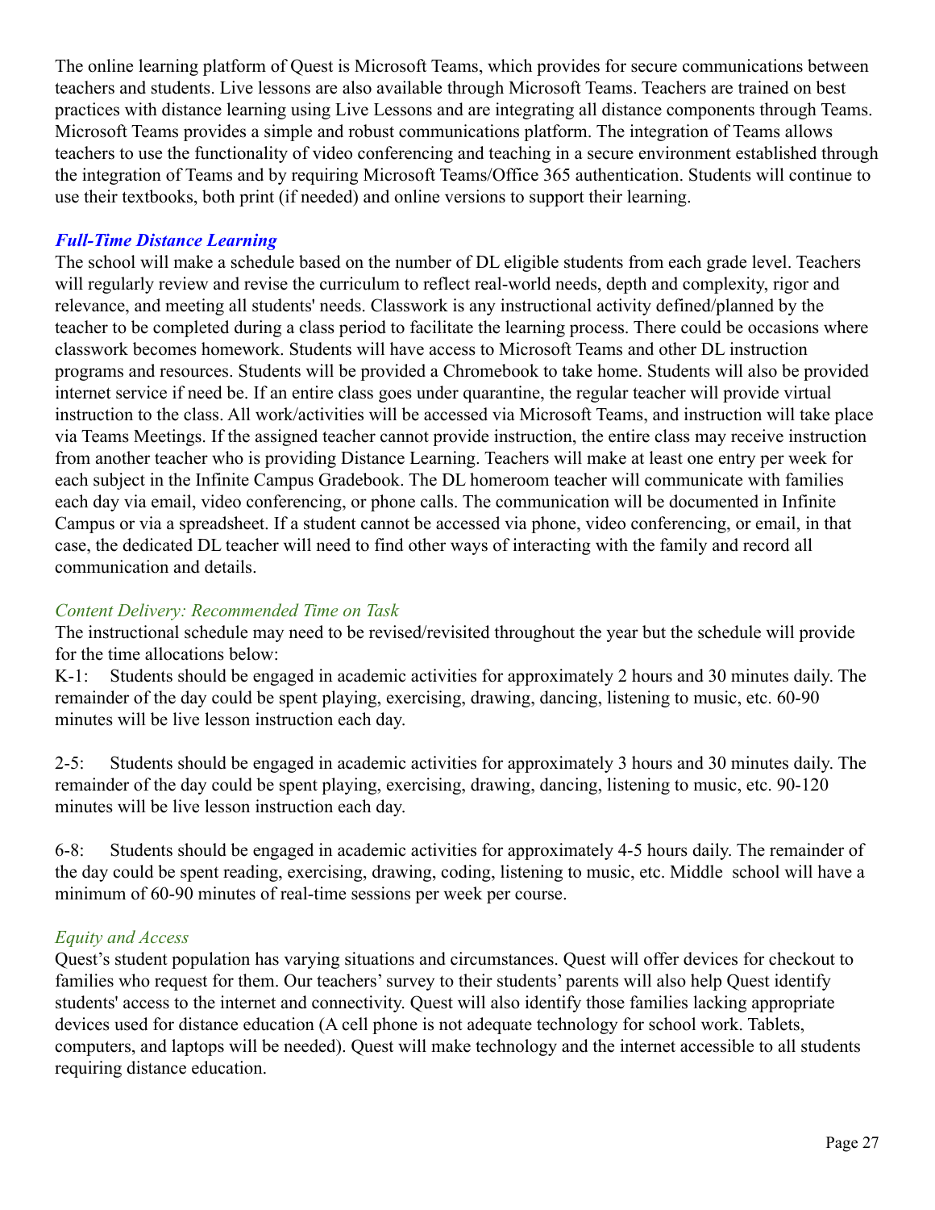The online learning platform of Quest is Microsoft Teams, which provides for secure communications between teachers and students. Live lessons are also available through Microsoft Teams. Teachers are trained on best practices with distance learning using Live Lessons and are integrating all distance components through Teams. Microsoft Teams provides a simple and robust communications platform. The integration of Teams allows teachers to use the functionality of video conferencing and teaching in a secure environment established through the integration of Teams and by requiring Microsoft Teams/Office 365 authentication. Students will continue to use their textbooks, both print (if needed) and online versions to support their learning.

### *Full-Time Distance Learning*

The school will make a schedule based on the number of DL eligible students from each grade level. Teachers will regularly review and revise the curriculum to reflect real-world needs, depth and complexity, rigor and relevance, and meeting all students' needs. Classwork is any instructional activity defined/planned by the teacher to be completed during a class period to facilitate the learning process. There could be occasions where classwork becomes homework. Students will have access to Microsoft Teams and other DL instruction programs and resources. Students will be provided a Chromebook to take home. Students will also be provided internet service if need be. If an entire class goes under quarantine, the regular teacher will provide virtual instruction to the class. All work/activities will be accessed via Microsoft Teams, and instruction will take place via Teams Meetings. If the assigned teacher cannot provide instruction, the entire class may receive instruction from another teacher who is providing Distance Learning. Teachers will make at least one entry per week for each subject in the Infinite Campus Gradebook. The DL homeroom teacher will communicate with families each day via email, video conferencing, or phone calls. The communication will be documented in Infinite Campus or via a spreadsheet. If a student cannot be accessed via phone, video conferencing, or email, in that case, the dedicated DL teacher will need to find other ways of interacting with the family and record all communication and details.

#### *Content Delivery: Recommended Time on Task*

The instructional schedule may need to be revised/revisited throughout the year but the schedule will provide for the time allocations below:

K-1: Students should be engaged in academic activities for approximately 2 hours and 30 minutes daily. The remainder of the day could be spent playing, exercising, drawing, dancing, listening to music, etc. 60-90 minutes will be live lesson instruction each day.

2-5: Students should be engaged in academic activities for approximately 3 hours and 30 minutes daily. The remainder of the day could be spent playing, exercising, drawing, dancing, listening to music, etc. 90-120 minutes will be live lesson instruction each day.

6-8: Students should be engaged in academic activities for approximately 4-5 hours daily. The remainder of the day could be spent reading, exercising, drawing, coding, listening to music, etc. Middle school will have a minimum of 60-90 minutes of real-time sessions per week per course.

#### *Equity and Access*

Quest's student population has varying situations and circumstances. Quest will offer devices for checkout to families who request for them. Our teachers' survey to their students' parents will also help Quest identify students' access to the internet and connectivity. Quest will also identify those families lacking appropriate devices used for distance education (A cell phone is not adequate technology for school work. Tablets, computers, and laptops will be needed). Quest will make technology and the internet accessible to all students requiring distance education.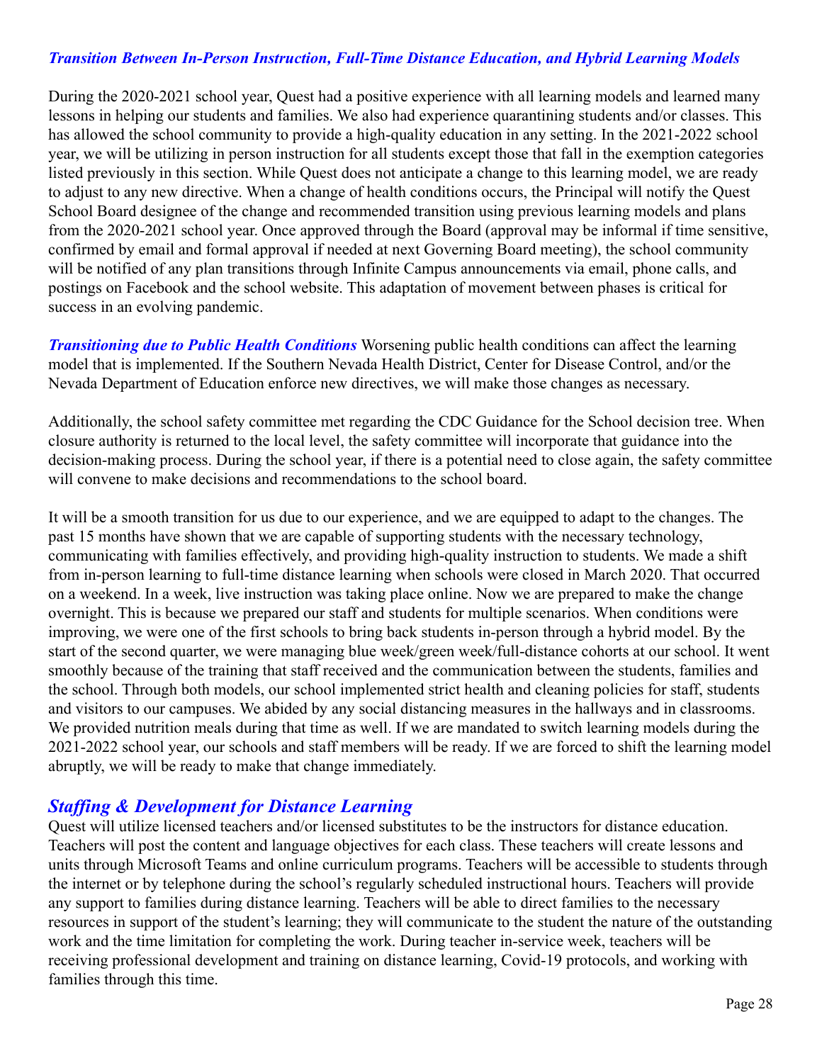### *Transition Between In-Person Instruction, Full-Time Distance Education, and Hybrid Learning Models*

During the 2020-2021 school year, Quest had a positive experience with all learning models and learned many lessons in helping our students and families. We also had experience quarantining students and/or classes. This has allowed the school community to provide a high-quality education in any setting. In the 2021-2022 school year, we will be utilizing in person instruction for all students except those that fall in the exemption categories listed previously in this section. While Quest does not anticipate a change to this learning model, we are ready to adjust to any new directive. When a change of health conditions occurs, the Principal will notify the Quest School Board designee of the change and recommended transition using previous learning models and plans from the 2020-2021 school year. Once approved through the Board (approval may be informal if time sensitive, confirmed by email and formal approval if needed at next Governing Board meeting), the school community will be notified of any plan transitions through Infinite Campus announcements via email, phone calls, and postings on Facebook and the school website. This adaptation of movement between phases is critical for success in an evolving pandemic.

***Transitioning due to Public Health Conditions*** Worsening public health conditions can affect the learning model that is implemented. If the Southern Nevada Health District, Center for Disease Control, and/or the Nevada Department of Education enforce new directives, we will make those changes as necessary.

Additionally, the school safety committee met regarding the CDC Guidance for the School decision tree. When closure authority is returned to the local level, the safety committee will incorporate that guidance into the decision-making process. During the school year, if there is a potential need to close again, the safety committee will convene to make decisions and recommendations to the school board.

It will be a smooth transition for us due to our experience, and we are equipped to adapt to the changes. The past 15 months have shown that we are capable of supporting students with the necessary technology, communicating with families effectively, and providing high-quality instruction to students. We made a shift from in-person learning to full-time distance learning when schools were closed in March 2020. That occurred on a weekend. In a week, live instruction was taking place online. Now we are prepared to make the change overnight. This is because we prepared our staff and students for multiple scenarios. When conditions were improving, we were one of the first schools to bring back students in-person through a hybrid model. By the start of the second quarter, we were managing blue week/green week/full-distance cohorts at our school. It went smoothly because of the training that staff received and the communication between the students, families and the school. Through both models, our school implemented strict health and cleaning policies for staff, students and visitors to our campuses. We abided by any social distancing measures in the hallways and in classrooms. We provided nutrition meals during that time as well. If we are mandated to switch learning models during the 2021-2022 school year, our schools and staff members will be ready. If we are forced to shift the learning model abruptly, we will be ready to make that change immediately.

## *Staffing & Development for Distance Learning*

Quest will utilize licensed teachers and/or licensed substitutes to be the instructors for distance education. Teachers will post the content and language objectives for each class. These teachers will create lessons and units through Microsoft Teams and online curriculum programs. Teachers will be accessible to students through the internet or by telephone during the school's regularly scheduled instructional hours. Teachers will provide any support to families during distance learning. Teachers will be able to direct families to the necessary resources in support of the student's learning; they will communicate to the student the nature of the outstanding work and the time limitation for completing the work. During teacher in-service week, teachers will be receiving professional development and training on distance learning, Covid-19 protocols, and working with families through this time.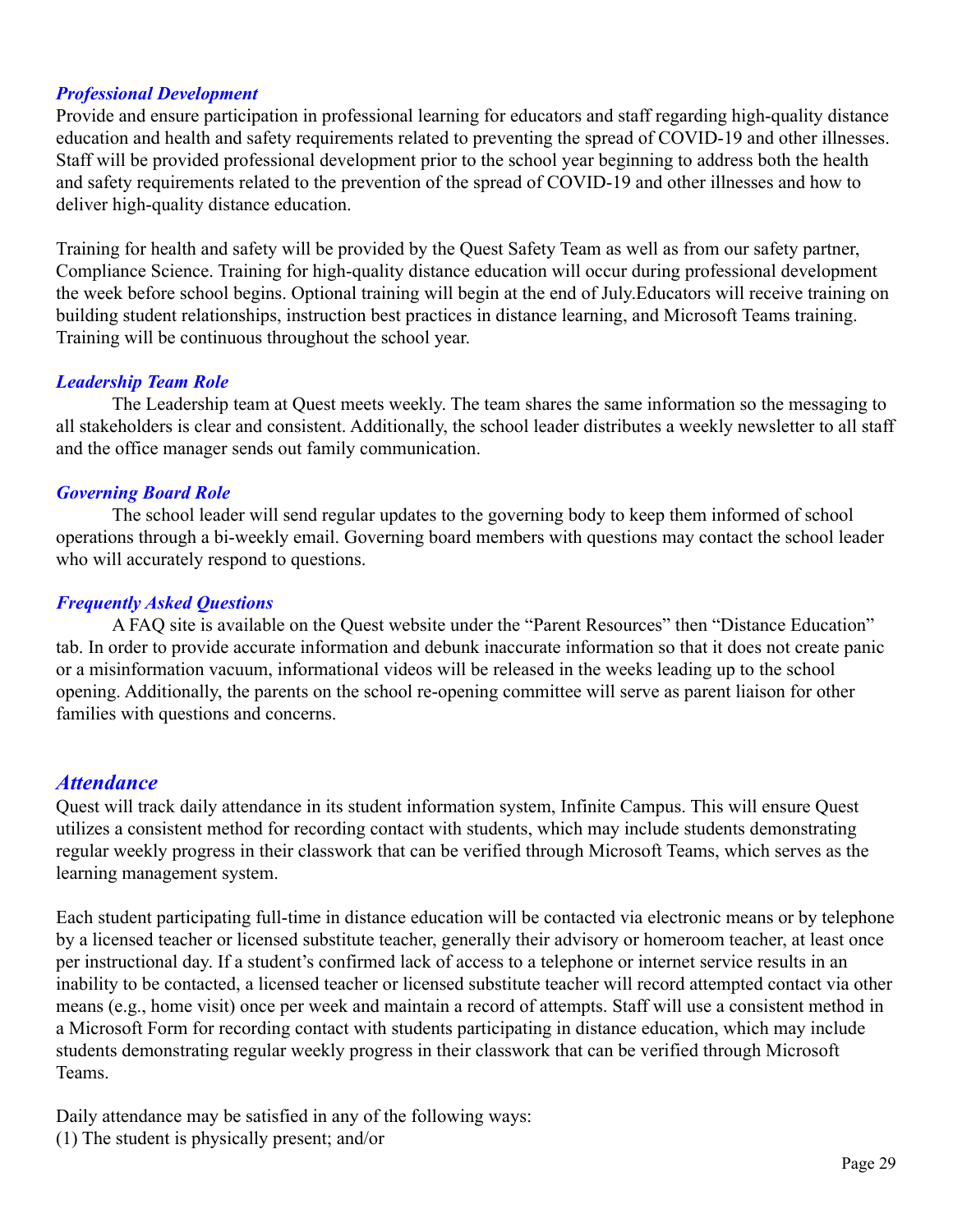### *Professional Development*

Provide and ensure participation in professional learning for educators and staff regarding high-quality distance education and health and safety requirements related to preventing the spread of COVID-19 and other illnesses. Staff will be provided professional development prior to the school year beginning to address both the health and safety requirements related to the prevention of the spread of COVID-19 and other illnesses and how to deliver high-quality distance education.

Training for health and safety will be provided by the Quest Safety Team as well as from our safety partner, Compliance Science. Training for high-quality distance education will occur during professional development the week before school begins. Optional training will begin at the end of July.Educators will receive training on building student relationships, instruction best practices in distance learning, and Microsoft Teams training. Training will be continuous throughout the school year.

### *Leadership Team Role*

The Leadership team at Quest meets weekly. The team shares the same information so the messaging to all stakeholders is clear and consistent. Additionally, the school leader distributes a weekly newsletter to all staff and the office manager sends out family communication.

### *Governing Board Role*

The school leader will send regular updates to the governing body to keep them informed of school operations through a bi-weekly email. Governing board members with questions may contact the school leader who will accurately respond to questions.

### *Frequently Asked Questions*

A FAQ site is available on the Quest website under the "Parent Resources" then "Distance Education" tab. In order to provide accurate information and debunk inaccurate information so that it does not create panic or a misinformation vacuum, informational videos will be released in the weeks leading up to the school opening. Additionally, the parents on the school re-opening committee will serve as parent liaison for other families with questions and concerns.

## *Attendance*

Quest will track daily attendance in its student information system, Infinite Campus. This will ensure Quest utilizes a consistent method for recording contact with students, which may include students demonstrating regular weekly progress in their classwork that can be verified through Microsoft Teams, which serves as the learning management system.

Each student participating full-time in distance education will be contacted via electronic means or by telephone by a licensed teacher or licensed substitute teacher, generally their advisory or homeroom teacher, at least once per instructional day. If a student's confirmed lack of access to a telephone or internet service results in an inability to be contacted, a licensed teacher or licensed substitute teacher will record attempted contact via other means (e.g., home visit) once per week and maintain a record of attempts. Staff will use a consistent method in a Microsoft Form for recording contact with students participating in distance education, which may include students demonstrating regular weekly progress in their classwork that can be verified through Microsoft Teams.

Daily attendance may be satisfied in any of the following ways:
(1) The student is physically present; and/or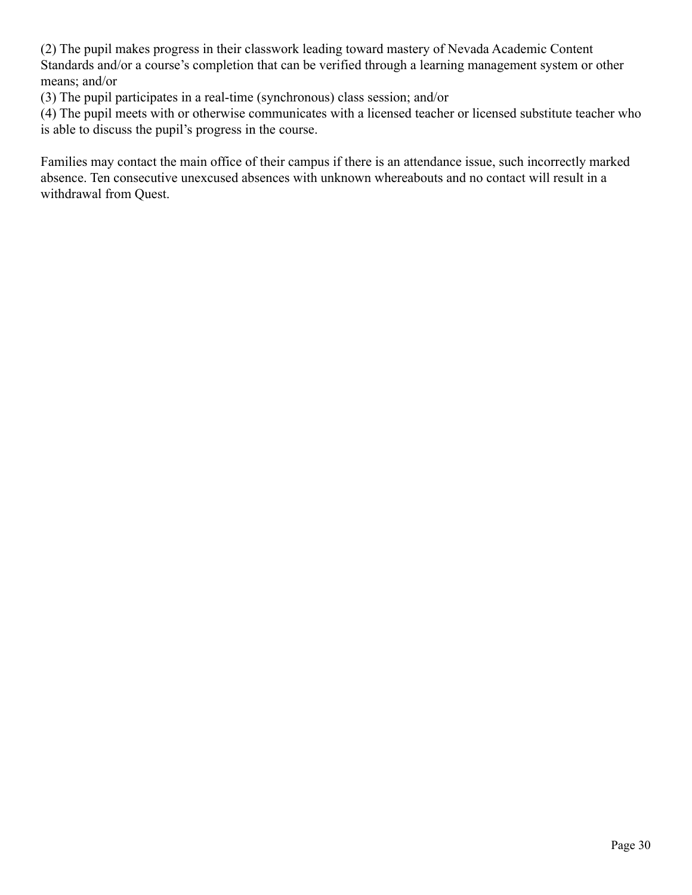(2) The pupil makes progress in their classwork leading toward mastery of Nevada Academic Content Standards and/or a course's completion that can be verified through a learning management system or other means; and/or

(3) The pupil participates in a real-time (synchronous) class session; and/or

(4) The pupil meets with or otherwise communicates with a licensed teacher or licensed substitute teacher who is able to discuss the pupil's progress in the course.

Families may contact the main office of their campus if there is an attendance issue, such incorrectly marked absence. Ten consecutive unexcused absences with unknown whereabouts and no contact will result in a withdrawal from Quest.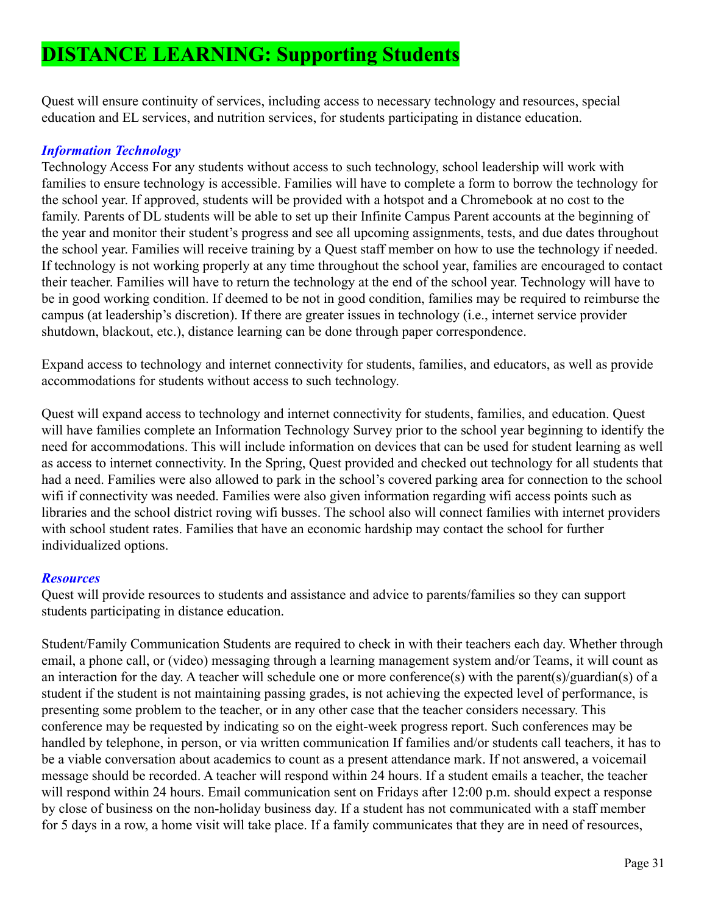# DISTANCE LEARNING: Supporting Students

Quest will ensure continuity of services, including access to necessary technology and resources, special education and EL services, and nutrition services, for students participating in distance education.

### *Information Technology*

Technology Access For any students without access to such technology, school leadership will work with families to ensure technology is accessible. Families will have to complete a form to borrow the technology for the school year. If approved, students will be provided with a hotspot and a Chromebook at no cost to the family. Parents of DL students will be able to set up their Infinite Campus Parent accounts at the beginning of the year and monitor their student's progress and see all upcoming assignments, tests, and due dates throughout the school year. Families will receive training by a Quest staff member on how to use the technology if needed. If technology is not working properly at any time throughout the school year, families are encouraged to contact their teacher. Families will have to return the technology at the end of the school year. Technology will have to be in good working condition. If deemed to be not in good condition, families may be required to reimburse the campus (at leadership's discretion). If there are greater issues in technology (i.e., internet service provider shutdown, blackout, etc.), distance learning can be done through paper correspondence.

Expand access to technology and internet connectivity for students, families, and educators, as well as provide accommodations for students without access to such technology.

Quest will expand access to technology and internet connectivity for students, families, and education. Quest will have families complete an Information Technology Survey prior to the school year beginning to identify the need for accommodations. This will include information on devices that can be used for student learning as well as access to internet connectivity. In the Spring, Quest provided and checked out technology for all students that had a need. Families were also allowed to park in the school's covered parking area for connection to the school wifi if connectivity was needed. Families were also given information regarding wifi access points such as libraries and the school district roving wifi busses. The school also will connect families with internet providers with school student rates. Families that have an economic hardship may contact the school for further individualized options.

### *Resources*

Quest will provide resources to students and assistance and advice to parents/families so they can support students participating in distance education.

Student/Family Communication Students are required to check in with their teachers each day. Whether through email, a phone call, or (video) messaging through a learning management system and/or Teams, it will count as an interaction for the day. A teacher will schedule one or more conference(s) with the parent(s)/guardian(s) of a student if the student is not maintaining passing grades, is not achieving the expected level of performance, is presenting some problem to the teacher, or in any other case that the teacher considers necessary. This conference may be requested by indicating so on the eight-week progress report. Such conferences may be handled by telephone, in person, or via written communication If families and/or students call teachers, it has to be a viable conversation about academics to count as a present attendance mark. If not answered, a voicemail message should be recorded. A teacher will respond within 24 hours. If a student emails a teacher, the teacher will respond within 24 hours. Email communication sent on Fridays after 12:00 p.m. should expect a response by close of business on the non-holiday business day. If a student has not communicated with a staff member for 5 days in a row, a home visit will take place. If a family communicates that they are in need of resources,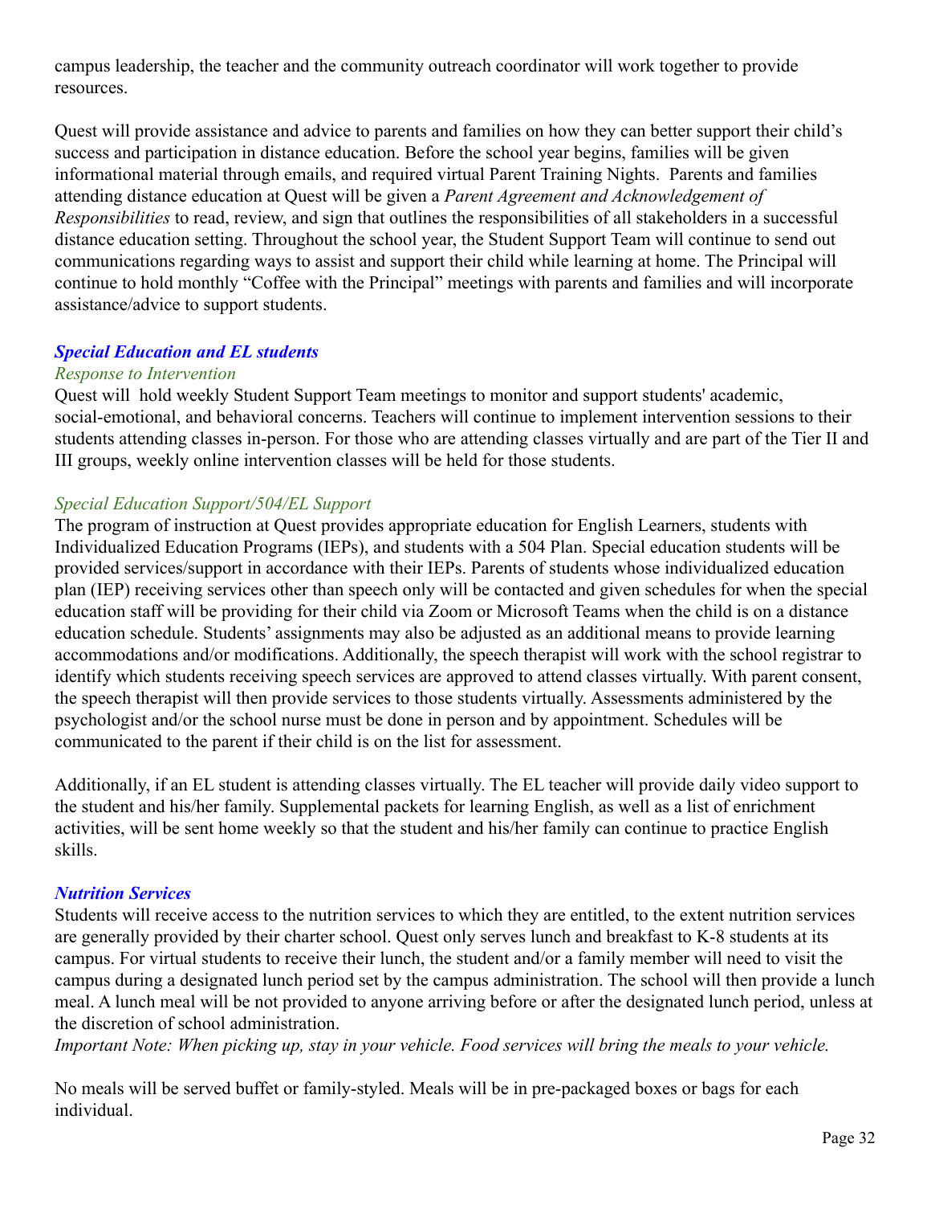campus leadership, the teacher and the community outreach coordinator will work together to provide resources.

Quest will provide assistance and advice to parents and families on how they can better support their child's success and participation in distance education. Before the school year begins, families will be given informational material through emails, and required virtual Parent Training Nights. Parents and families attending distance education at Quest will be given a *Parent Agreement and Acknowledgement of Responsibilities* to read, review, and sign that outlines the responsibilities of all stakeholders in a successful distance education setting. Throughout the school year, the Student Support Team will continue to send out communications regarding ways to assist and support their child while learning at home. The Principal will continue to hold monthly "Coffee with the Principal" meetings with parents and families and will incorporate assistance/advice to support students.

### *Special Education and EL students*

*Response to Intervention*

Quest will hold weekly Student Support Team meetings to monitor and support students' academic, social-emotional, and behavioral concerns. Teachers will continue to implement intervention sessions to their students attending classes in-person. For those who are attending classes virtually and are part of the Tier II and III groups, weekly online intervention classes will be held for those students.

*Special Education Support/504/EL Support*

The program of instruction at Quest provides appropriate education for English Learners, students with Individualized Education Programs (IEPs), and students with a 504 Plan. Special education students will be provided services/support in accordance with their IEPs. Parents of students whose individualized education plan (IEP) receiving services other than speech only will be contacted and given schedules for when the special education staff will be providing for their child via Zoom or Microsoft Teams when the child is on a distance education schedule. Students' assignments may also be adjusted as an additional means to provide learning accommodations and/or modifications. Additionally, the speech therapist will work with the school registrar to identify which students receiving speech services are approved to attend classes virtually. With parent consent, the speech therapist will then provide services to those students virtually. Assessments administered by the psychologist and/or the school nurse must be done in person and by appointment. Schedules will be communicated to the parent if their child is on the list for assessment.

Additionally, if an EL student is attending classes virtually. The EL teacher will provide daily video support to the student and his/her family. Supplemental packets for learning English, as well as a list of enrichment activities, will be sent home weekly so that the student and his/her family can continue to practice English skills.

### *Nutrition Services*

Students will receive access to the nutrition services to which they are entitled, to the extent nutrition services are generally provided by their charter school. Quest only serves lunch and breakfast to K-8 students at its campus. For virtual students to receive their lunch, the student and/or a family member will need to visit the campus during a designated lunch period set by the campus administration. The school will then provide a lunch meal. A lunch meal will be not provided to anyone arriving before or after the designated lunch period, unless at the discretion of school administration.

*Important Note: When picking up, stay in your vehicle. Food services will bring the meals to your vehicle.*

No meals will be served buffet or family-styled. Meals will be in pre-packaged boxes or bags for each individual.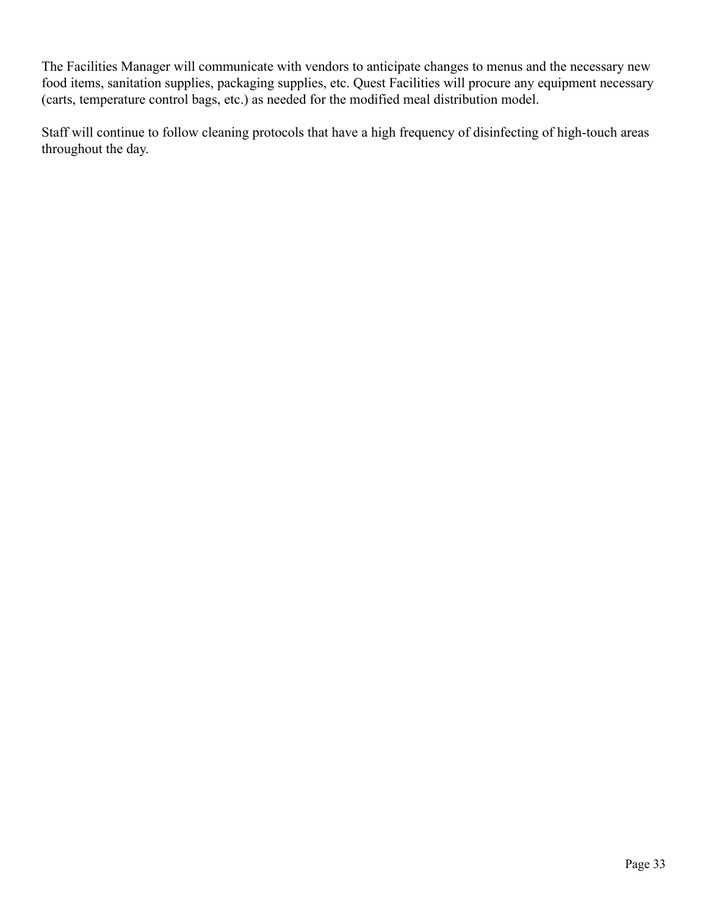The Facilities Manager will communicate with vendors to anticipate changes to menus and the necessary new food items, sanitation supplies, packaging supplies, etc. Quest Facilities will procure any equipment necessary (carts, temperature control bags, etc.) as needed for the modified meal distribution model.

Staff will continue to follow cleaning protocols that have a high frequency of disinfecting of high-touch areas throughout the day.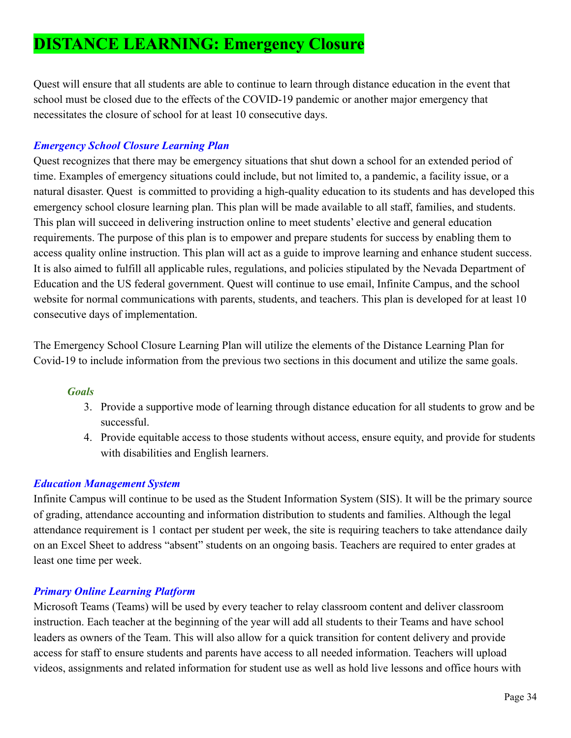# DISTANCE LEARNING: Emergency Closure

Quest will ensure that all students are able to continue to learn through distance education in the event that school must be closed due to the effects of the COVID-19 pandemic or another major emergency that necessitates the closure of school for at least 10 consecutive days.

### *Emergency School Closure Learning Plan*

Quest recognizes that there may be emergency situations that shut down a school for an extended period of time. Examples of emergency situations could include, but not limited to, a pandemic, a facility issue, or a natural disaster. Quest  is committed to providing a high-quality education to its students and has developed this emergency school closure learning plan. This plan will be made available to all staff, families, and students. This plan will succeed in delivering instruction online to meet students' elective and general education requirements. The purpose of this plan is to empower and prepare students for success by enabling them to access quality online instruction. This plan will act as a guide to improve learning and enhance student success. It is also aimed to fulfill all applicable rules, regulations, and policies stipulated by the Nevada Department of Education and the US federal government. Quest will continue to use email, Infinite Campus, and the school website for normal communications with parents, students, and teachers. This plan is developed for at least 10 consecutive days of implementation.

The Emergency School Closure Learning Plan will utilize the elements of the Distance Learning Plan for Covid-19 to include information from the previous two sections in this document and utilize the same goals.

#### *Goals*

3. Provide a supportive mode of learning through distance education for all students to grow and be successful.
4. Provide equitable access to those students without access, ensure equity, and provide for students with disabilities and English learners.

### *Education Management System*

Infinite Campus will continue to be used as the Student Information System (SIS). It will be the primary source of grading, attendance accounting and information distribution to students and families. Although the legal attendance requirement is 1 contact per student per week, the site is requiring teachers to take attendance daily on an Excel Sheet to address "absent" students on an ongoing basis. Teachers are required to enter grades at least one time per week.

### *Primary Online Learning Platform*

Microsoft Teams (Teams) will be used by every teacher to relay classroom content and deliver classroom instruction. Each teacher at the beginning of the year will add all students to their Teams and have school leaders as owners of the Team. This will also allow for a quick transition for content delivery and provide access for staff to ensure students and parents have access to all needed information. Teachers will upload videos, assignments and related information for student use as well as hold live lessons and office hours with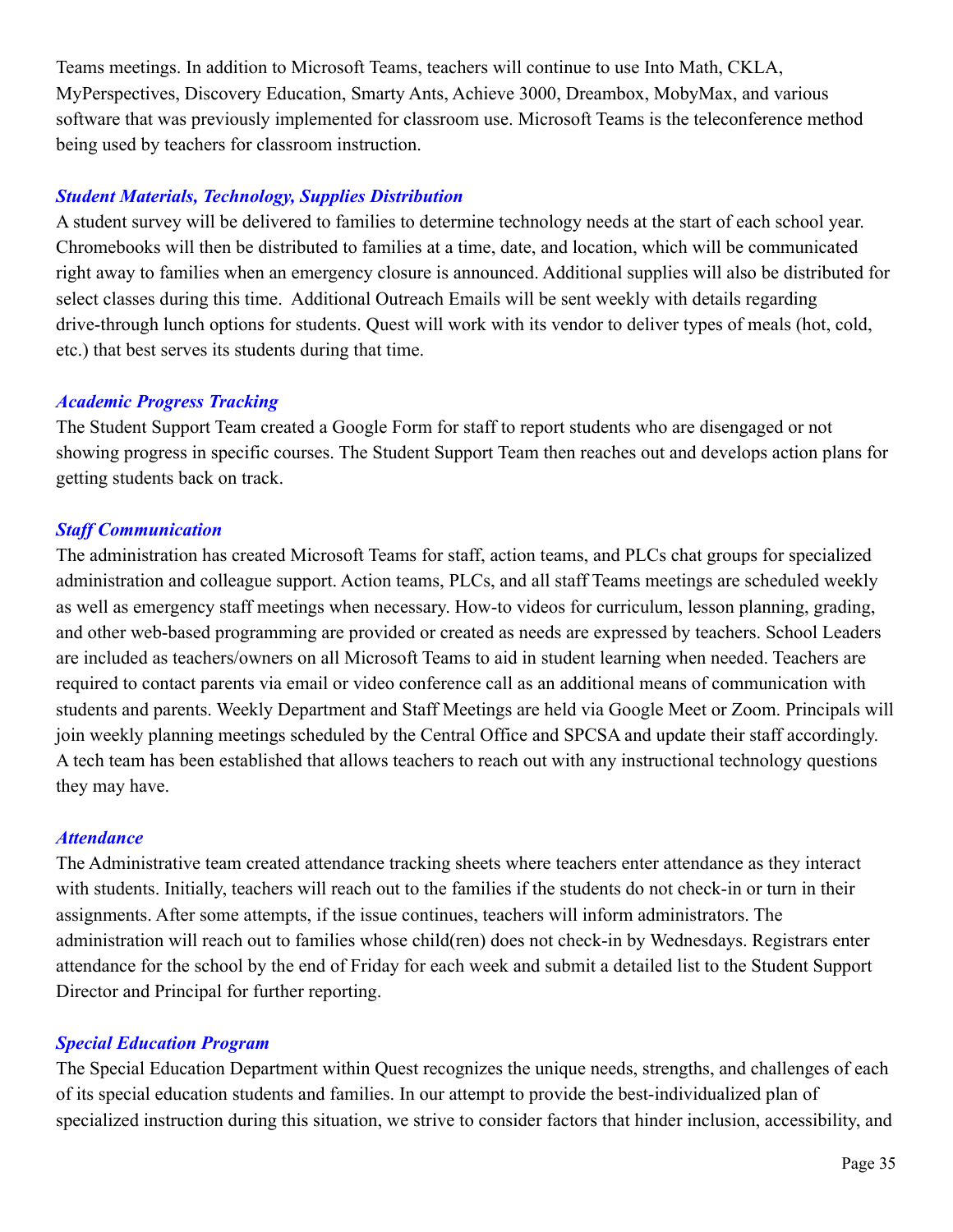Teams meetings. In addition to Microsoft Teams, teachers will continue to use Into Math, CKLA, MyPerspectives, Discovery Education, Smarty Ants, Achieve 3000, Dreambox, MobyMax, and various software that was previously implemented for classroom use. Microsoft Teams is the teleconference method being used by teachers for classroom instruction.

### *Student Materials, Technology, Supplies Distribution*

A student survey will be delivered to families to determine technology needs at the start of each school year. Chromebooks will then be distributed to families at a time, date, and location, which will be communicated right away to families when an emergency closure is announced. Additional supplies will also be distributed for select classes during this time. Additional Outreach Emails will be sent weekly with details regarding drive-through lunch options for students. Quest will work with its vendor to deliver types of meals (hot, cold, etc.) that best serves its students during that time.

### *Academic Progress Tracking*

The Student Support Team created a Google Form for staff to report students who are disengaged or not showing progress in specific courses. The Student Support Team then reaches out and develops action plans for getting students back on track.

### *Staff Communication*

The administration has created Microsoft Teams for staff, action teams, and PLCs chat groups for specialized administration and colleague support. Action teams, PLCs, and all staff Teams meetings are scheduled weekly as well as emergency staff meetings when necessary. How-to videos for curriculum, lesson planning, grading, and other web-based programming are provided or created as needs are expressed by teachers. School Leaders are included as teachers/owners on all Microsoft Teams to aid in student learning when needed. Teachers are required to contact parents via email or video conference call as an additional means of communication with students and parents. Weekly Department and Staff Meetings are held via Google Meet or Zoom. Principals will join weekly planning meetings scheduled by the Central Office and SPCSA and update their staff accordingly. A tech team has been established that allows teachers to reach out with any instructional technology questions they may have.

### *Attendance*

The Administrative team created attendance tracking sheets where teachers enter attendance as they interact with students. Initially, teachers will reach out to the families if the students do not check-in or turn in their assignments. After some attempts, if the issue continues, teachers will inform administrators. The administration will reach out to families whose child(ren) does not check-in by Wednesdays. Registrars enter attendance for the school by the end of Friday for each week and submit a detailed list to the Student Support Director and Principal for further reporting.

### *Special Education Program*

The Special Education Department within Quest recognizes the unique needs, strengths, and challenges of each of its special education students and families. In our attempt to provide the best-individualized plan of specialized instruction during this situation, we strive to consider factors that hinder inclusion, accessibility, and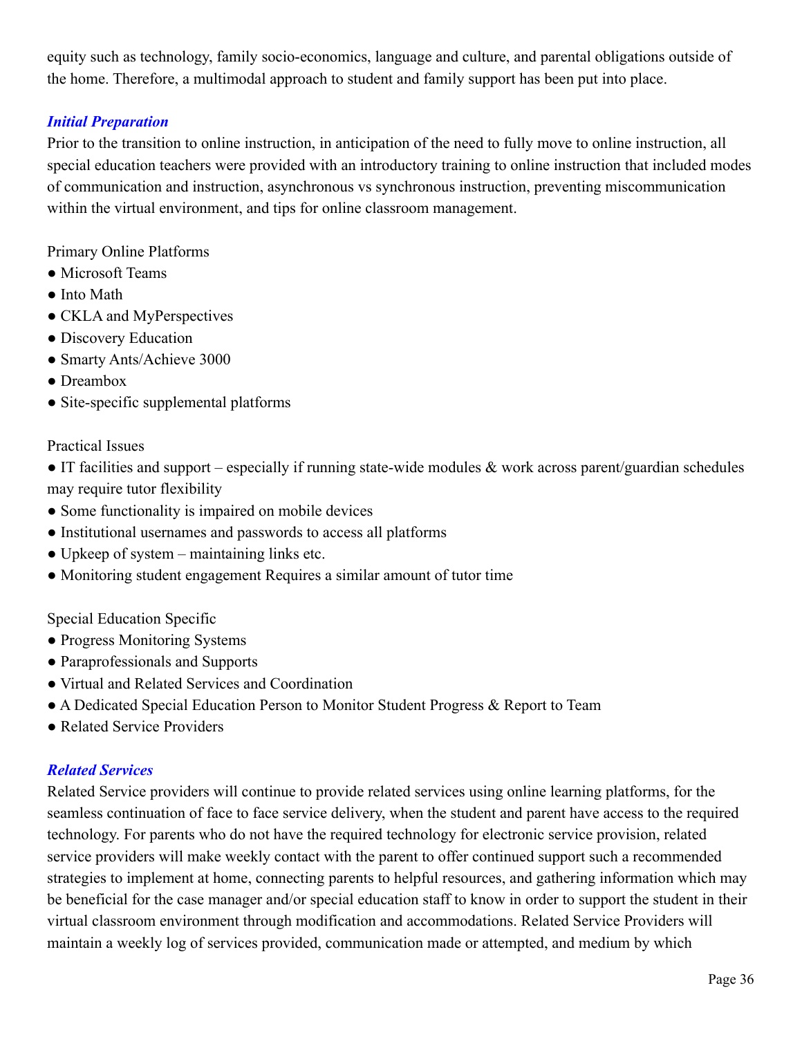equity such as technology, family socio-economics, language and culture, and parental obligations outside of the home. Therefore, a multimodal approach to student and family support has been put into place.

### *Initial Preparation*

Prior to the transition to online instruction, in anticipation of the need to fully move to online instruction, all special education teachers were provided with an introductory training to online instruction that included modes of communication and instruction, asynchronous vs synchronous instruction, preventing miscommunication within the virtual environment, and tips for online classroom management.

Primary Online Platforms

- Microsoft Teams
- Into Math
- CKLA and MyPerspectives
- Discovery Education
- Smarty Ants/Achieve 3000
- Dreambox
- Site-specific supplemental platforms

Practical Issues

- IT facilities and support – especially if running state-wide modules & work across parent/guardian schedules may require tutor flexibility
- Some functionality is impaired on mobile devices
- Institutional usernames and passwords to access all platforms
- Upkeep of system – maintaining links etc.
- Monitoring student engagement Requires a similar amount of tutor time

Special Education Specific

- Progress Monitoring Systems
- Paraprofessionals and Supports
- Virtual and Related Services and Coordination
- A Dedicated Special Education Person to Monitor Student Progress & Report to Team
- Related Service Providers

### *Related Services*

Related Service providers will continue to provide related services using online learning platforms, for the seamless continuation of face to face service delivery, when the student and parent have access to the required technology. For parents who do not have the required technology for electronic service provision, related service providers will make weekly contact with the parent to offer continued support such a recommended strategies to implement at home, connecting parents to helpful resources, and gathering information which may be beneficial for the case manager and/or special education staff to know in order to support the student in their virtual classroom environment through modification and accommodations. Related Service Providers will maintain a weekly log of services provided, communication made or attempted, and medium by which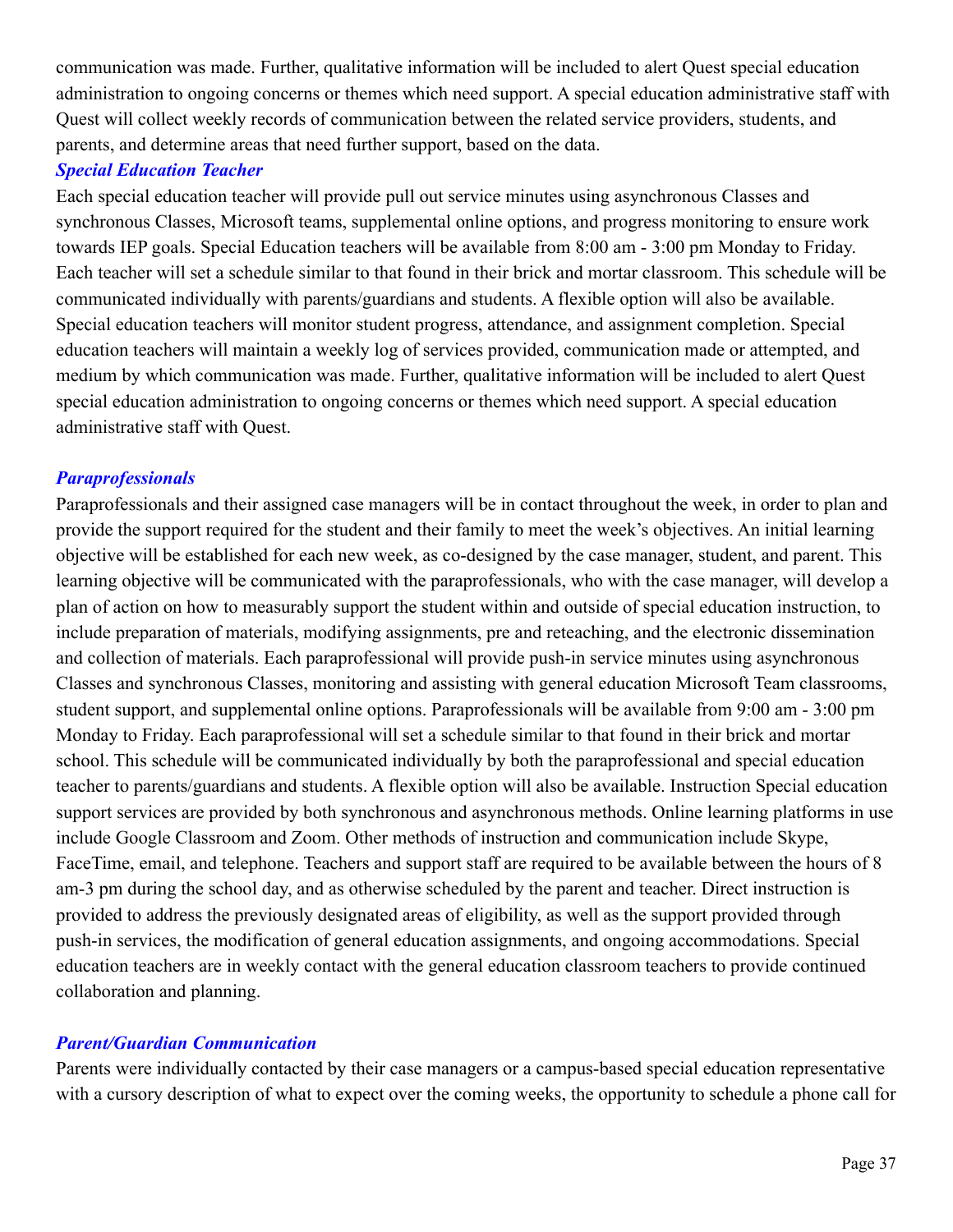communication was made. Further, qualitative information will be included to alert Quest special education administration to ongoing concerns or themes which need support. A special education administrative staff with Quest will collect weekly records of communication between the related service providers, students, and parents, and determine areas that need further support, based on the data.

### *Special Education Teacher*

Each special education teacher will provide pull out service minutes using asynchronous Classes and synchronous Classes, Microsoft teams, supplemental online options, and progress monitoring to ensure work towards IEP goals. Special Education teachers will be available from 8:00 am - 3:00 pm Monday to Friday. Each teacher will set a schedule similar to that found in their brick and mortar classroom. This schedule will be communicated individually with parents/guardians and students. A flexible option will also be available. Special education teachers will monitor student progress, attendance, and assignment completion. Special education teachers will maintain a weekly log of services provided, communication made or attempted, and medium by which communication was made. Further, qualitative information will be included to alert Quest special education administration to ongoing concerns or themes which need support. A special education administrative staff with Quest.

### *Paraprofessionals*

Paraprofessionals and their assigned case managers will be in contact throughout the week, in order to plan and provide the support required for the student and their family to meet the week's objectives. An initial learning objective will be established for each new week, as co-designed by the case manager, student, and parent. This learning objective will be communicated with the paraprofessionals, who with the case manager, will develop a plan of action on how to measurably support the student within and outside of special education instruction, to include preparation of materials, modifying assignments, pre and reteaching, and the electronic dissemination and collection of materials. Each paraprofessional will provide push-in service minutes using asynchronous Classes and synchronous Classes, monitoring and assisting with general education Microsoft Team classrooms, student support, and supplemental online options. Paraprofessionals will be available from 9:00 am - 3:00 pm Monday to Friday. Each paraprofessional will set a schedule similar to that found in their brick and mortar school. This schedule will be communicated individually by both the paraprofessional and special education teacher to parents/guardians and students. A flexible option will also be available. Instruction Special education support services are provided by both synchronous and asynchronous methods. Online learning platforms in use include Google Classroom and Zoom. Other methods of instruction and communication include Skype, FaceTime, email, and telephone. Teachers and support staff are required to be available between the hours of 8 am-3 pm during the school day, and as otherwise scheduled by the parent and teacher. Direct instruction is provided to address the previously designated areas of eligibility, as well as the support provided through push-in services, the modification of general education assignments, and ongoing accommodations. Special education teachers are in weekly contact with the general education classroom teachers to provide continued collaboration and planning.

### *Parent/Guardian Communication*

Parents were individually contacted by their case managers or a campus-based special education representative with a cursory description of what to expect over the coming weeks, the opportunity to schedule a phone call for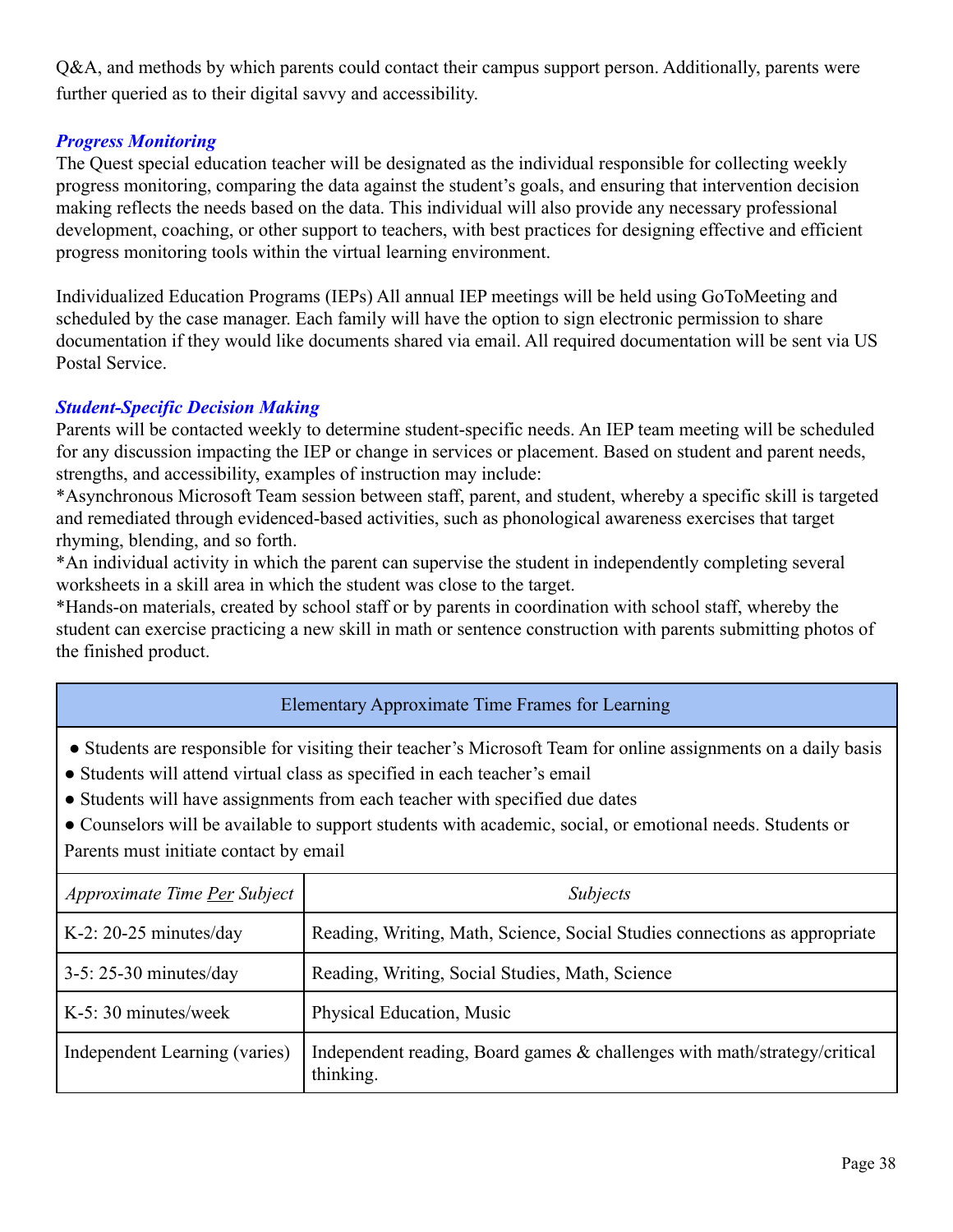Q&A, and methods by which parents could contact their campus support person. Additionally, parents were further queried as to their digital savvy and accessibility.

### *Progress Monitoring*

The Quest special education teacher will be designated as the individual responsible for collecting weekly progress monitoring, comparing the data against the student's goals, and ensuring that intervention decision making reflects the needs based on the data. This individual will also provide any necessary professional development, coaching, or other support to teachers, with best practices for designing effective and efficient progress monitoring tools within the virtual learning environment.

Individualized Education Programs (IEPs) All annual IEP meetings will be held using GoToMeeting and scheduled by the case manager. Each family will have the option to sign electronic permission to share documentation if they would like documents shared via email. All required documentation will be sent via US Postal Service.

### *Student-Specific Decision Making*

Parents will be contacted weekly to determine student-specific needs. An IEP team meeting will be scheduled for any discussion impacting the IEP or change in services or placement. Based on student and parent needs, strengths, and accessibility, examples of instruction may include:

*Asynchronous Microsoft Team session between staff, parent, and student, whereby a specific skill is targeted and remediated through evidenced-based activities, such as phonological awareness exercises that target rhyming, blending, and so forth.

*An individual activity in which the parent can supervise the student in independently completing several worksheets in a skill area in which the student was close to the target.

*Hands-on materials, created by school staff or by parents in coordination with school staff, whereby the student can exercise practicing a new skill in math or sentence construction with parents submitting photos of the finished product.

| Elementary Approximate Time Frames for Learning | |
|---|---|
| ● Students are responsible for visiting their teacher's Microsoft Team for online assignments on a daily basis<br>● Students will attend virtual class as specified in each teacher's email<br>● Students will have assignments from each teacher with specified due dates<br>● Counselors will be available to support students with academic, social, or emotional needs. Students or Parents must initiate contact by email | |
| *Approximate Time Per Subject* | *Subjects* |
| K-2: 20-25 minutes/day | Reading, Writing, Math, Science, Social Studies connections as appropriate |
| 3-5: 25-30 minutes/day | Reading, Writing, Social Studies, Math, Science |
| K-5: 30 minutes/week | Physical Education, Music |
| Independent Learning (varies) | Independent reading, Board games & challenges with math/strategy/critical thinking. |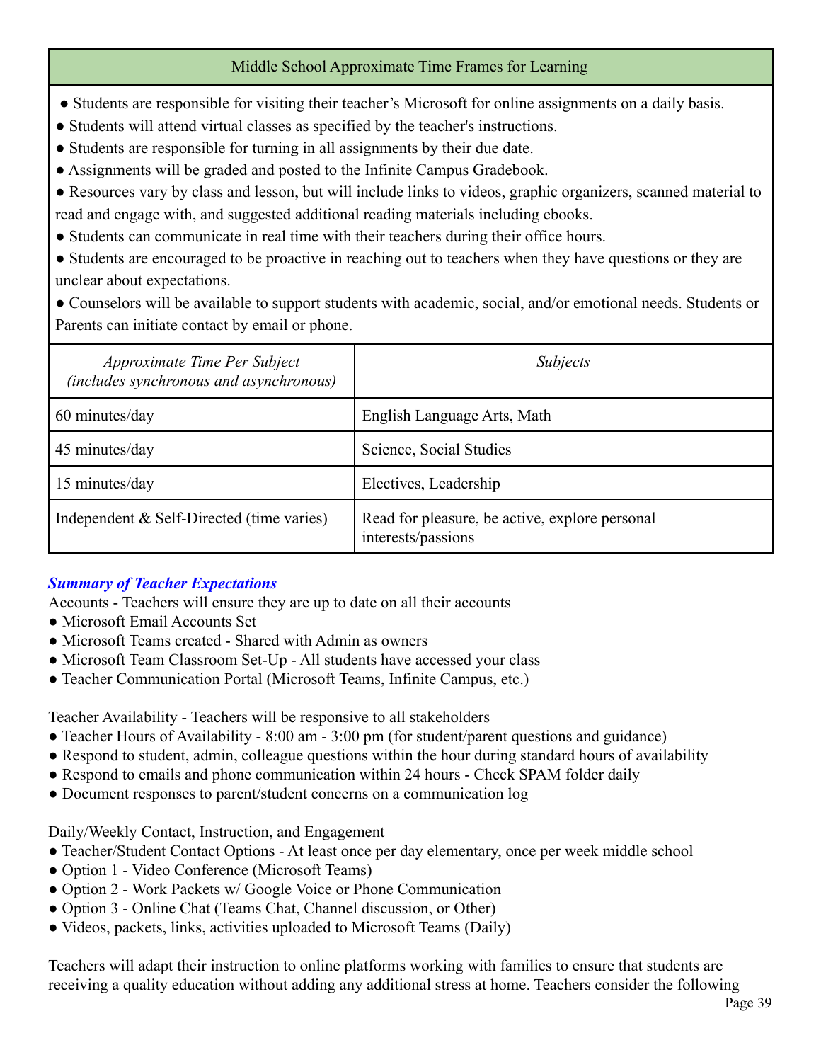| Middle School Approximate Time Frames for Learning | |
|---|---|
| ● Students are responsible for visiting their teacher's Microsoft for online assignments on a daily basis.<br>● Students will attend virtual classes as specified by the teacher's instructions.<br>● Students are responsible for turning in all assignments by their due date.<br>● Assignments will be graded and posted to the Infinite Campus Gradebook.<br>● Resources vary by class and lesson, but will include links to videos, graphic organizers, scanned material to read and engage with, and suggested additional reading materials including ebooks.<br>● Students can communicate in real time with their teachers during their office hours.<br>● Students are encouraged to be proactive in reaching out to teachers when they have questions or they are unclear about expectations.<br>● Counselors will be available to support students with academic, social, and/or emotional needs. Students or Parents can initiate contact by email or phone. | |
| *Approximate Time Per Subject (includes synchronous and asynchronous)* | *Subjects* |
| 60 minutes/day | English Language Arts, Math |
| 45 minutes/day | Science, Social Studies |
| 15 minutes/day | Electives, Leadership |
| Independent & Self-Directed (time varies) | Read for pleasure, be active, explore personal interests/passions |

***Summary of Teacher Expectations***

Accounts - Teachers will ensure they are up to date on all their accounts

- Microsoft Email Accounts Set
- Microsoft Teams created - Shared with Admin as owners
- Microsoft Team Classroom Set-Up - All students have accessed your class
- Teacher Communication Portal (Microsoft Teams, Infinite Campus, etc.)

Teacher Availability - Teachers will be responsive to all stakeholders

- Teacher Hours of Availability - 8:00 am - 3:00 pm (for student/parent questions and guidance)
- Respond to student, admin, colleague questions within the hour during standard hours of availability
- Respond to emails and phone communication within 24 hours - Check SPAM folder daily
- Document responses to parent/student concerns on a communication log

Daily/Weekly Contact, Instruction, and Engagement

- Teacher/Student Contact Options - At least once per day elementary, once per week middle school
- Option 1 - Video Conference (Microsoft Teams)
- Option 2 - Work Packets w/ Google Voice or Phone Communication
- Option 3 - Online Chat (Teams Chat, Channel discussion, or Other)
- Videos, packets, links, activities uploaded to Microsoft Teams (Daily)

Teachers will adapt their instruction to online platforms working with families to ensure that students are receiving a quality education without adding any additional stress at home. Teachers consider the following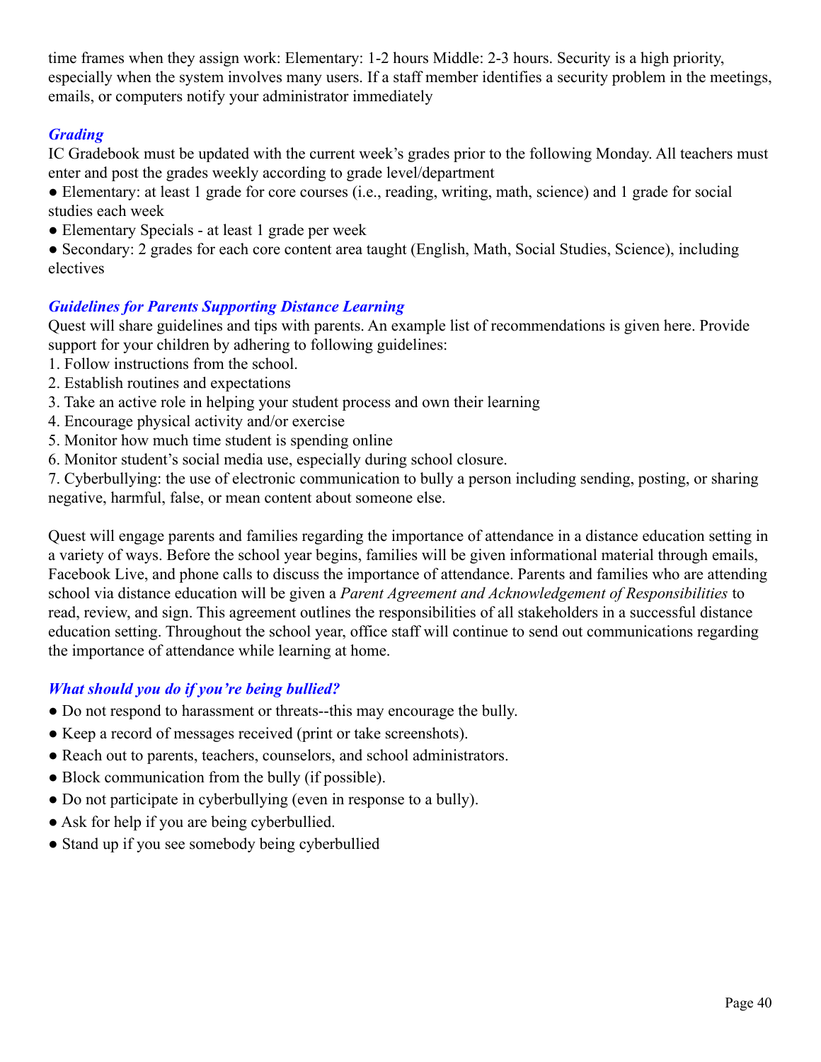time frames when they assign work: Elementary: 1-2 hours Middle: 2-3 hours. Security is a high priority, especially when the system involves many users. If a staff member identifies a security problem in the meetings, emails, or computers notify your administrator immediately

### *Grading*

IC Gradebook must be updated with the current week's grades prior to the following Monday. All teachers must enter and post the grades weekly according to grade level/department

- Elementary: at least 1 grade for core courses (i.e., reading, writing, math, science) and 1 grade for social studies each week
- Elementary Specials - at least 1 grade per week
- Secondary: 2 grades for each core content area taught (English, Math, Social Studies, Science), including electives

### *Guidelines for Parents Supporting Distance Learning*

Quest will share guidelines and tips with parents. An example list of recommendations is given here. Provide support for your children by adhering to following guidelines:

1. Follow instructions from the school.
2. Establish routines and expectations
3. Take an active role in helping your student process and own their learning
4. Encourage physical activity and/or exercise
5. Monitor how much time student is spending online
6. Monitor student's social media use, especially during school closure.
7. Cyberbullying: the use of electronic communication to bully a person including sending, posting, or sharing negative, harmful, false, or mean content about someone else.

Quest will engage parents and families regarding the importance of attendance in a distance education setting in a variety of ways. Before the school year begins, families will be given informational material through emails, Facebook Live, and phone calls to discuss the importance of attendance. Parents and families who are attending school via distance education will be given a *Parent Agreement and Acknowledgement of Responsibilities* to read, review, and sign. This agreement outlines the responsibilities of all stakeholders in a successful distance education setting. Throughout the school year, office staff will continue to send out communications regarding the importance of attendance while learning at home.

### *What should you do if you're being bullied?*

- Do not respond to harassment or threats--this may encourage the bully.
- Keep a record of messages received (print or take screenshots).
- Reach out to parents, teachers, counselors, and school administrators.
- Block communication from the bully (if possible).
- Do not participate in cyberbullying (even in response to a bully).
- Ask for help if you are being cyberbullied.
- Stand up if you see somebody being cyberbullied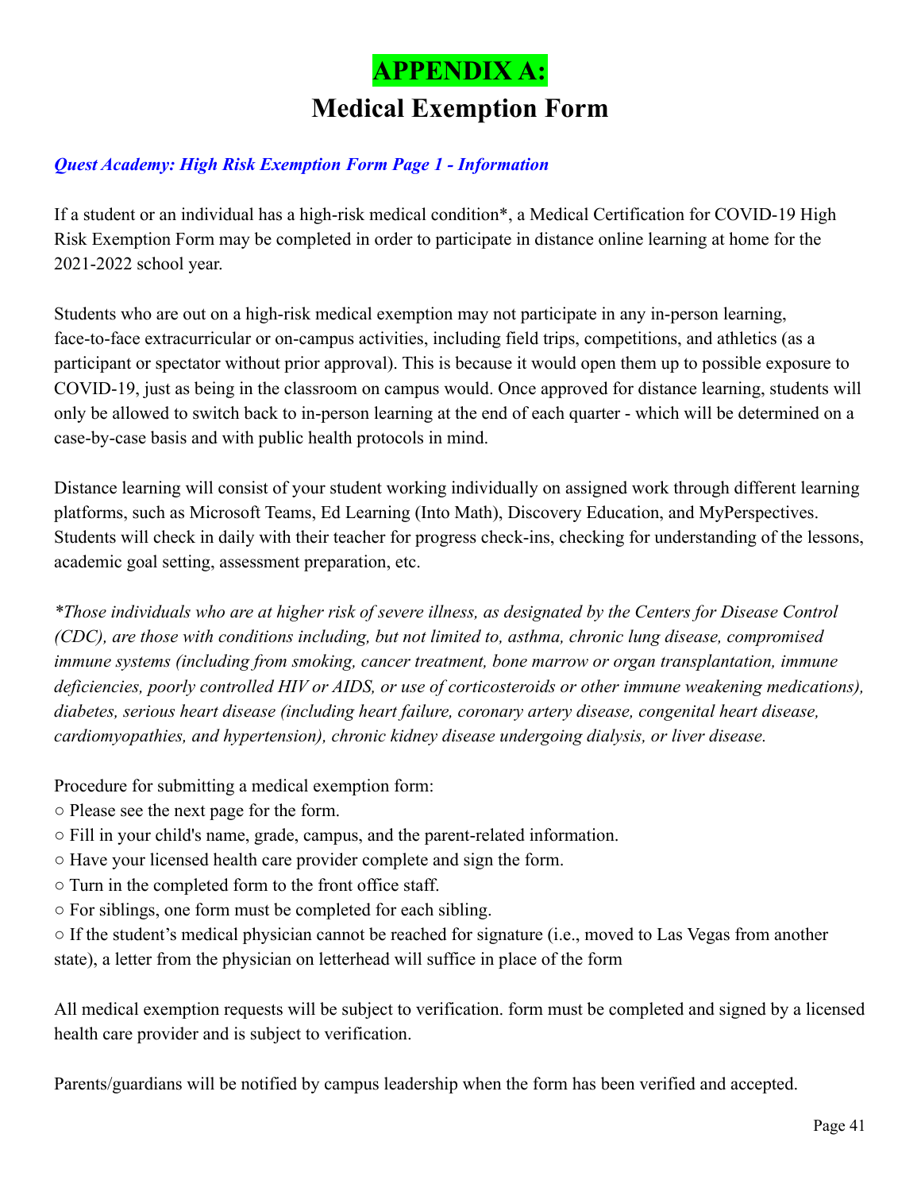# APPENDIX A:

## Medical Exemption Form

***Quest Academy: High Risk Exemption Form Page 1 - Information***

If a student or an individual has a high-risk medical condition*, a Medical Certification for COVID-19 High Risk Exemption Form may be completed in order to participate in distance online learning at home for the 2021-2022 school year.

Students who are out on a high-risk medical exemption may not participate in any in-person learning, face-to-face extracurricular or on-campus activities, including field trips, competitions, and athletics (as a participant or spectator without prior approval). This is because it would open them up to possible exposure to COVID-19, just as being in the classroom on campus would. Once approved for distance learning, students will only be allowed to switch back to in-person learning at the end of each quarter - which will be determined on a case-by-case basis and with public health protocols in mind.

Distance learning will consist of your student working individually on assigned work through different learning platforms, such as Microsoft Teams, Ed Learning (Into Math), Discovery Education, and MyPerspectives. Students will check in daily with their teacher for progress check-ins, checking for understanding of the lessons, academic goal setting, assessment preparation, etc.

*\*Those individuals who are at higher risk of severe illness, as designated by the Centers for Disease Control (CDC), are those with conditions including, but not limited to, asthma, chronic lung disease, compromised immune systems (including from smoking, cancer treatment, bone marrow or organ transplantation, immune deficiencies, poorly controlled HIV or AIDS, or use of corticosteroids or other immune weakening medications), diabetes, serious heart disease (including heart failure, coronary artery disease, congenital heart disease, cardiomyopathies, and hypertension), chronic kidney disease undergoing dialysis, or liver disease.*

Procedure for submitting a medical exemption form:

- Please see the next page for the form.
- Fill in your child's name, grade, campus, and the parent-related information.
- Have your licensed health care provider complete and sign the form.
- Turn in the completed form to the front office staff.
- For siblings, one form must be completed for each sibling.
- If the student's medical physician cannot be reached for signature (i.e., moved to Las Vegas from another state), a letter from the physician on letterhead will suffice in place of the form

All medical exemption requests will be subject to verification. form must be completed and signed by a licensed health care provider and is subject to verification.

Parents/guardians will be notified by campus leadership when the form has been verified and accepted.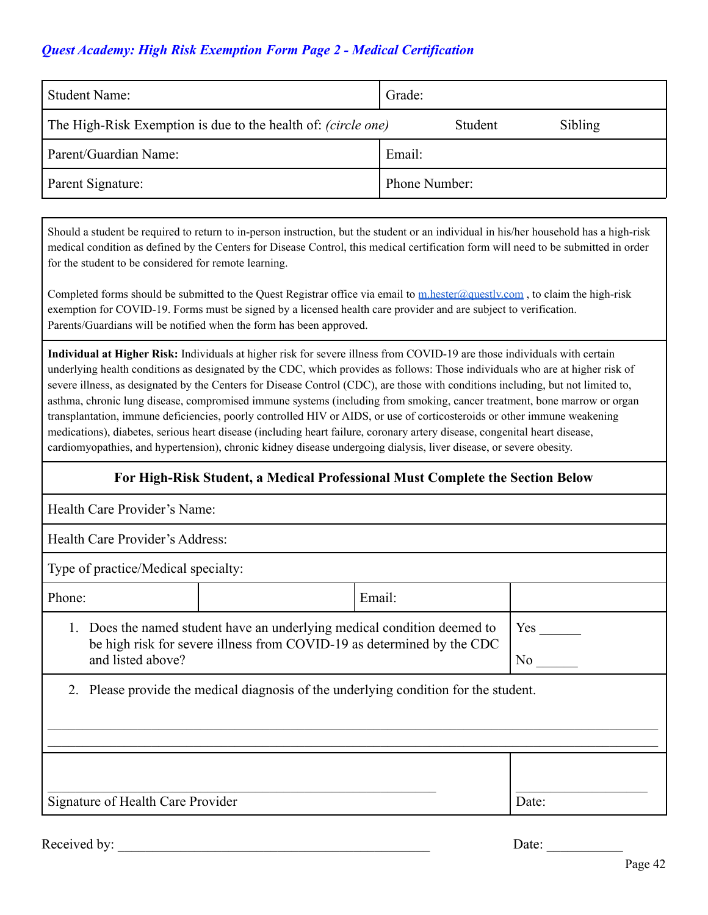*Quest Academy: High Risk Exemption Form Page 2 - Medical Certification*

| Student Name: | Grade: |
|---|---|
| The High-Risk Exemption is due to the health of: *(circle one)* | Student &nbsp;&nbsp;&nbsp;&nbsp; Sibling |
| Parent/Guardian Name: | Email: |
| Parent Signature: | Phone Number: |

Should a student be required to return to in-person instruction, but the student or an individual in his/her household has a high-risk medical condition as defined by the Centers for Disease Control, this medical certification form will need to be submitted in order for the student to be considered for remote learning.

Completed forms should be submitted to the Quest Registrar office via email to m.hester@questlv.com , to claim the high-risk exemption for COVID-19. Forms must be signed by a licensed health care provider and are subject to verification. Parents/Guardians will be notified when the form has been approved.

**Individual at Higher Risk:** Individuals at higher risk for severe illness from COVID-19 are those individuals with certain underlying health conditions as designated by the CDC, which provides as follows: Those individuals who are at higher risk of severe illness, as designated by the Centers for Disease Control (CDC), are those with conditions including, but not limited to, asthma, chronic lung disease, compromised immune systems (including from smoking, cancer treatment, bone marrow or organ transplantation, immune deficiencies, poorly controlled HIV or AIDS, or use of corticosteroids or other immune weakening medications), diabetes, serious heart disease (including heart failure, coronary artery disease, congenital heart disease, cardiomyopathies, and hypertension), chronic kidney disease undergoing dialysis, liver disease, or severe obesity.

**For High-Risk Student, a Medical Professional Must Complete the Section Below**

Health Care Provider's Name:

Health Care Provider's Address:

Type of practice/Medical specialty:

| Phone: | | Email: | |
|---|---|---|---|

1. Does the named student have an underlying medical condition deemed to be high risk for severe illness from COVID-19 as determined by the CDC and listed above? &nbsp;&nbsp; Yes ______ &nbsp;&nbsp; No ______

2. Please provide the medical diagnosis of the underlying condition for the student.

_______________________________________________________________________________

_______________________________________________________________________________

_______________________________________________ &nbsp;&nbsp;&nbsp;&nbsp; ____________________

Signature of Health Care Provider &nbsp;&nbsp;&nbsp;&nbsp; Date:

Received by: _______________________________________ &nbsp;&nbsp;&nbsp;&nbsp; Date: ___________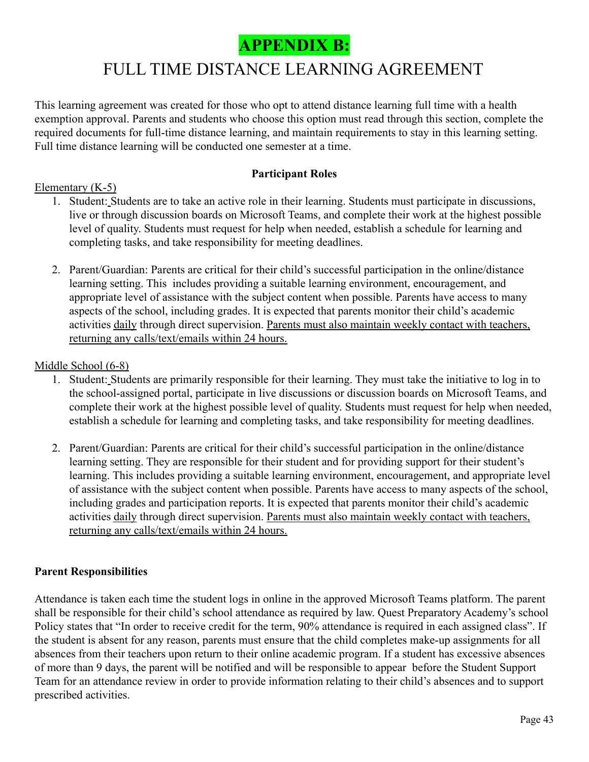# APPENDIX B:

## FULL TIME DISTANCE LEARNING AGREEMENT

This learning agreement was created for those who opt to attend distance learning full time with a health exemption approval. Parents and students who choose this option must read through this section, complete the required documents for full-time distance learning, and maintain requirements to stay in this learning setting. Full time distance learning will be conducted one semester at a time.

**Participant Roles**

<u>Elementary (K-5)</u>

1. Student: Students are to take an active role in their learning. Students must participate in discussions, live or through discussion boards on Microsoft Teams, and complete their work at the highest possible level of quality. Students must request for help when needed, establish a schedule for learning and completing tasks, and take responsibility for meeting deadlines.

2. Parent/Guardian: Parents are critical for their child's successful participation in the online/distance learning setting. This includes providing a suitable learning environment, encouragement, and appropriate level of assistance with the subject content when possible. Parents have access to many aspects of the school, including grades. It is expected that parents monitor their child's academic activities <u>daily</u> through direct supervision. <u>Parents must also maintain weekly contact with teachers, returning any calls/text/emails within 24 hours.</u>

<u>Middle School (6-8)</u>

1. Student: Students are primarily responsible for their learning. They must take the initiative to log in to the school-assigned portal, participate in live discussions or discussion boards on Microsoft Teams, and complete their work at the highest possible level of quality. Students must request for help when needed, establish a schedule for learning and completing tasks, and take responsibility for meeting deadlines.

2. Parent/Guardian: Parents are critical for their child's successful participation in the online/distance learning setting. They are responsible for their student and for providing support for their student's learning. This includes providing a suitable learning environment, encouragement, and appropriate level of assistance with the subject content when possible. Parents have access to many aspects of the school, including grades and participation reports. It is expected that parents monitor their child's academic activities <u>daily</u> through direct supervision. <u>Parents must also maintain weekly contact with teachers, returning any calls/text/emails within 24 hours.</u>

**Parent Responsibilities**

Attendance is taken each time the student logs in online in the approved Microsoft Teams platform. The parent shall be responsible for their child's school attendance as required by law. Quest Preparatory Academy's school Policy states that "In order to receive credit for the term, 90% attendance is required in each assigned class". If the student is absent for any reason, parents must ensure that the child completes make-up assignments for all absences from their teachers upon return to their online academic program. If a student has excessive absences of more than 9 days, the parent will be notified and will be responsible to appear before the Student Support Team for an attendance review in order to provide information relating to their child's absences and to support prescribed activities.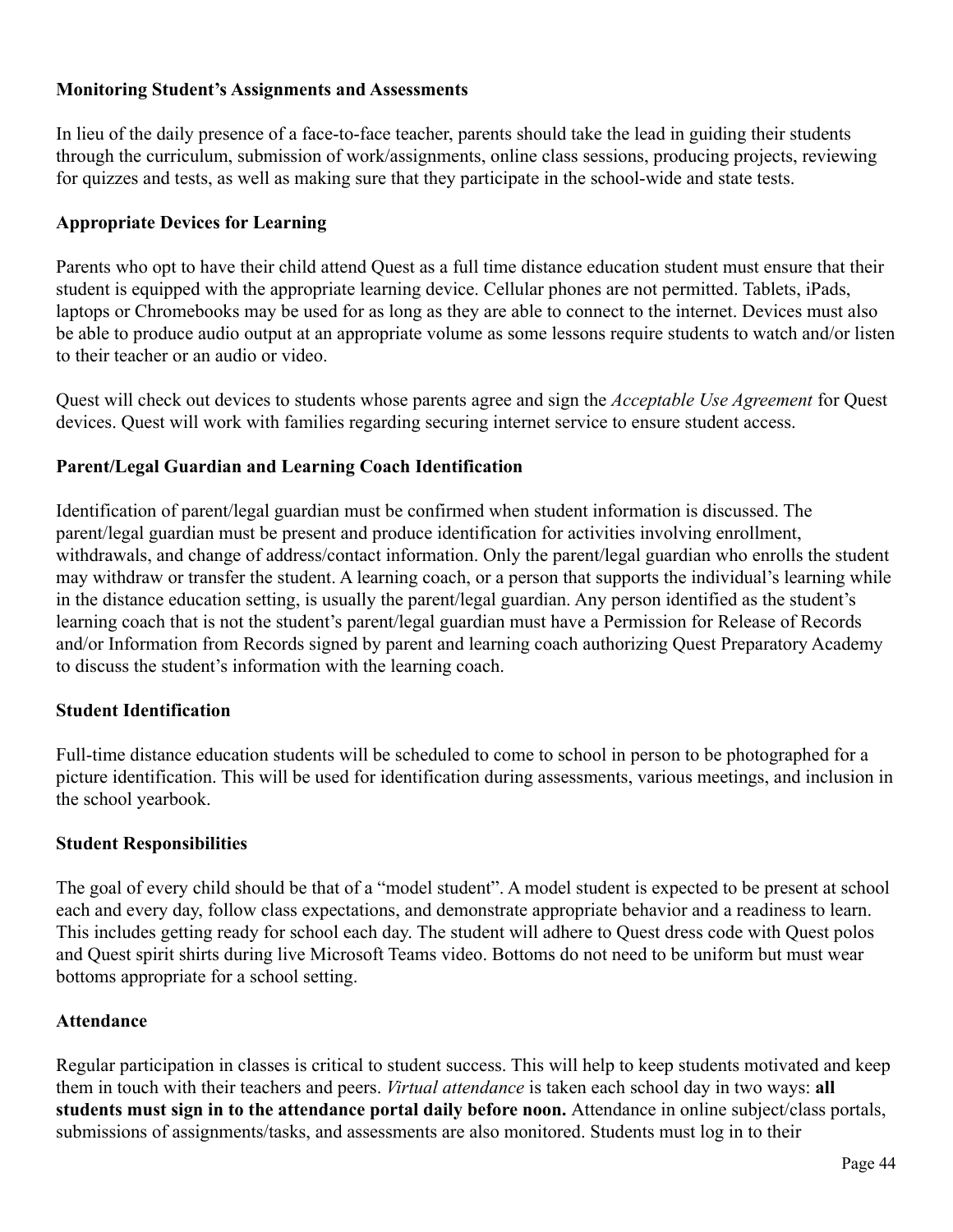### Monitoring Student's Assignments and Assessments

In lieu of the daily presence of a face-to-face teacher, parents should take the lead in guiding their students through the curriculum, submission of work/assignments, online class sessions, producing projects, reviewing for quizzes and tests, as well as making sure that they participate in the school-wide and state tests.

### Appropriate Devices for Learning

Parents who opt to have their child attend Quest as a full time distance education student must ensure that their student is equipped with the appropriate learning device. Cellular phones are not permitted. Tablets, iPads, laptops or Chromebooks may be used for as long as they are able to connect to the internet. Devices must also be able to produce audio output at an appropriate volume as some lessons require students to watch and/or listen to their teacher or an audio or video.

Quest will check out devices to students whose parents agree and sign the *Acceptable Use Agreement* for Quest devices. Quest will work with families regarding securing internet service to ensure student access.

### Parent/Legal Guardian and Learning Coach Identification

Identification of parent/legal guardian must be confirmed when student information is discussed. The parent/legal guardian must be present and produce identification for activities involving enrollment, withdrawals, and change of address/contact information. Only the parent/legal guardian who enrolls the student may withdraw or transfer the student. A learning coach, or a person that supports the individual's learning while in the distance education setting, is usually the parent/legal guardian. Any person identified as the student's learning coach that is not the student's parent/legal guardian must have a Permission for Release of Records and/or Information from Records signed by parent and learning coach authorizing Quest Preparatory Academy to discuss the student's information with the learning coach.

### Student Identification

Full-time distance education students will be scheduled to come to school in person to be photographed for a picture identification. This will be used for identification during assessments, various meetings, and inclusion in the school yearbook.

### Student Responsibilities

The goal of every child should be that of a "model student". A model student is expected to be present at school each and every day, follow class expectations, and demonstrate appropriate behavior and a readiness to learn. This includes getting ready for school each day. The student will adhere to Quest dress code with Quest polos and Quest spirit shirts during live Microsoft Teams video. Bottoms do not need to be uniform but must wear bottoms appropriate for a school setting.

### Attendance

Regular participation in classes is critical to student success. This will help to keep students motivated and keep them in touch with their teachers and peers. *Virtual attendance* is taken each school day in two ways: **all students must sign in to the attendance portal daily before noon.** Attendance in online subject/class portals, submissions of assignments/tasks, and assessments are also monitored. Students must log in to their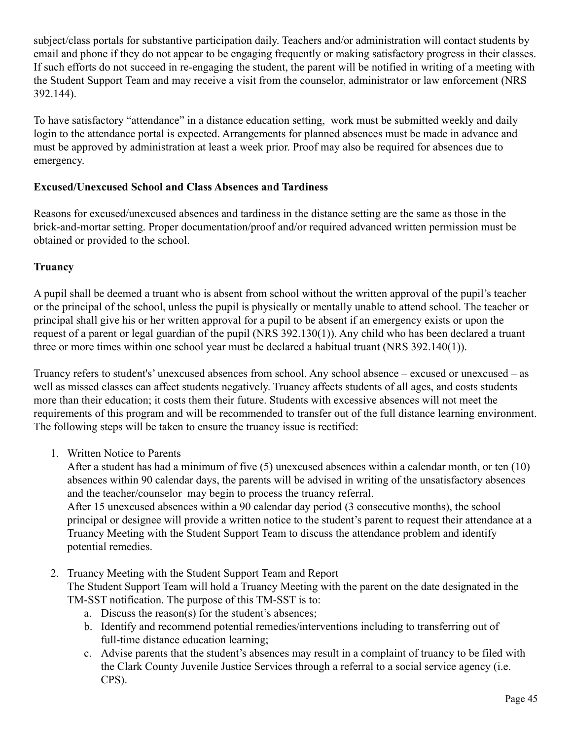subject/class portals for substantive participation daily. Teachers and/or administration will contact students by email and phone if they do not appear to be engaging frequently or making satisfactory progress in their classes. If such efforts do not succeed in re-engaging the student, the parent will be notified in writing of a meeting with the Student Support Team and may receive a visit from the counselor, administrator or law enforcement (NRS 392.144).

To have satisfactory "attendance" in a distance education setting, work must be submitted weekly and daily login to the attendance portal is expected. Arrangements for planned absences must be made in advance and must be approved by administration at least a week prior. Proof may also be required for absences due to emergency.

**Excused/Unexcused School and Class Absences and Tardiness**

Reasons for excused/unexcused absences and tardiness in the distance setting are the same as those in the brick-and-mortar setting. Proper documentation/proof and/or required advanced written permission must be obtained or provided to the school.

**Truancy**

A pupil shall be deemed a truant who is absent from school without the written approval of the pupil's teacher or the principal of the school, unless the pupil is physically or mentally unable to attend school. The teacher or principal shall give his or her written approval for a pupil to be absent if an emergency exists or upon the request of a parent or legal guardian of the pupil (NRS 392.130(1)). Any child who has been declared a truant three or more times within one school year must be declared a habitual truant (NRS 392.140(1)).

Truancy refers to student's' unexcused absences from school. Any school absence – excused or unexcused – as well as missed classes can affect students negatively. Truancy affects students of all ages, and costs students more than their education; it costs them their future. Students with excessive absences will not meet the requirements of this program and will be recommended to transfer out of the full distance learning environment. The following steps will be taken to ensure the truancy issue is rectified:

1. Written Notice to Parents
   After a student has had a minimum of five (5) unexcused absences within a calendar month, or ten (10) absences within 90 calendar days, the parents will be advised in writing of the unsatisfactory absences and the teacher/counselor may begin to process the truancy referral.
   After 15 unexcused absences within a 90 calendar day period (3 consecutive months), the school principal or designee will provide a written notice to the student's parent to request their attendance at a Truancy Meeting with the Student Support Team to discuss the attendance problem and identify potential remedies.

2. Truancy Meeting with the Student Support Team and Report
   The Student Support Team will hold a Truancy Meeting with the parent on the date designated in the TM-SST notification. The purpose of this TM-SST is to:
   a. Discuss the reason(s) for the student's absences;
   b. Identify and recommend potential remedies/interventions including to transferring out of full-time distance education learning;
   c. Advise parents that the student's absences may result in a complaint of truancy to be filed with the Clark County Juvenile Justice Services through a referral to a social service agency (i.e. CPS).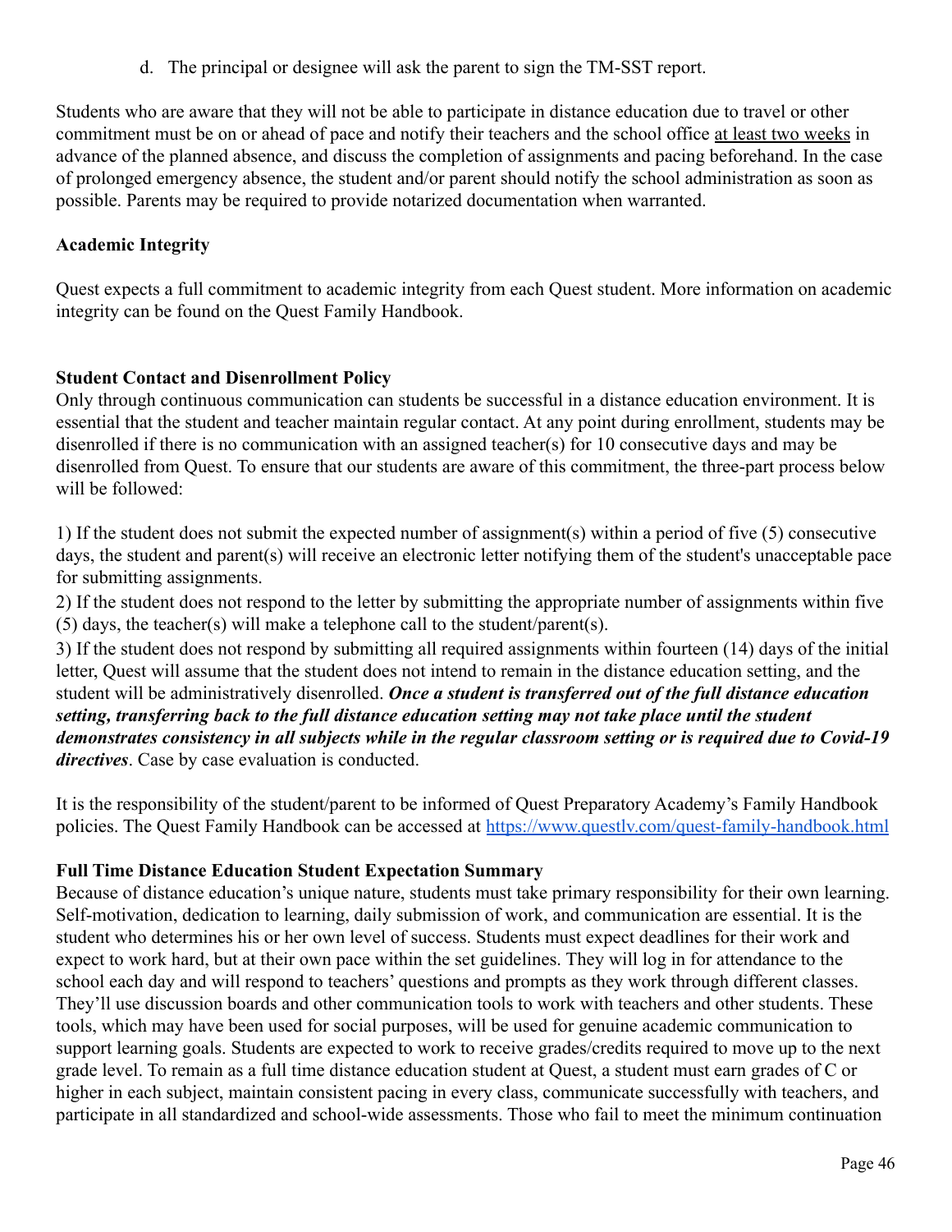d. The principal or designee will ask the parent to sign the TM-SST report.

Students who are aware that they will not be able to participate in distance education due to travel or other commitment must be on or ahead of pace and notify their teachers and the school office <u>at least two weeks</u> in advance of the planned absence, and discuss the completion of assignments and pacing beforehand. In the case of prolonged emergency absence, the student and/or parent should notify the school administration as soon as possible. Parents may be required to provide notarized documentation when warranted.

**Academic Integrity**

Quest expects a full commitment to academic integrity from each Quest student. More information on academic integrity can be found on the Quest Family Handbook.

**Student Contact and Disenrollment Policy**

Only through continuous communication can students be successful in a distance education environment. It is essential that the student and teacher maintain regular contact. At any point during enrollment, students may be disenrolled if there is no communication with an assigned teacher(s) for 10 consecutive days and may be disenrolled from Quest. To ensure that our students are aware of this commitment, the three-part process below will be followed:

1) If the student does not submit the expected number of assignment(s) within a period of five (5) consecutive days, the student and parent(s) will receive an electronic letter notifying them of the student's unacceptable pace for submitting assignments.
2) If the student does not respond to the letter by submitting the appropriate number of assignments within five (5) days, the teacher(s) will make a telephone call to the student/parent(s).
3) If the student does not respond by submitting all required assignments within fourteen (14) days of the initial letter, Quest will assume that the student does not intend to remain in the distance education setting, and the student will be administratively disenrolled. ***Once a student is transferred out of the full distance education setting, transferring back to the full distance education setting may not take place until the student demonstrates consistency in all subjects while in the regular classroom setting or is required due to Covid-19 directives***. Case by case evaluation is conducted.

It is the responsibility of the student/parent to be informed of Quest Preparatory Academy's Family Handbook policies. The Quest Family Handbook can be accessed at [https://www.questlv.com/quest-family-handbook.html](https://www.questlv.com/quest-family-handbook.html)

**Full Time Distance Education Student Expectation Summary**

Because of distance education's unique nature, students must take primary responsibility for their own learning. Self-motivation, dedication to learning, daily submission of work, and communication are essential. It is the student who determines his or her own level of success. Students must expect deadlines for their work and expect to work hard, but at their own pace within the set guidelines. They will log in for attendance to the school each day and will respond to teachers' questions and prompts as they work through different classes. They'll use discussion boards and other communication tools to work with teachers and other students. These tools, which may have been used for social purposes, will be used for genuine academic communication to support learning goals. Students are expected to work to receive grades/credits required to move up to the next grade level. To remain as a full time distance education student at Quest, a student must earn grades of C or higher in each subject, maintain consistent pacing in every class, communicate successfully with teachers, and participate in all standardized and school-wide assessments. Those who fail to meet the minimum continuation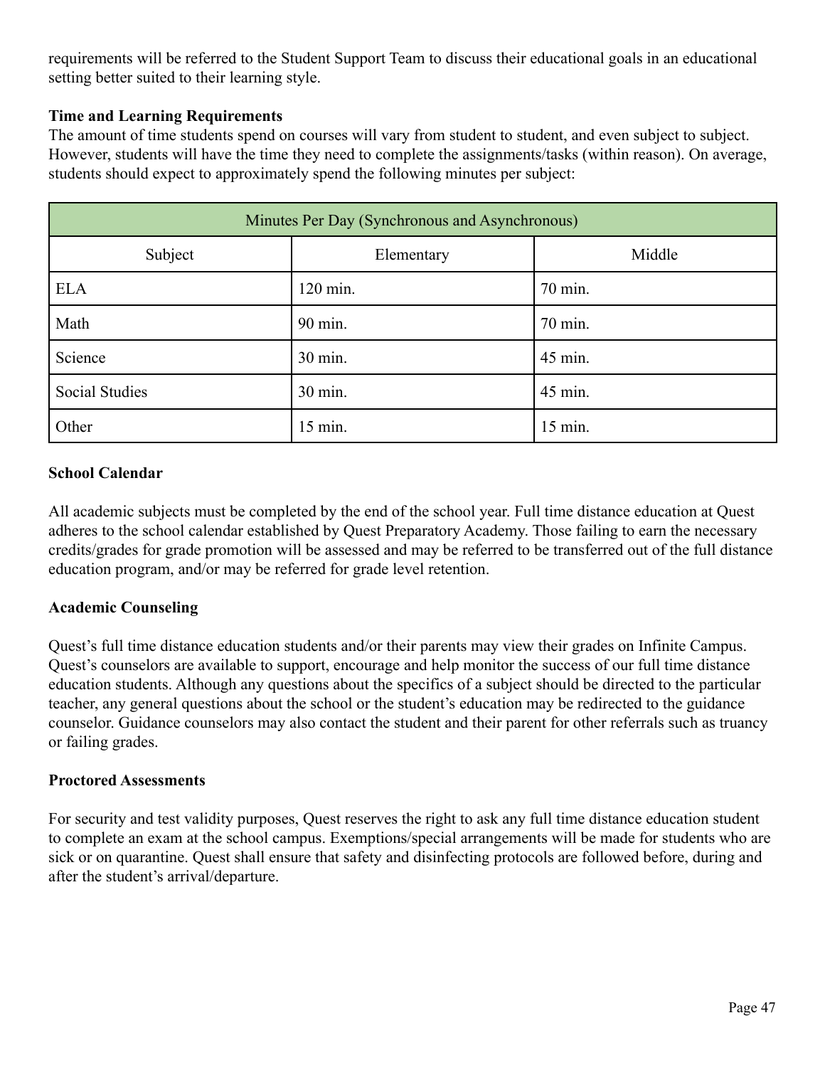requirements will be referred to the Student Support Team to discuss their educational goals in an educational setting better suited to their learning style.

**Time and Learning Requirements**

The amount of time students spend on courses will vary from student to student, and even subject to subject. However, students will have the time they need to complete the assignments/tasks (within reason). On average, students should expect to approximately spend the following minutes per subject:

| Minutes Per Day (Synchronous and Asynchronous) | | |
|---|---|---|
| Subject | Elementary | Middle |
| ELA | 120 min. | 70 min. |
| Math | 90 min. | 70 min. |
| Science | 30 min. | 45 min. |
| Social Studies | 30 min. | 45 min. |
| Other | 15 min. | 15 min. |

**School Calendar**

All academic subjects must be completed by the end of the school year. Full time distance education at Quest adheres to the school calendar established by Quest Preparatory Academy. Those failing to earn the necessary credits/grades for grade promotion will be assessed and may be referred to be transferred out of the full distance education program, and/or may be referred for grade level retention.

**Academic Counseling**

Quest's full time distance education students and/or their parents may view their grades on Infinite Campus. Quest's counselors are available to support, encourage and help monitor the success of our full time distance education students. Although any questions about the specifics of a subject should be directed to the particular teacher, any general questions about the school or the student's education may be redirected to the guidance counselor. Guidance counselors may also contact the student and their parent for other referrals such as truancy or failing grades.

**Proctored Assessments**

For security and test validity purposes, Quest reserves the right to ask any full time distance education student to complete an exam at the school campus. Exemptions/special arrangements will be made for students who are sick or on quarantine. Quest shall ensure that safety and disinfecting protocols are followed before, during and after the student's arrival/departure.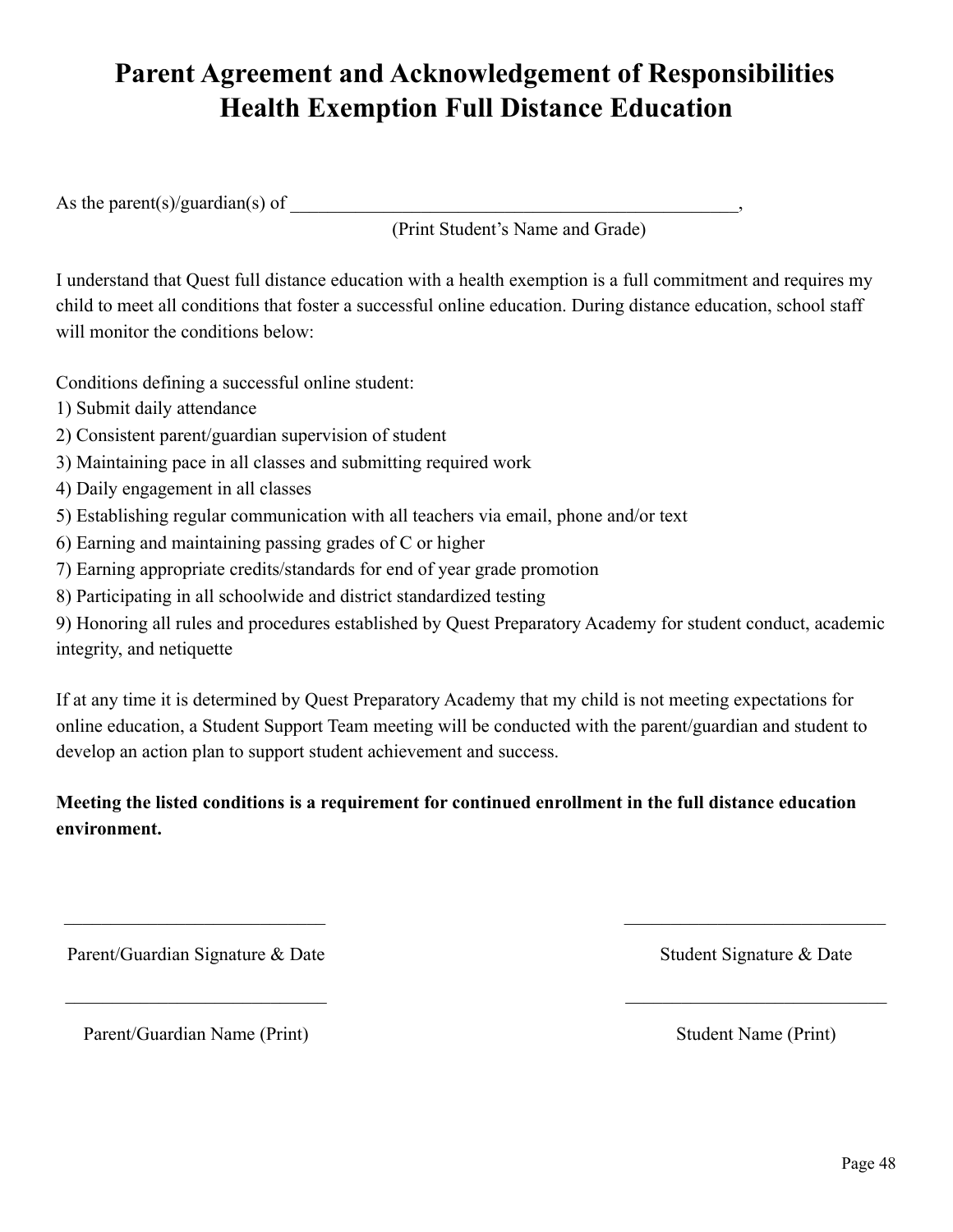# Parent Agreement and Acknowledgement of Responsibilities
# Health Exemption Full Distance Education

As the parent(s)/guardian(s) of __________________________________________________,
(Print Student's Name and Grade)

I understand that Quest full distance education with a health exemption is a full commitment and requires my child to meet all conditions that foster a successful online education. During distance education, school staff will monitor the conditions below:

Conditions defining a successful online student:

1) Submit daily attendance
2) Consistent parent/guardian supervision of student
3) Maintaining pace in all classes and submitting required work
4) Daily engagement in all classes
5) Establishing regular communication with all teachers via email, phone and/or text
6) Earning and maintaining passing grades of C or higher
7) Earning appropriate credits/standards for end of year grade promotion
8) Participating in all schoolwide and district standardized testing
9) Honoring all rules and procedures established by Quest Preparatory Academy for student conduct, academic integrity, and netiquette

If at any time it is determined by Quest Preparatory Academy that my child is not meeting expectations for online education, a Student Support Team meeting will be conducted with the parent/guardian and student to develop an action plan to support student achievement and success.

**Meeting the listed conditions is a requirement for continued enrollment in the full distance education environment.**

_____________________________ Parent/Guardian Signature & Date

_____________________________ Student Signature & Date

_____________________________ Parent/Guardian Name (Print)

_____________________________ Student Name (Print)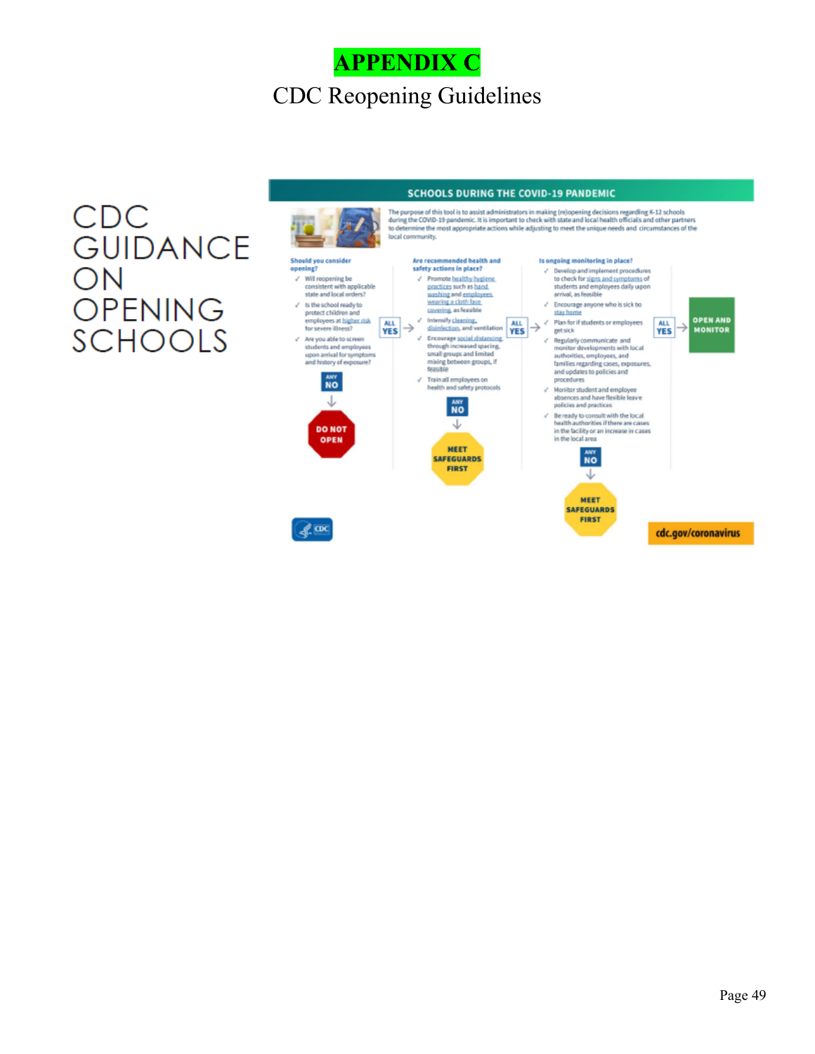# APPENDIX C

## CDC Reopening Guidelines

CDC GUIDANCE ON OPENING SCHOOLS

**SCHOOLS DURING THE COVID-19 PANDEMIC**

The purpose of this tool is to assist administrators in making (re)opening decisions regarding K-12 schools during the COVID-19 pandemic. It is important to check with state and local health officials and other partners to determine the most appropriate actions while adjusting to meet the unique needs and circumstances of the local community.

**Should you consider opening?**

- ✓ Will reopening be consistent with applicable state and local orders?
- ✓ Is the school ready to protect children and employees at higher risk for severe illness?
- ✓ Are you able to screen students and employees upon arrival for symptoms and history of exposure?

ANY NO → DO NOT OPEN

ALL YES →

**Are recommended health and safety actions in place?**

- ✓ Promote healthy hygiene practices such as hand washing and employees wearing a cloth face covering, as feasible
- ✓ Intensify cleaning, disinfection, and ventilation
- ✓ Encourage social distancing through increased spacing, small groups and limited mixing between groups, if feasible
- ✓ Train all employees on health and safety protocols

ANY NO → MEET SAFEGUARDS FIRST

ALL YES →

**Is ongoing monitoring in place?**

- ✓ Develop and implement procedures to check for signs and symptoms of students and employees daily upon arrival, as feasible
- ✓ Encourage anyone who is sick to stay home
- ✓ Plan for if students or employees get sick
- ✓ Regularly communicate and monitor developments with local authorities, employees, and families regarding cases, exposures, and updates to policies and procedures
- ✓ Monitor student and employee absences and have flexible leave policies and practices
- ✓ Be ready to consult with the local health authorities if there are cases in the facility or an increase in cases in the local area

ANY NO → MEET SAFEGUARDS FIRST

ALL YES → OPEN AND MONITOR

CDC

cdc.gov/coronavirus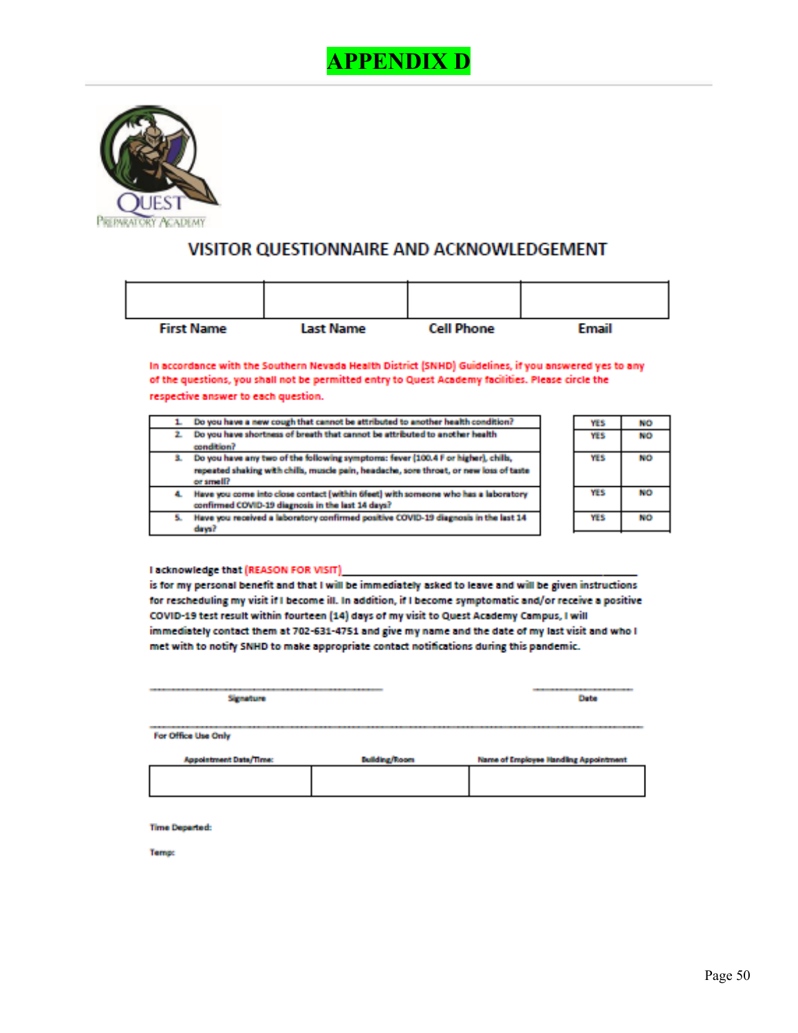# APPENDIX D

QUEST
PREPARATORY ACADEMY

## VISITOR QUESTIONNAIRE AND ACKNOWLEDGEMENT

| | | | |
|---|---|---|---|
| | | | |
| First Name | Last Name | Cell Phone | Email |

In accordance with the Southern Nevada Health District (SNHD) Guidelines, if you answered yes to any of the questions, you shall not be permitted entry to Quest Academy facilities. Please circle the respective answer to each question.

| | | | |
|---|---|---|---|
| 1. | Do you have a new cough that cannot be attributed to another health condition? | YES | NO |
| 2. | Do you have shortness of breath that cannot be attributed to another health condition? | YES | NO |
| 3. | Do you have any two of the following symptoms: fever (100.4 F or higher), chills, repeated shaking with chills, muscle pain, headache, sore throat, or new loss of taste or smell? | YES | NO |
| 4. | Have you come into close contact (within 6feet) with someone who has a laboratory confirmed COVID-19 diagnosis in the last 14 days? | YES | NO |
| 5. | Have you received a laboratory confirmed positive COVID-19 diagnosis in the last 14 days? | YES | NO |

I acknowledge that (REASON FOR VISIT)________________________________________________ is for my personal benefit and that I will be immediately asked to leave and will be given instructions for rescheduling my visit if I become ill. In addition, if I become symptomatic and/or receive a positive COVID-19 test result within fourteen (14) days of my visit to Quest Academy Campus, I will immediately contact them at 702-631-4751 and give my name and the date of my last visit and who I met with to notify SNHD to make appropriate contact notifications during this pandemic.

______________________________ Signature

______________ Date

For Office Use Only

| Appointment Date/Time: | Building/Room | Name of Employee Handling Appointment |
|---|---|---|
| | | |

Time Departed:

Temp: